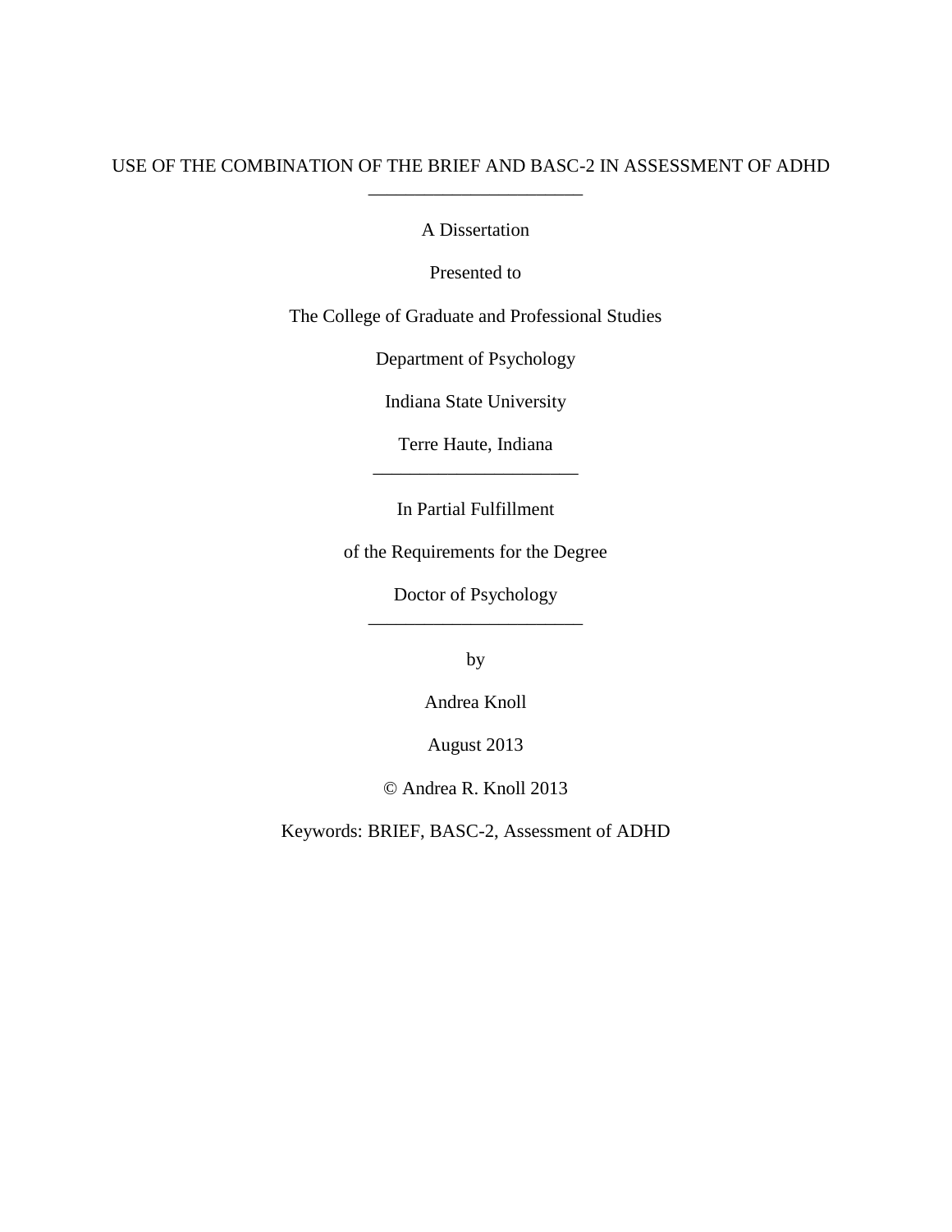# USE OF THE COMBINATION OF THE BRIEF AND BASC-2 IN ASSESSMENT OF ADHD

\_\_\_\_\_\_\_\_\_\_\_\_\_\_\_\_\_\_\_\_\_\_\_

A Dissertation

Presented to

The College of Graduate and Professional Studies

Department of Psychology

Indiana State University

Terre Haute, Indiana

\_\_\_\_\_\_\_\_\_\_\_\_\_\_\_\_\_\_\_\_\_\_

In Partial Fulfillment

of the Requirements for the Degree

Doctor of Psychology

\_\_\_\_\_\_\_\_\_\_\_\_\_\_\_\_\_\_\_\_\_\_\_

by

Andrea Knoll

August 2013

© Andrea R. Knoll 2013

Keywords: BRIEF, BASC-2, Assessment of ADHD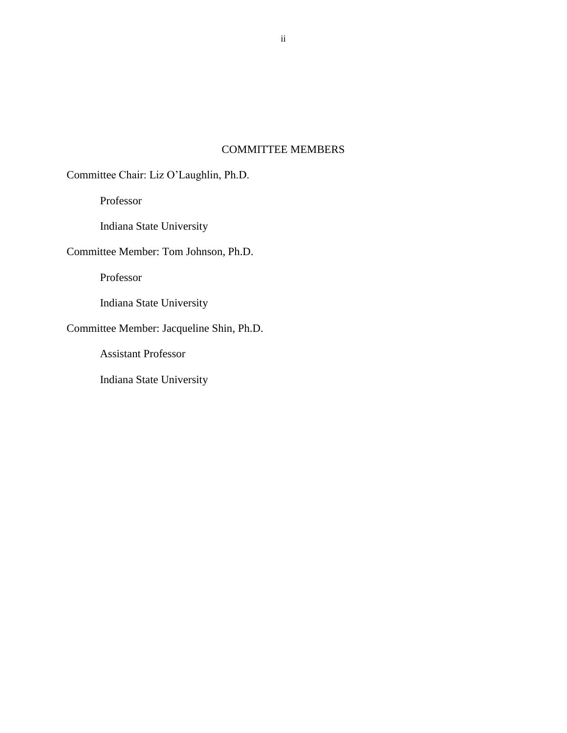## COMMITTEE MEMBERS

Committee Chair: Liz O'Laughlin, Ph.D.

Professor

Indiana State University

Committee Member: Tom Johnson, Ph.D.

Professor

Indiana State University

Committee Member: Jacqueline Shin, Ph.D.

Assistant Professor

Indiana State University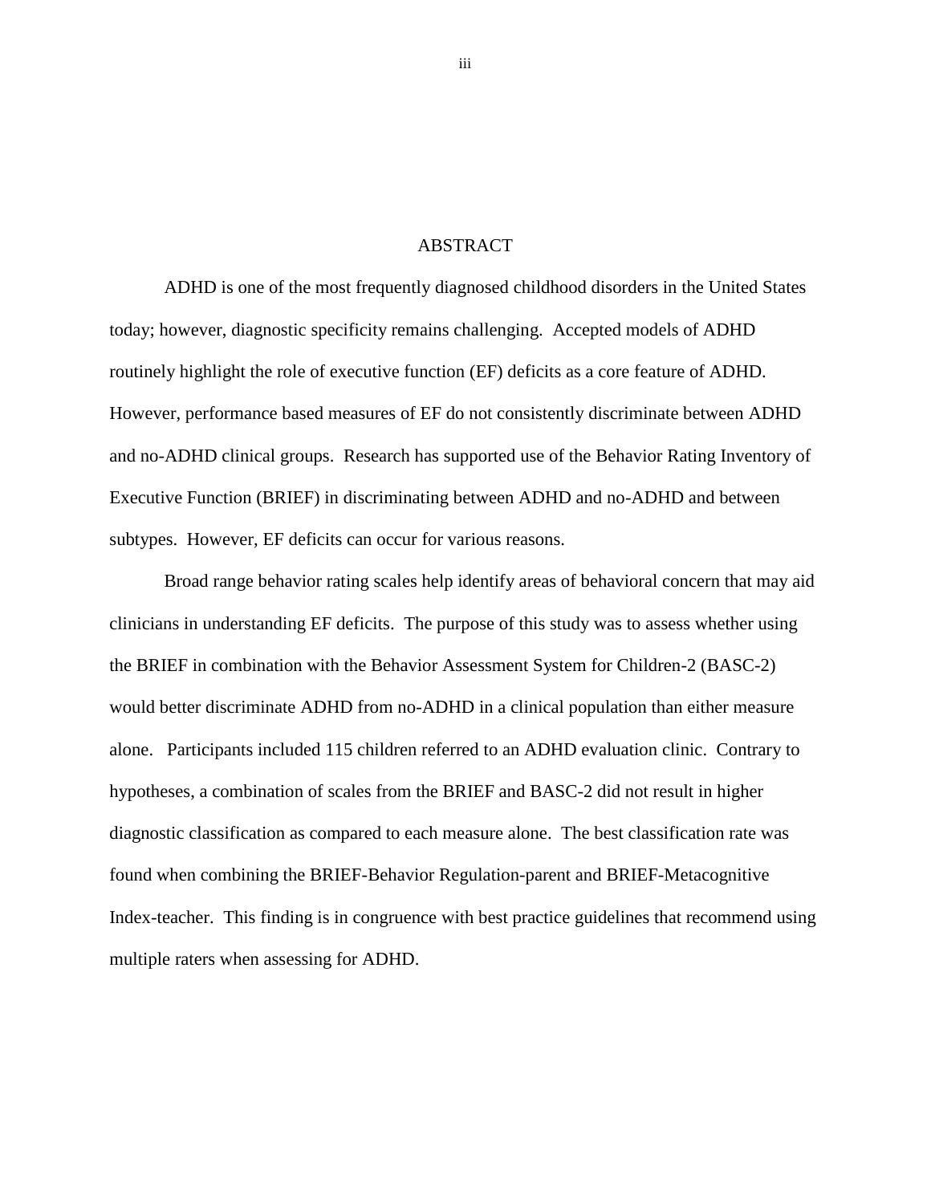# ABSTRACT

ADHD is one of the most frequently diagnosed childhood disorders in the United States today; however, diagnostic specificity remains challenging. Accepted models of ADHD routinely highlight the role of executive function (EF) deficits as a core feature of ADHD. However, performance based measures of EF do not consistently discriminate between ADHD and no-ADHD clinical groups. Research has supported use of the Behavior Rating Inventory of Executive Function (BRIEF) in discriminating between ADHD and no-ADHD and between subtypes. However, EF deficits can occur for various reasons.

Broad range behavior rating scales help identify areas of behavioral concern that may aid clinicians in understanding EF deficits. The purpose of this study was to assess whether using the BRIEF in combination with the Behavior Assessment System for Children-2 (BASC-2) would better discriminate ADHD from no-ADHD in a clinical population than either measure alone. Participants included 115 children referred to an ADHD evaluation clinic. Contrary to hypotheses, a combination of scales from the BRIEF and BASC-2 did not result in higher diagnostic classification as compared to each measure alone. The best classification rate was found when combining the BRIEF-Behavior Regulation-parent and BRIEF-Metacognitive Index-teacher. This finding is in congruence with best practice guidelines that recommend using multiple raters when assessing for ADHD.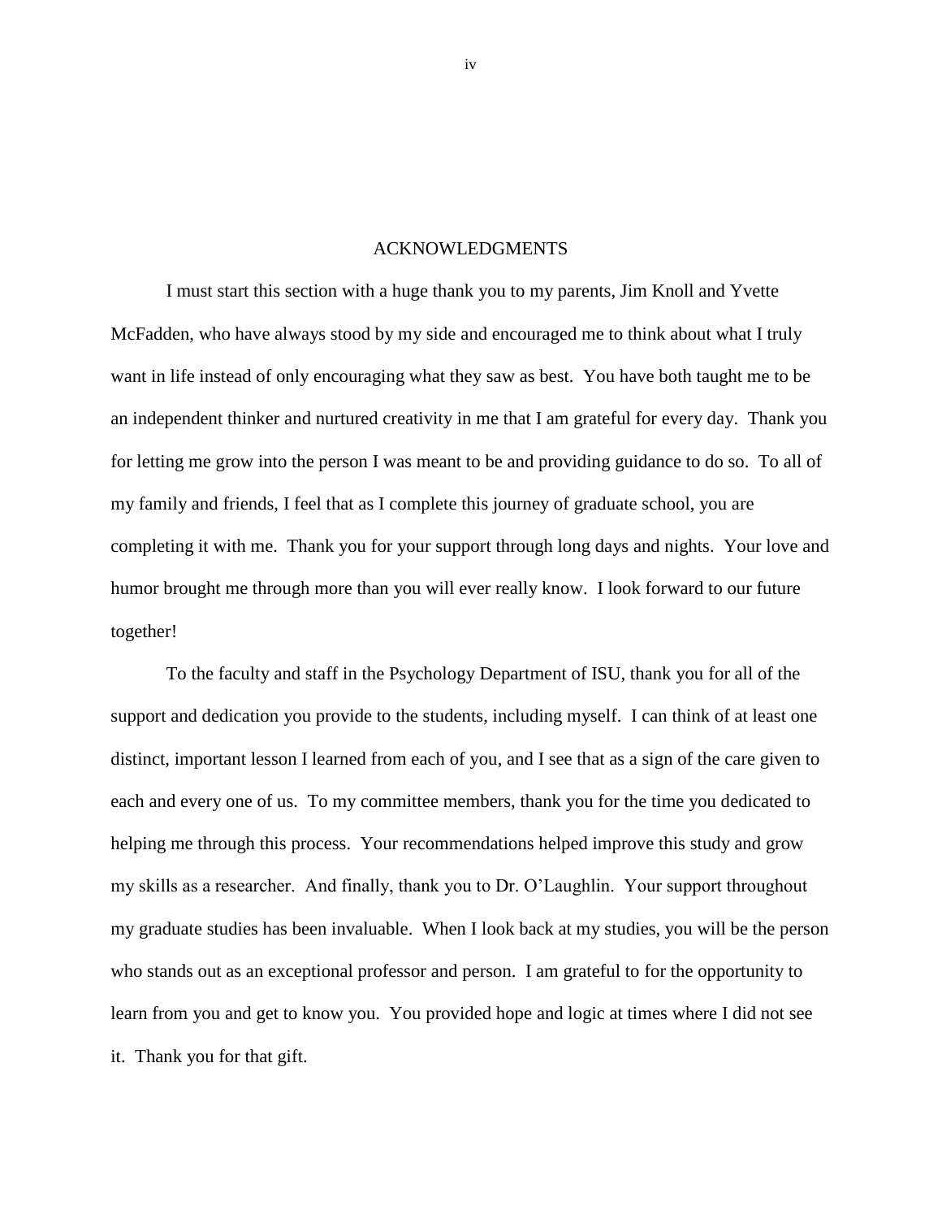# ACKNOWLEDGMENTS

I must start this section with a huge thank you to my parents, Jim Knoll and Yvette McFadden, who have always stood by my side and encouraged me to think about what I truly want in life instead of only encouraging what they saw as best. You have both taught me to be an independent thinker and nurtured creativity in me that I am grateful for every day. Thank you for letting me grow into the person I was meant to be and providing guidance to do so. To all of my family and friends, I feel that as I complete this journey of graduate school, you are completing it with me. Thank you for your support through long days and nights. Your love and humor brought me through more than you will ever really know. I look forward to our future together!

To the faculty and staff in the Psychology Department of ISU, thank you for all of the support and dedication you provide to the students, including myself. I can think of at least one distinct, important lesson I learned from each of you, and I see that as a sign of the care given to each and every one of us. To my committee members, thank you for the time you dedicated to helping me through this process. Your recommendations helped improve this study and grow my skills as a researcher. And finally, thank you to Dr. O'Laughlin. Your support throughout my graduate studies has been invaluable. When I look back at my studies, you will be the person who stands out as an exceptional professor and person. I am grateful to for the opportunity to learn from you and get to know you. You provided hope and logic at times where I did not see it. Thank you for that gift.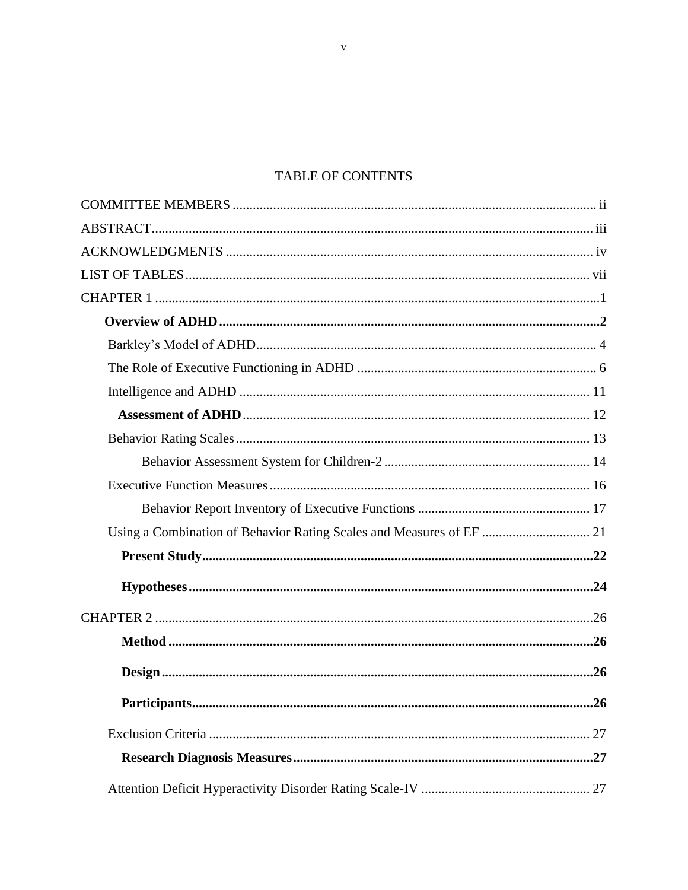# TABLE OF CONTENTS

COMMITTEE MEMBERS ..... ii

ABSTRACT ..... iii

ACKNOWLEDGMENTS ..... iv

LIST OF TABLES ..... vii

CHAPTER 1 ..... 1

- **Overview of ADHD ..... 2**
  - Barkley's Model of ADHD ..... 4
  - The Role of Executive Functioning in ADHD ..... 6
  - Intelligence and ADHD ..... 11
- **Assessment of ADHD ..... 12**
  - Behavior Rating Scales ..... 13
    - Behavior Assessment System for Children-2 ..... 14
  - Executive Function Measures ..... 16
    - Behavior Report Inventory of Executive Functions ..... 17
  - Using a Combination of Behavior Rating Scales and Measures of EF ..... 21
- **Present Study ..... 22**
- **Hypotheses ..... 24**

CHAPTER 2 ..... 26

- **Method ..... 26**
- **Design ..... 26**
- **Participants ..... 26**
  - Exclusion Criteria ..... 27
- **Research Diagnosis Measures ..... 27**
  - Attention Deficit Hyperactivity Disorder Rating Scale-IV ..... 27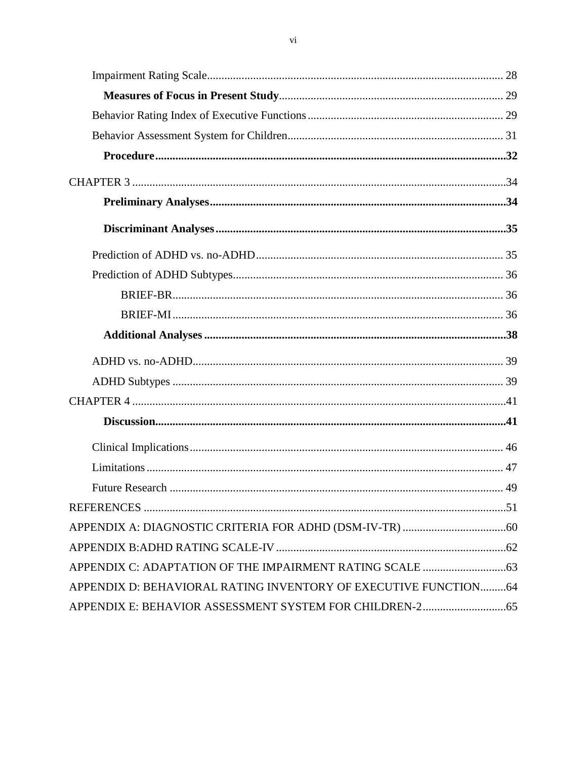Impairment Rating Scale ........................................................................................... 28

**Measures of Focus in Present Study** ............................................................................ 29

Behavior Rating Index of Executive Functions ................................................................... 29

Behavior Assessment System for Children ......................................................................... 31

**Procedure** ......................................................................................................................**32**

CHAPTER 3 ..............................................................................................................................34

**Preliminary Analyses** ......................................................................................................**34**

**Discriminant Analyses** .....................................................................................................**35**

Prediction of ADHD vs. no-ADHD ..................................................................................... 35

Prediction of ADHD Subtypes ............................................................................................. 36

BRIEF-BR ............................................................................................................................ 36

BRIEF-MI ............................................................................................................................. 36

**Additional Analyses** ........................................................................................................**38**

ADHD vs. no-ADHD ........................................................................................................... 39

ADHD Subtypes ................................................................................................................... 39

CHAPTER 4 ..............................................................................................................................41

**Discussion** ........................................................................................................................**41**

Clinical Implications ............................................................................................................ 46

Limitations ........................................................................................................................... 47

Future Research ................................................................................................................... 49

REFERENCES ..........................................................................................................................51

APPENDIX A: DIAGNOSTIC CRITERIA FOR ADHD (DSM-IV-TR) ....................................60

APPENDIX B:ADHD RATING SCALE-IV ...............................................................................62

APPENDIX C: ADAPTATION OF THE IMPAIRMENT RATING SCALE .............................63

APPENDIX D: BEHAVIORAL RATING INVENTORY OF EXECUTIVE FUNCTION .........64

APPENDIX E: BEHAVIOR ASSESSMENT SYSTEM FOR CHILDREN-2 .............................65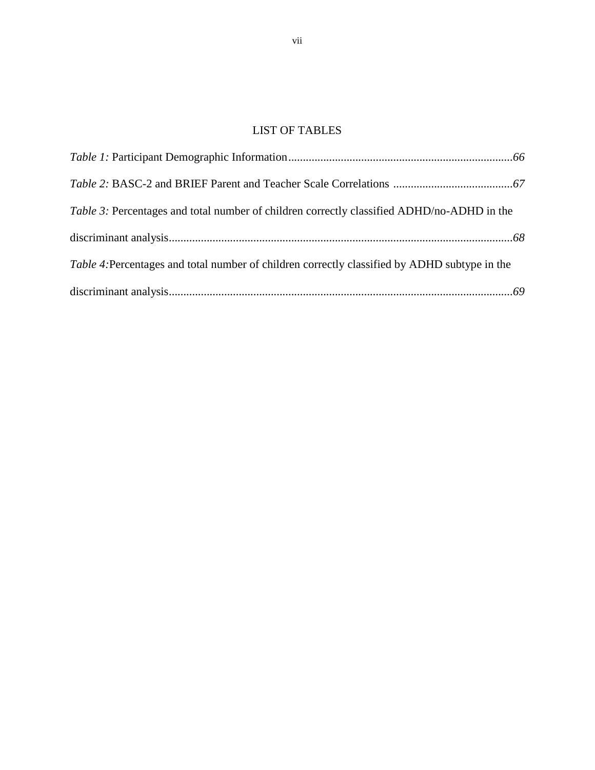# LIST OF TABLES

*Table 1:* Participant Demographic Information ........................................................................... *66*

*Table 2:* BASC-2 and BRIEF Parent and Teacher Scale Correlations ......................................... *67*

*Table 3:* Percentages and total number of children correctly classified ADHD/no-ADHD in the discriminant analysis ..................................................................................................................... *68*

*Table 4:* Percentages and total number of children correctly classified by ADHD subtype in the discriminant analysis ..................................................................................................................... *69*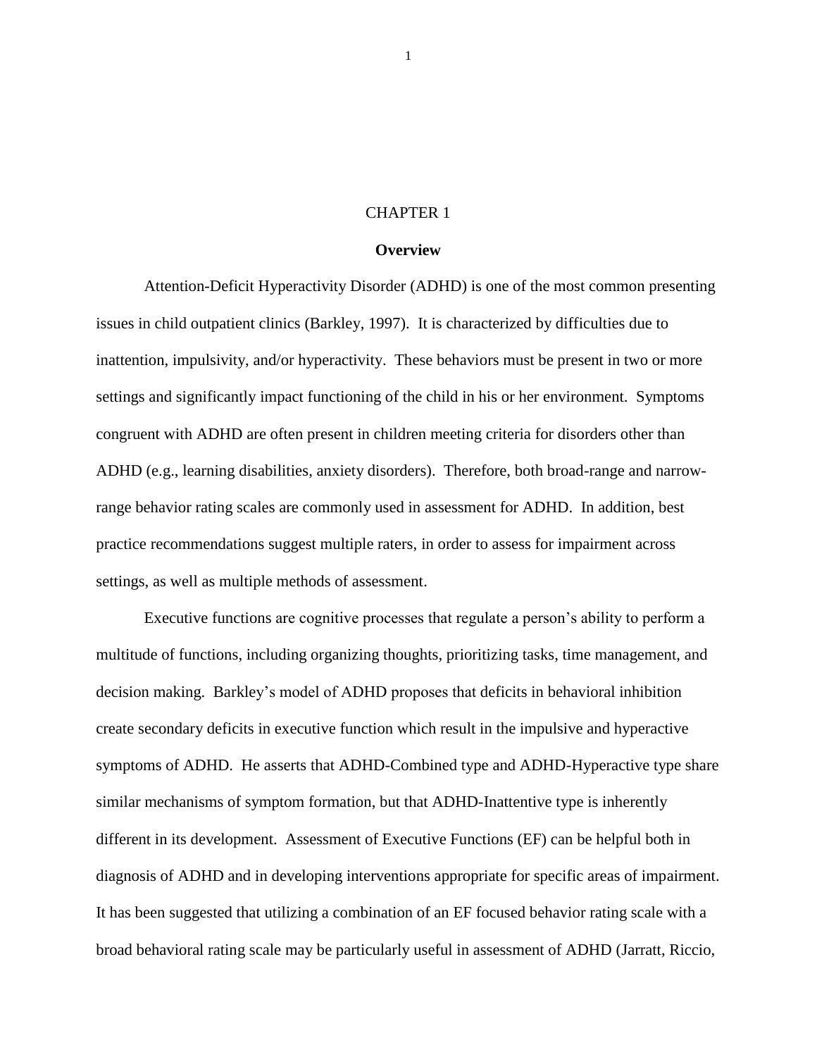# CHAPTER 1

## Overview

Attention-Deficit Hyperactivity Disorder (ADHD) is one of the most common presenting issues in child outpatient clinics (Barkley, 1997). It is characterized by difficulties due to inattention, impulsivity, and/or hyperactivity. These behaviors must be present in two or more settings and significantly impact functioning of the child in his or her environment. Symptoms congruent with ADHD are often present in children meeting criteria for disorders other than ADHD (e.g., learning disabilities, anxiety disorders). Therefore, both broad-range and narrow-range behavior rating scales are commonly used in assessment for ADHD. In addition, best practice recommendations suggest multiple raters, in order to assess for impairment across settings, as well as multiple methods of assessment.

Executive functions are cognitive processes that regulate a person's ability to perform a multitude of functions, including organizing thoughts, prioritizing tasks, time management, and decision making. Barkley's model of ADHD proposes that deficits in behavioral inhibition create secondary deficits in executive function which result in the impulsive and hyperactive symptoms of ADHD. He asserts that ADHD-Combined type and ADHD-Hyperactive type share similar mechanisms of symptom formation, but that ADHD-Inattentive type is inherently different in its development. Assessment of Executive Functions (EF) can be helpful both in diagnosis of ADHD and in developing interventions appropriate for specific areas of impairment. It has been suggested that utilizing a combination of an EF focused behavior rating scale with a broad behavioral rating scale may be particularly useful in assessment of ADHD (Jarratt, Riccio,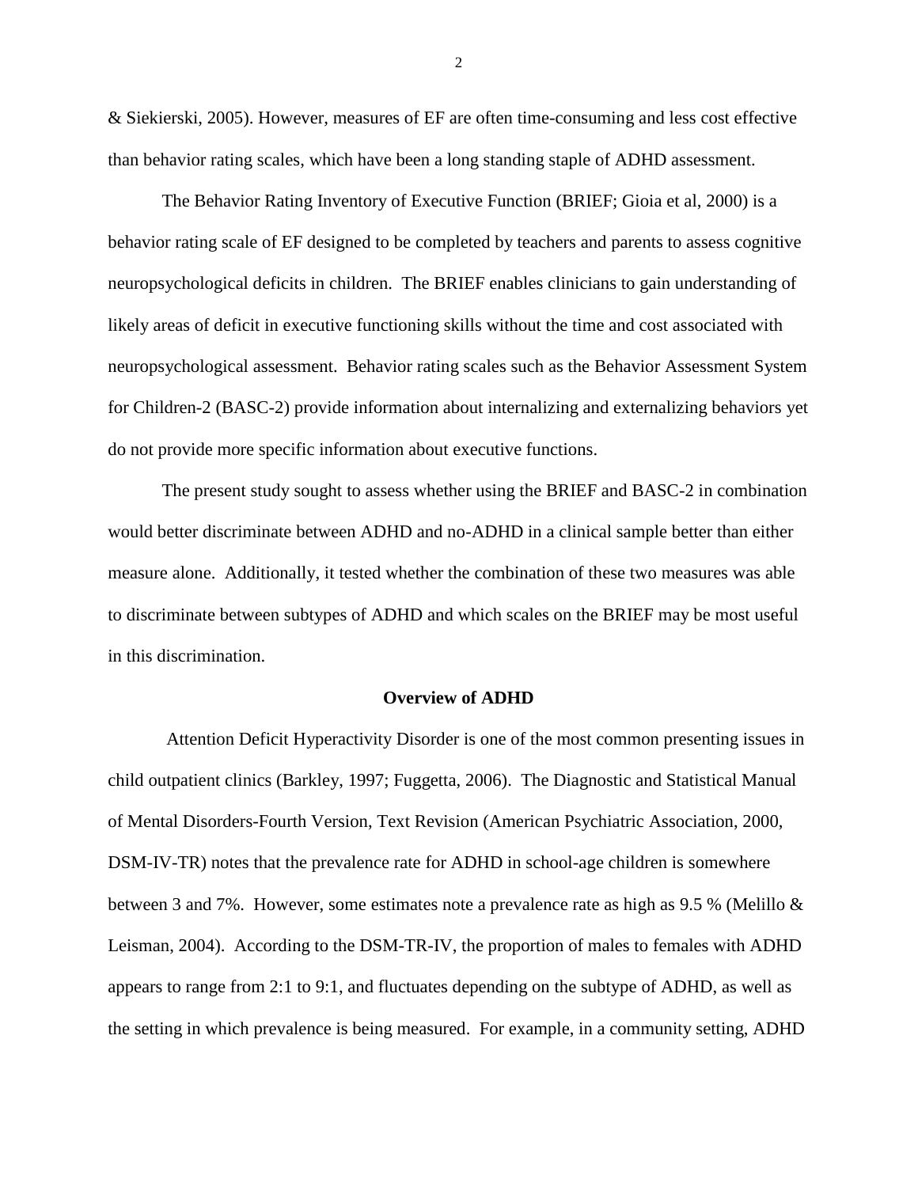& Siekierski, 2005). However, measures of EF are often time-consuming and less cost effective than behavior rating scales, which have been a long standing staple of ADHD assessment.

The Behavior Rating Inventory of Executive Function (BRIEF; Gioia et al, 2000) is a behavior rating scale of EF designed to be completed by teachers and parents to assess cognitive neuropsychological deficits in children. The BRIEF enables clinicians to gain understanding of likely areas of deficit in executive functioning skills without the time and cost associated with neuropsychological assessment. Behavior rating scales such as the Behavior Assessment System for Children-2 (BASC-2) provide information about internalizing and externalizing behaviors yet do not provide more specific information about executive functions.

The present study sought to assess whether using the BRIEF and BASC-2 in combination would better discriminate between ADHD and no-ADHD in a clinical sample better than either measure alone. Additionally, it tested whether the combination of these two measures was able to discriminate between subtypes of ADHD and which scales on the BRIEF may be most useful in this discrimination.

## Overview of ADHD

Attention Deficit Hyperactivity Disorder is one of the most common presenting issues in child outpatient clinics (Barkley, 1997; Fuggetta, 2006). The Diagnostic and Statistical Manual of Mental Disorders-Fourth Version, Text Revision (American Psychiatric Association, 2000, DSM-IV-TR) notes that the prevalence rate for ADHD in school-age children is somewhere between 3 and 7%. However, some estimates note a prevalence rate as high as 9.5 % (Melillo & Leisman, 2004). According to the DSM-TR-IV, the proportion of males to females with ADHD appears to range from 2:1 to 9:1, and fluctuates depending on the subtype of ADHD, as well as the setting in which prevalence is being measured. For example, in a community setting, ADHD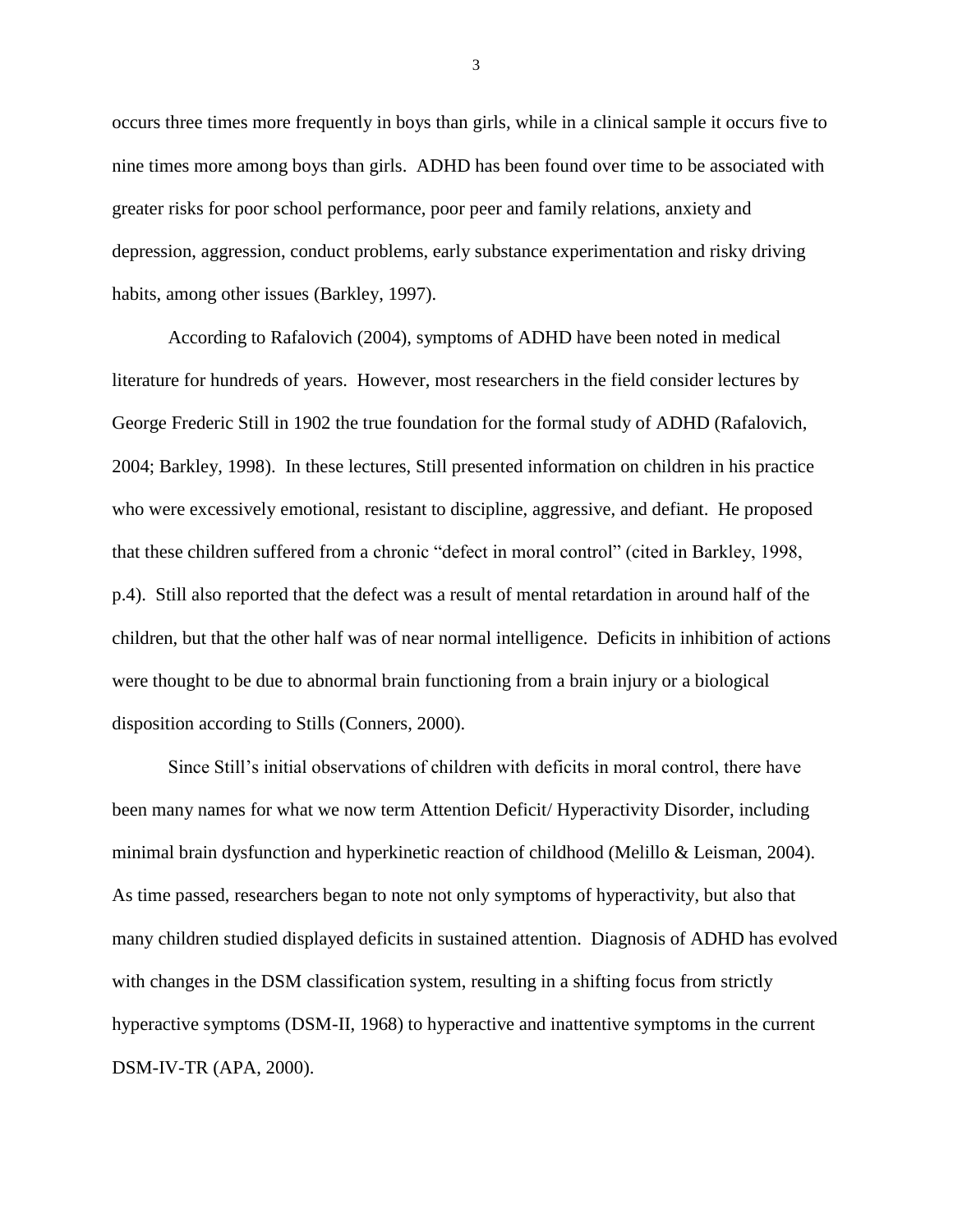occurs three times more frequently in boys than girls, while in a clinical sample it occurs five to nine times more among boys than girls. ADHD has been found over time to be associated with greater risks for poor school performance, poor peer and family relations, anxiety and depression, aggression, conduct problems, early substance experimentation and risky driving habits, among other issues (Barkley, 1997).

According to Rafalovich (2004), symptoms of ADHD have been noted in medical literature for hundreds of years. However, most researchers in the field consider lectures by George Frederic Still in 1902 the true foundation for the formal study of ADHD (Rafalovich, 2004; Barkley, 1998). In these lectures, Still presented information on children in his practice who were excessively emotional, resistant to discipline, aggressive, and defiant. He proposed that these children suffered from a chronic "defect in moral control" (cited in Barkley, 1998, p.4). Still also reported that the defect was a result of mental retardation in around half of the children, but that the other half was of near normal intelligence. Deficits in inhibition of actions were thought to be due to abnormal brain functioning from a brain injury or a biological disposition according to Stills (Conners, 2000).

Since Still's initial observations of children with deficits in moral control, there have been many names for what we now term Attention Deficit/ Hyperactivity Disorder, including minimal brain dysfunction and hyperkinetic reaction of childhood (Melillo & Leisman, 2004). As time passed, researchers began to note not only symptoms of hyperactivity, but also that many children studied displayed deficits in sustained attention. Diagnosis of ADHD has evolved with changes in the DSM classification system, resulting in a shifting focus from strictly hyperactive symptoms (DSM-II, 1968) to hyperactive and inattentive symptoms in the current DSM-IV-TR (APA, 2000).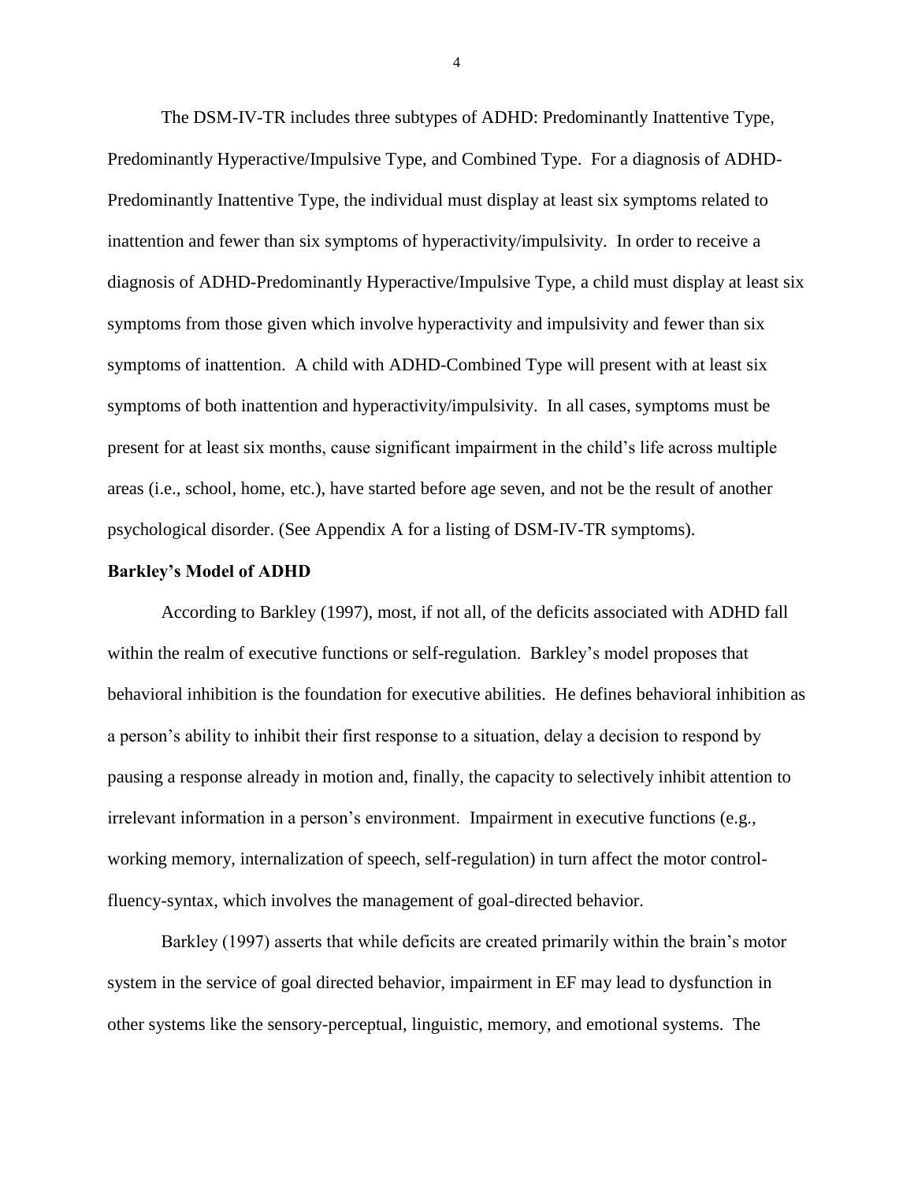The DSM-IV-TR includes three subtypes of ADHD: Predominantly Inattentive Type, Predominantly Hyperactive/Impulsive Type, and Combined Type. For a diagnosis of ADHD-Predominantly Inattentive Type, the individual must display at least six symptoms related to inattention and fewer than six symptoms of hyperactivity/impulsivity. In order to receive a diagnosis of ADHD-Predominantly Hyperactive/Impulsive Type, a child must display at least six symptoms from those given which involve hyperactivity and impulsivity and fewer than six symptoms of inattention. A child with ADHD-Combined Type will present with at least six symptoms of both inattention and hyperactivity/impulsivity. In all cases, symptoms must be present for at least six months, cause significant impairment in the child's life across multiple areas (i.e., school, home, etc.), have started before age seven, and not be the result of another psychological disorder. (See Appendix A for a listing of DSM-IV-TR symptoms).

**Barkley's Model of ADHD**

According to Barkley (1997), most, if not all, of the deficits associated with ADHD fall within the realm of executive functions or self-regulation. Barkley's model proposes that behavioral inhibition is the foundation for executive abilities. He defines behavioral inhibition as a person's ability to inhibit their first response to a situation, delay a decision to respond by pausing a response already in motion and, finally, the capacity to selectively inhibit attention to irrelevant information in a person's environment. Impairment in executive functions (e.g., working memory, internalization of speech, self-regulation) in turn affect the motor control-fluency-syntax, which involves the management of goal-directed behavior.

Barkley (1997) asserts that while deficits are created primarily within the brain's motor system in the service of goal directed behavior, impairment in EF may lead to dysfunction in other systems like the sensory-perceptual, linguistic, memory, and emotional systems. The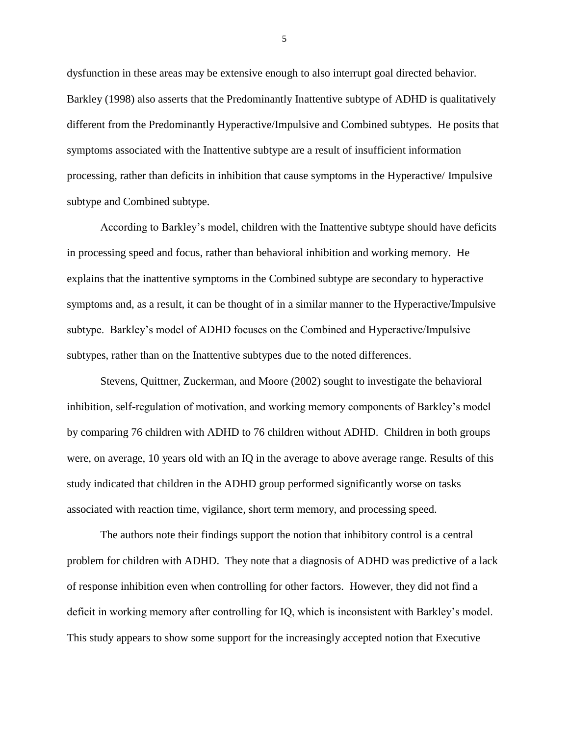dysfunction in these areas may be extensive enough to also interrupt goal directed behavior. Barkley (1998) also asserts that the Predominantly Inattentive subtype of ADHD is qualitatively different from the Predominantly Hyperactive/Impulsive and Combined subtypes. He posits that symptoms associated with the Inattentive subtype are a result of insufficient information processing, rather than deficits in inhibition that cause symptoms in the Hyperactive/ Impulsive subtype and Combined subtype.

According to Barkley's model, children with the Inattentive subtype should have deficits in processing speed and focus, rather than behavioral inhibition and working memory. He explains that the inattentive symptoms in the Combined subtype are secondary to hyperactive symptoms and, as a result, it can be thought of in a similar manner to the Hyperactive/Impulsive subtype. Barkley's model of ADHD focuses on the Combined and Hyperactive/Impulsive subtypes, rather than on the Inattentive subtypes due to the noted differences.

Stevens, Quittner, Zuckerman, and Moore (2002) sought to investigate the behavioral inhibition, self-regulation of motivation, and working memory components of Barkley's model by comparing 76 children with ADHD to 76 children without ADHD. Children in both groups were, on average, 10 years old with an IQ in the average to above average range. Results of this study indicated that children in the ADHD group performed significantly worse on tasks associated with reaction time, vigilance, short term memory, and processing speed.

The authors note their findings support the notion that inhibitory control is a central problem for children with ADHD. They note that a diagnosis of ADHD was predictive of a lack of response inhibition even when controlling for other factors. However, they did not find a deficit in working memory after controlling for IQ, which is inconsistent with Barkley's model. This study appears to show some support for the increasingly accepted notion that Executive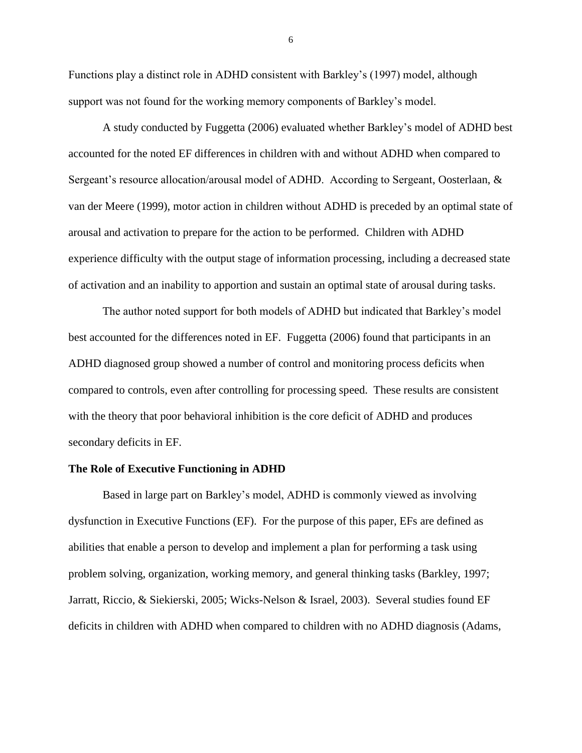Functions play a distinct role in ADHD consistent with Barkley's (1997) model, although support was not found for the working memory components of Barkley's model.

A study conducted by Fuggetta (2006) evaluated whether Barkley's model of ADHD best accounted for the noted EF differences in children with and without ADHD when compared to Sergeant's resource allocation/arousal model of ADHD. According to Sergeant, Oosterlaan, & van der Meere (1999), motor action in children without ADHD is preceded by an optimal state of arousal and activation to prepare for the action to be performed. Children with ADHD experience difficulty with the output stage of information processing, including a decreased state of activation and an inability to apportion and sustain an optimal state of arousal during tasks.

The author noted support for both models of ADHD but indicated that Barkley's model best accounted for the differences noted in EF. Fuggetta (2006) found that participants in an ADHD diagnosed group showed a number of control and monitoring process deficits when compared to controls, even after controlling for processing speed. These results are consistent with the theory that poor behavioral inhibition is the core deficit of ADHD and produces secondary deficits in EF.

**The Role of Executive Functioning in ADHD**

Based in large part on Barkley's model, ADHD is commonly viewed as involving dysfunction in Executive Functions (EF). For the purpose of this paper, EFs are defined as abilities that enable a person to develop and implement a plan for performing a task using problem solving, organization, working memory, and general thinking tasks (Barkley, 1997; Jarratt, Riccio, & Siekierski, 2005; Wicks-Nelson & Israel, 2003). Several studies found EF deficits in children with ADHD when compared to children with no ADHD diagnosis (Adams,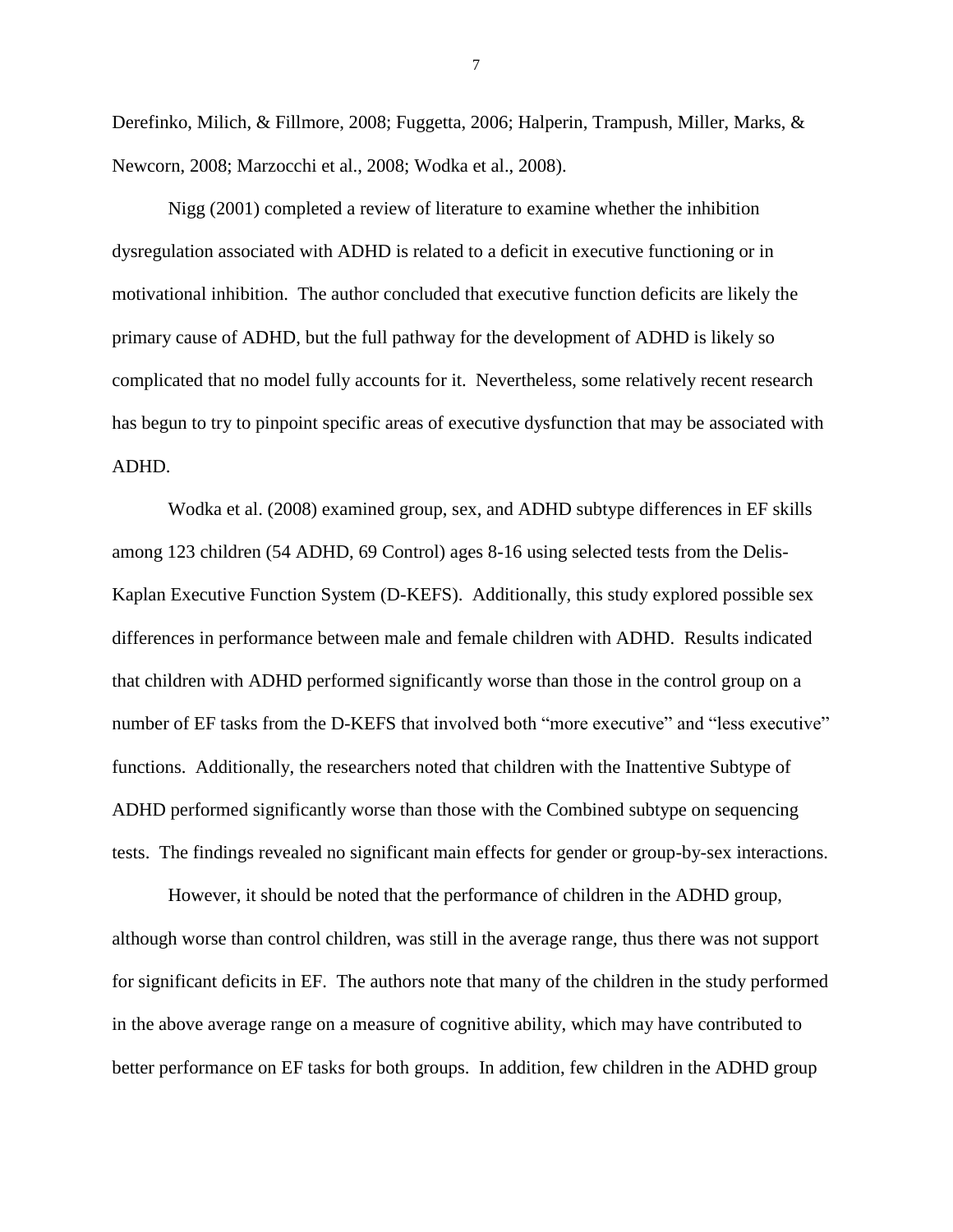Derefinko, Milich, & Fillmore, 2008; Fuggetta, 2006; Halperin, Trampush, Miller, Marks, & Newcorn, 2008; Marzocchi et al., 2008; Wodka et al., 2008).

Nigg (2001) completed a review of literature to examine whether the inhibition dysregulation associated with ADHD is related to a deficit in executive functioning or in motivational inhibition. The author concluded that executive function deficits are likely the primary cause of ADHD, but the full pathway for the development of ADHD is likely so complicated that no model fully accounts for it. Nevertheless, some relatively recent research has begun to try to pinpoint specific areas of executive dysfunction that may be associated with ADHD.

Wodka et al. (2008) examined group, sex, and ADHD subtype differences in EF skills among 123 children (54 ADHD, 69 Control) ages 8-16 using selected tests from the Delis-Kaplan Executive Function System (D-KEFS). Additionally, this study explored possible sex differences in performance between male and female children with ADHD. Results indicated that children with ADHD performed significantly worse than those in the control group on a number of EF tasks from the D-KEFS that involved both "more executive" and "less executive" functions. Additionally, the researchers noted that children with the Inattentive Subtype of ADHD performed significantly worse than those with the Combined subtype on sequencing tests. The findings revealed no significant main effects for gender or group-by-sex interactions.

However, it should be noted that the performance of children in the ADHD group, although worse than control children, was still in the average range, thus there was not support for significant deficits in EF. The authors note that many of the children in the study performed in the above average range on a measure of cognitive ability, which may have contributed to better performance on EF tasks for both groups. In addition, few children in the ADHD group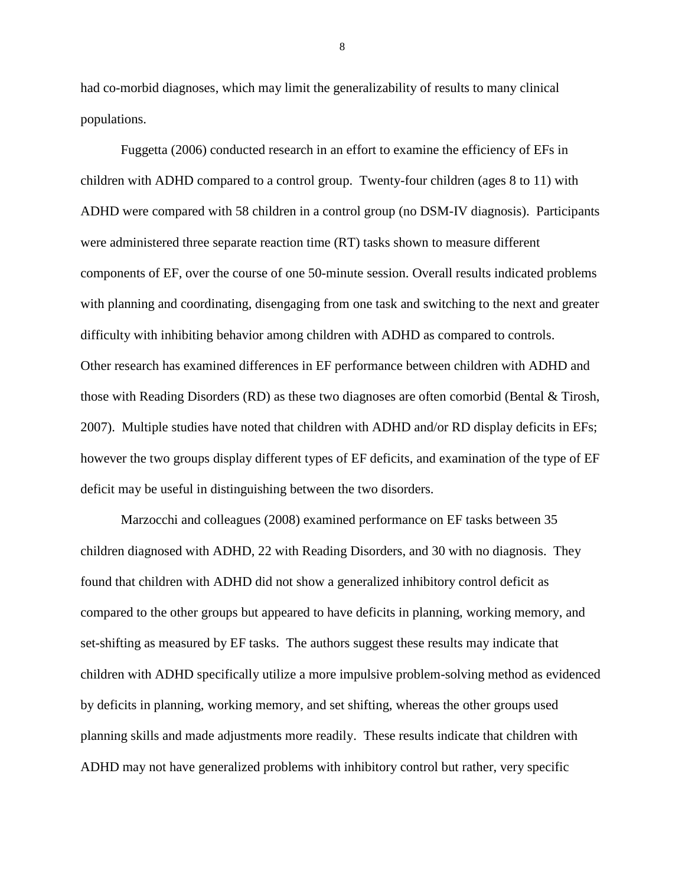had co-morbid diagnoses, which may limit the generalizability of results to many clinical populations.

Fuggetta (2006) conducted research in an effort to examine the efficiency of EFs in children with ADHD compared to a control group. Twenty-four children (ages 8 to 11) with ADHD were compared with 58 children in a control group (no DSM-IV diagnosis). Participants were administered three separate reaction time (RT) tasks shown to measure different components of EF, over the course of one 50-minute session. Overall results indicated problems with planning and coordinating, disengaging from one task and switching to the next and greater difficulty with inhibiting behavior among children with ADHD as compared to controls. Other research has examined differences in EF performance between children with ADHD and those with Reading Disorders (RD) as these two diagnoses are often comorbid (Bental & Tirosh, 2007). Multiple studies have noted that children with ADHD and/or RD display deficits in EFs; however the two groups display different types of EF deficits, and examination of the type of EF deficit may be useful in distinguishing between the two disorders.

Marzocchi and colleagues (2008) examined performance on EF tasks between 35 children diagnosed with ADHD, 22 with Reading Disorders, and 30 with no diagnosis. They found that children with ADHD did not show a generalized inhibitory control deficit as compared to the other groups but appeared to have deficits in planning, working memory, and set-shifting as measured by EF tasks. The authors suggest these results may indicate that children with ADHD specifically utilize a more impulsive problem-solving method as evidenced by deficits in planning, working memory, and set shifting, whereas the other groups used planning skills and made adjustments more readily. These results indicate that children with ADHD may not have generalized problems with inhibitory control but rather, very specific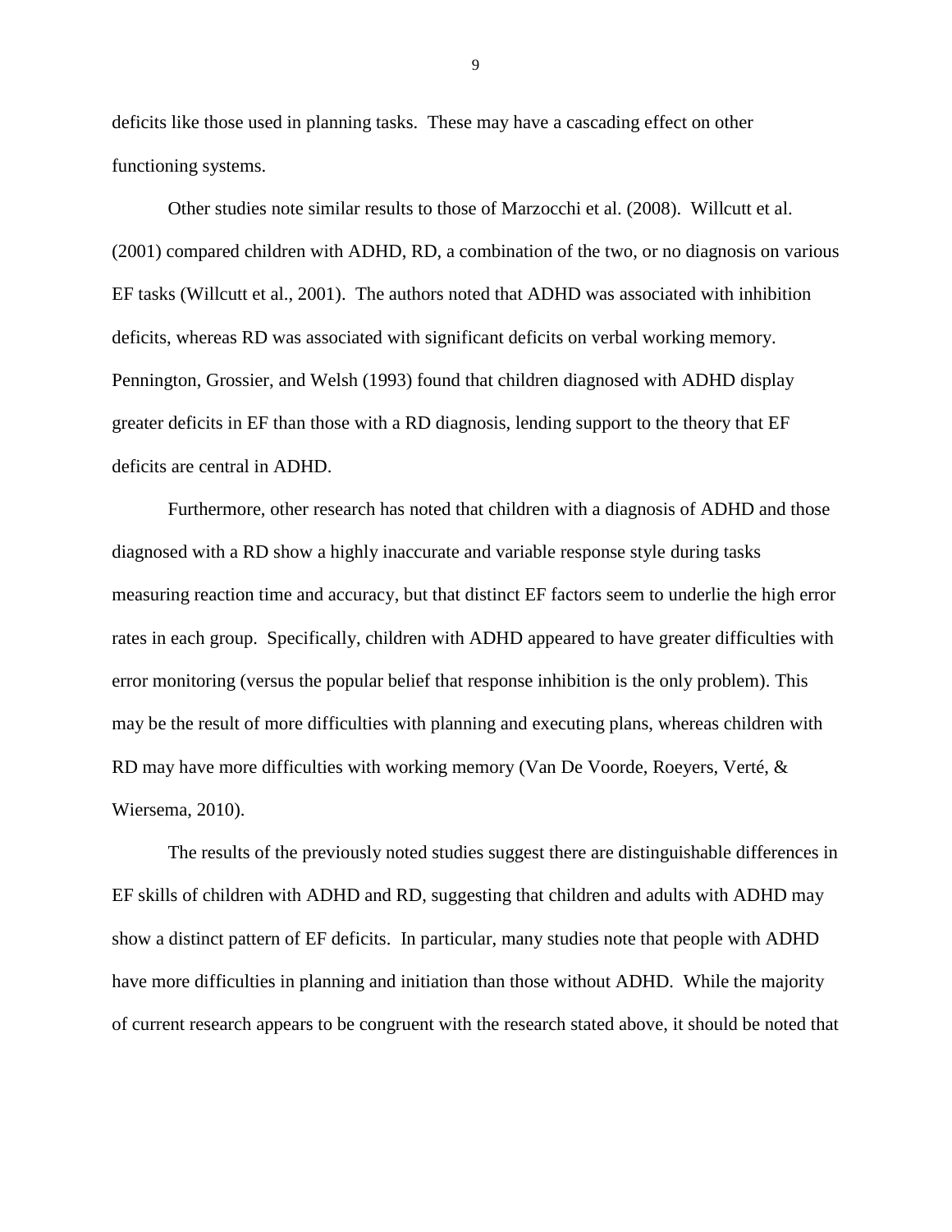deficits like those used in planning tasks. These may have a cascading effect on other functioning systems.

Other studies note similar results to those of Marzocchi et al. (2008). Willcutt et al. (2001) compared children with ADHD, RD, a combination of the two, or no diagnosis on various EF tasks (Willcutt et al., 2001). The authors noted that ADHD was associated with inhibition deficits, whereas RD was associated with significant deficits on verbal working memory. Pennington, Grossier, and Welsh (1993) found that children diagnosed with ADHD display greater deficits in EF than those with a RD diagnosis, lending support to the theory that EF deficits are central in ADHD.

Furthermore, other research has noted that children with a diagnosis of ADHD and those diagnosed with a RD show a highly inaccurate and variable response style during tasks measuring reaction time and accuracy, but that distinct EF factors seem to underlie the high error rates in each group. Specifically, children with ADHD appeared to have greater difficulties with error monitoring (versus the popular belief that response inhibition is the only problem). This may be the result of more difficulties with planning and executing plans, whereas children with RD may have more difficulties with working memory (Van De Voorde, Roeyers, Verté, & Wiersema, 2010).

The results of the previously noted studies suggest there are distinguishable differences in EF skills of children with ADHD and RD, suggesting that children and adults with ADHD may show a distinct pattern of EF deficits. In particular, many studies note that people with ADHD have more difficulties in planning and initiation than those without ADHD. While the majority of current research appears to be congruent with the research stated above, it should be noted that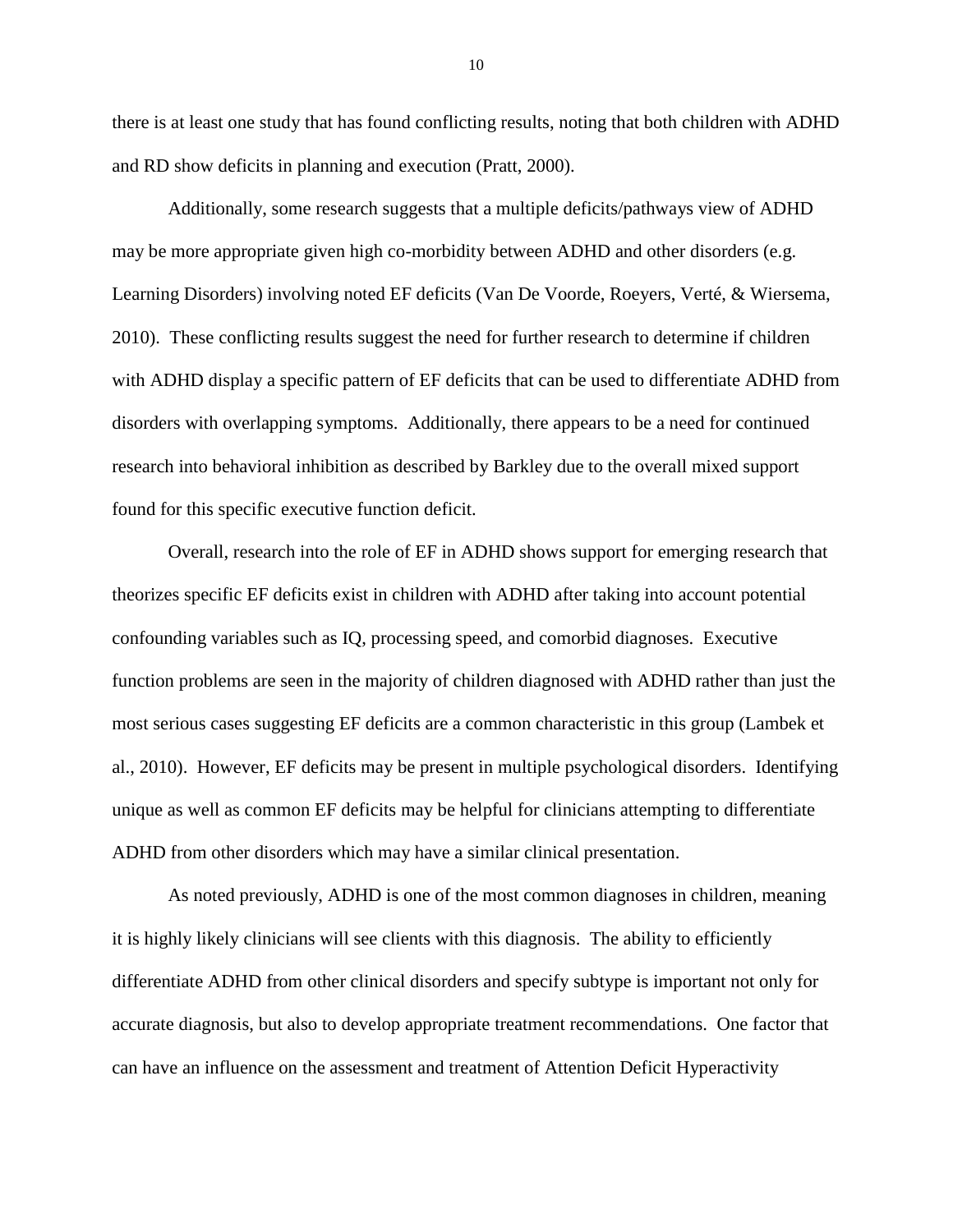there is at least one study that has found conflicting results, noting that both children with ADHD and RD show deficits in planning and execution (Pratt, 2000).

Additionally, some research suggests that a multiple deficits/pathways view of ADHD may be more appropriate given high co-morbidity between ADHD and other disorders (e.g. Learning Disorders) involving noted EF deficits (Van De Voorde, Roeyers, Verté, & Wiersema, 2010). These conflicting results suggest the need for further research to determine if children with ADHD display a specific pattern of EF deficits that can be used to differentiate ADHD from disorders with overlapping symptoms. Additionally, there appears to be a need for continued research into behavioral inhibition as described by Barkley due to the overall mixed support found for this specific executive function deficit.

Overall, research into the role of EF in ADHD shows support for emerging research that theorizes specific EF deficits exist in children with ADHD after taking into account potential confounding variables such as IQ, processing speed, and comorbid diagnoses. Executive function problems are seen in the majority of children diagnosed with ADHD rather than just the most serious cases suggesting EF deficits are a common characteristic in this group (Lambek et al., 2010). However, EF deficits may be present in multiple psychological disorders. Identifying unique as well as common EF deficits may be helpful for clinicians attempting to differentiate ADHD from other disorders which may have a similar clinical presentation.

As noted previously, ADHD is one of the most common diagnoses in children, meaning it is highly likely clinicians will see clients with this diagnosis. The ability to efficiently differentiate ADHD from other clinical disorders and specify subtype is important not only for accurate diagnosis, but also to develop appropriate treatment recommendations. One factor that can have an influence on the assessment and treatment of Attention Deficit Hyperactivity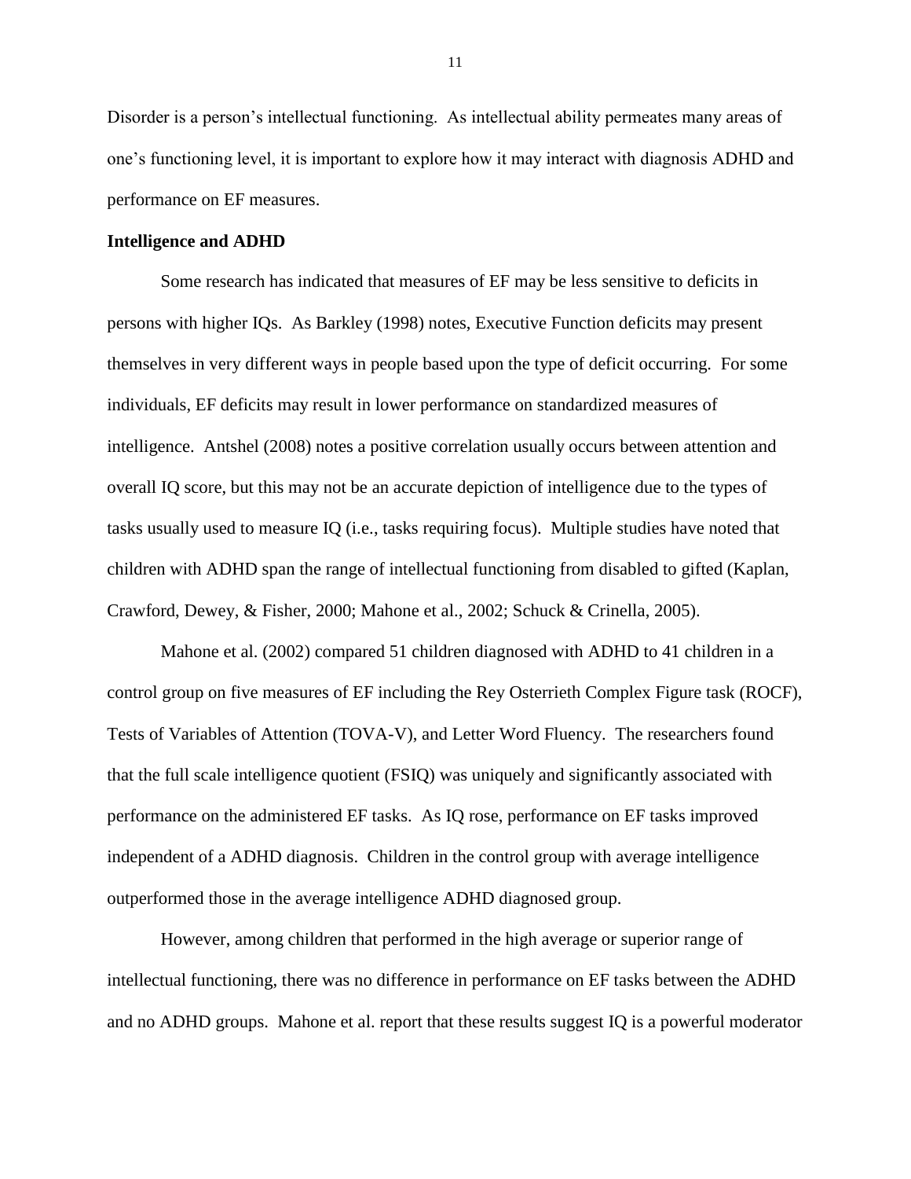Disorder is a person's intellectual functioning. As intellectual ability permeates many areas of one's functioning level, it is important to explore how it may interact with diagnosis ADHD and performance on EF measures.

**Intelligence and ADHD**

Some research has indicated that measures of EF may be less sensitive to deficits in persons with higher IQs. As Barkley (1998) notes, Executive Function deficits may present themselves in very different ways in people based upon the type of deficit occurring. For some individuals, EF deficits may result in lower performance on standardized measures of intelligence. Antshel (2008) notes a positive correlation usually occurs between attention and overall IQ score, but this may not be an accurate depiction of intelligence due to the types of tasks usually used to measure IQ (i.e., tasks requiring focus). Multiple studies have noted that children with ADHD span the range of intellectual functioning from disabled to gifted (Kaplan, Crawford, Dewey, & Fisher, 2000; Mahone et al., 2002; Schuck & Crinella, 2005).

Mahone et al. (2002) compared 51 children diagnosed with ADHD to 41 children in a control group on five measures of EF including the Rey Osterrieth Complex Figure task (ROCF), Tests of Variables of Attention (TOVA-V), and Letter Word Fluency. The researchers found that the full scale intelligence quotient (FSIQ) was uniquely and significantly associated with performance on the administered EF tasks. As IQ rose, performance on EF tasks improved independent of a ADHD diagnosis. Children in the control group with average intelligence outperformed those in the average intelligence ADHD diagnosed group.

However, among children that performed in the high average or superior range of intellectual functioning, there was no difference in performance on EF tasks between the ADHD and no ADHD groups. Mahone et al. report that these results suggest IQ is a powerful moderator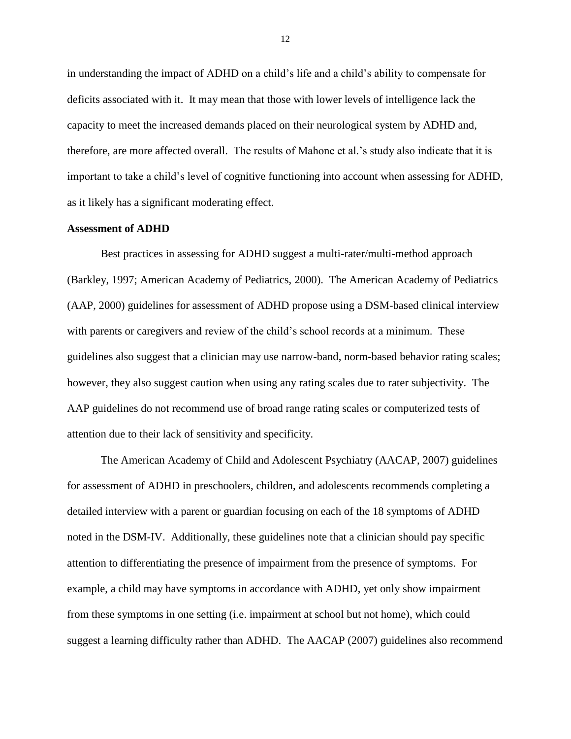in understanding the impact of ADHD on a child's life and a child's ability to compensate for deficits associated with it. It may mean that those with lower levels of intelligence lack the capacity to meet the increased demands placed on their neurological system by ADHD and, therefore, are more affected overall. The results of Mahone et al.'s study also indicate that it is important to take a child's level of cognitive functioning into account when assessing for ADHD, as it likely has a significant moderating effect.

**Assessment of ADHD**

Best practices in assessing for ADHD suggest a multi-rater/multi-method approach (Barkley, 1997; American Academy of Pediatrics, 2000). The American Academy of Pediatrics (AAP, 2000) guidelines for assessment of ADHD propose using a DSM-based clinical interview with parents or caregivers and review of the child's school records at a minimum. These guidelines also suggest that a clinician may use narrow-band, norm-based behavior rating scales; however, they also suggest caution when using any rating scales due to rater subjectivity. The AAP guidelines do not recommend use of broad range rating scales or computerized tests of attention due to their lack of sensitivity and specificity.

The American Academy of Child and Adolescent Psychiatry (AACAP, 2007) guidelines for assessment of ADHD in preschoolers, children, and adolescents recommends completing a detailed interview with a parent or guardian focusing on each of the 18 symptoms of ADHD noted in the DSM-IV. Additionally, these guidelines note that a clinician should pay specific attention to differentiating the presence of impairment from the presence of symptoms. For example, a child may have symptoms in accordance with ADHD, yet only show impairment from these symptoms in one setting (i.e. impairment at school but not home), which could suggest a learning difficulty rather than ADHD. The AACAP (2007) guidelines also recommend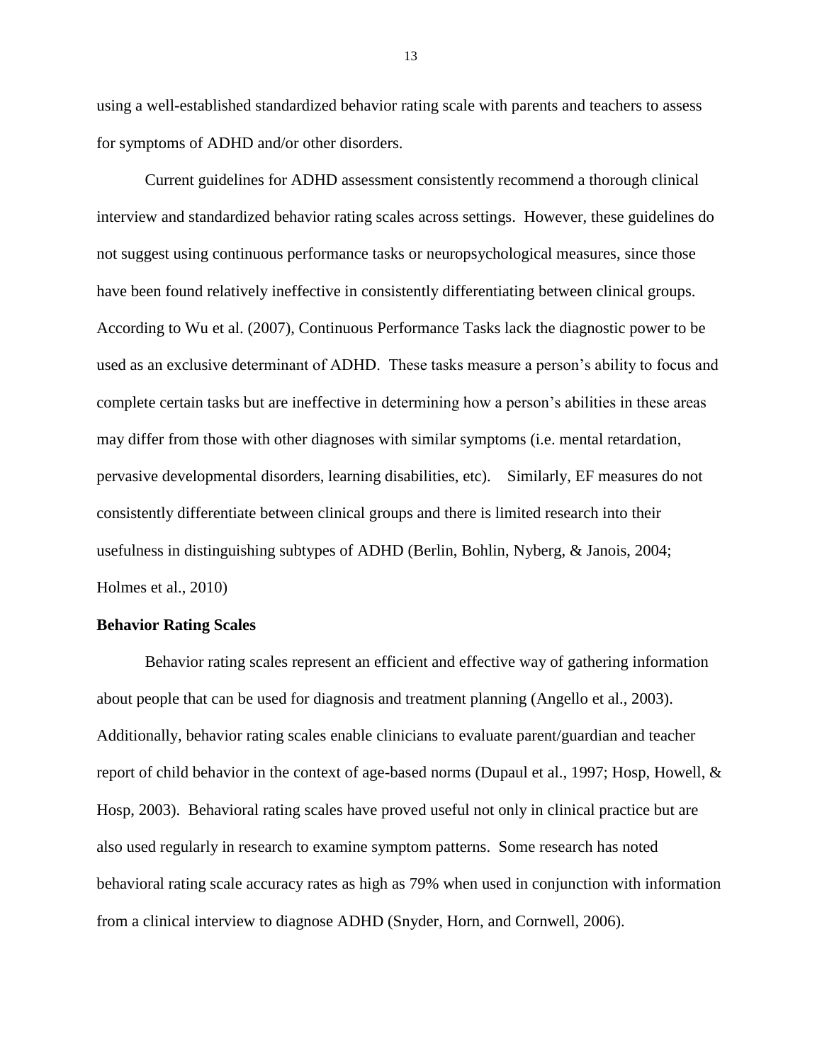using a well-established standardized behavior rating scale with parents and teachers to assess for symptoms of ADHD and/or other disorders.

Current guidelines for ADHD assessment consistently recommend a thorough clinical interview and standardized behavior rating scales across settings. However, these guidelines do not suggest using continuous performance tasks or neuropsychological measures, since those have been found relatively ineffective in consistently differentiating between clinical groups. According to Wu et al. (2007), Continuous Performance Tasks lack the diagnostic power to be used as an exclusive determinant of ADHD. These tasks measure a person's ability to focus and complete certain tasks but are ineffective in determining how a person's abilities in these areas may differ from those with other diagnoses with similar symptoms (i.e. mental retardation, pervasive developmental disorders, learning disabilities, etc). Similarly, EF measures do not consistently differentiate between clinical groups and there is limited research into their usefulness in distinguishing subtypes of ADHD (Berlin, Bohlin, Nyberg, & Janois, 2004; Holmes et al., 2010)

**Behavior Rating Scales**

Behavior rating scales represent an efficient and effective way of gathering information about people that can be used for diagnosis and treatment planning (Angello et al., 2003). Additionally, behavior rating scales enable clinicians to evaluate parent/guardian and teacher report of child behavior in the context of age-based norms (Dupaul et al., 1997; Hosp, Howell, & Hosp, 2003). Behavioral rating scales have proved useful not only in clinical practice but are also used regularly in research to examine symptom patterns. Some research has noted behavioral rating scale accuracy rates as high as 79% when used in conjunction with information from a clinical interview to diagnose ADHD (Snyder, Horn, and Cornwell, 2006).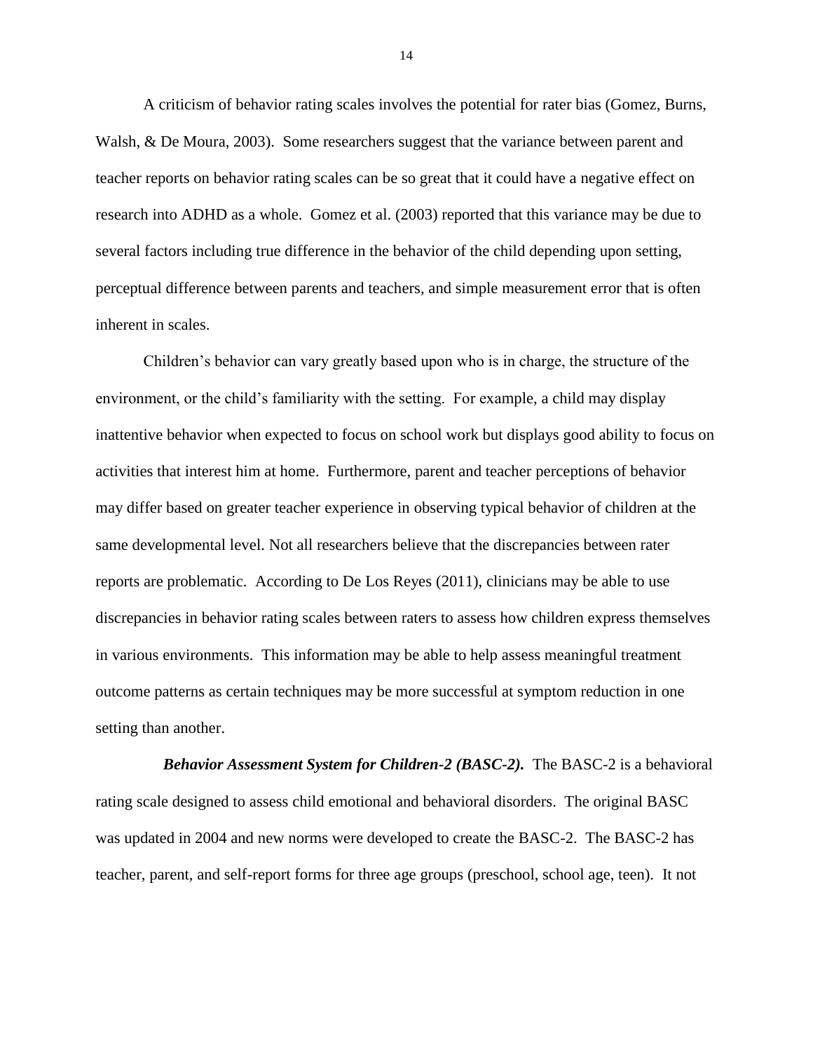A criticism of behavior rating scales involves the potential for rater bias (Gomez, Burns, Walsh, & De Moura, 2003). Some researchers suggest that the variance between parent and teacher reports on behavior rating scales can be so great that it could have a negative effect on research into ADHD as a whole. Gomez et al. (2003) reported that this variance may be due to several factors including true difference in the behavior of the child depending upon setting, perceptual difference between parents and teachers, and simple measurement error that is often inherent in scales.

Children's behavior can vary greatly based upon who is in charge, the structure of the environment, or the child's familiarity with the setting. For example, a child may display inattentive behavior when expected to focus on school work but displays good ability to focus on activities that interest him at home. Furthermore, parent and teacher perceptions of behavior may differ based on greater teacher experience in observing typical behavior of children at the same developmental level. Not all researchers believe that the discrepancies between rater reports are problematic. According to De Los Reyes (2011), clinicians may be able to use discrepancies in behavior rating scales between raters to assess how children express themselves in various environments. This information may be able to help assess meaningful treatment outcome patterns as certain techniques may be more successful at symptom reduction in one setting than another.

***Behavior Assessment System for Children-2 (BASC-2).*** The BASC-2 is a behavioral rating scale designed to assess child emotional and behavioral disorders. The original BASC was updated in 2004 and new norms were developed to create the BASC-2. The BASC-2 has teacher, parent, and self-report forms for three age groups (preschool, school age, teen). It not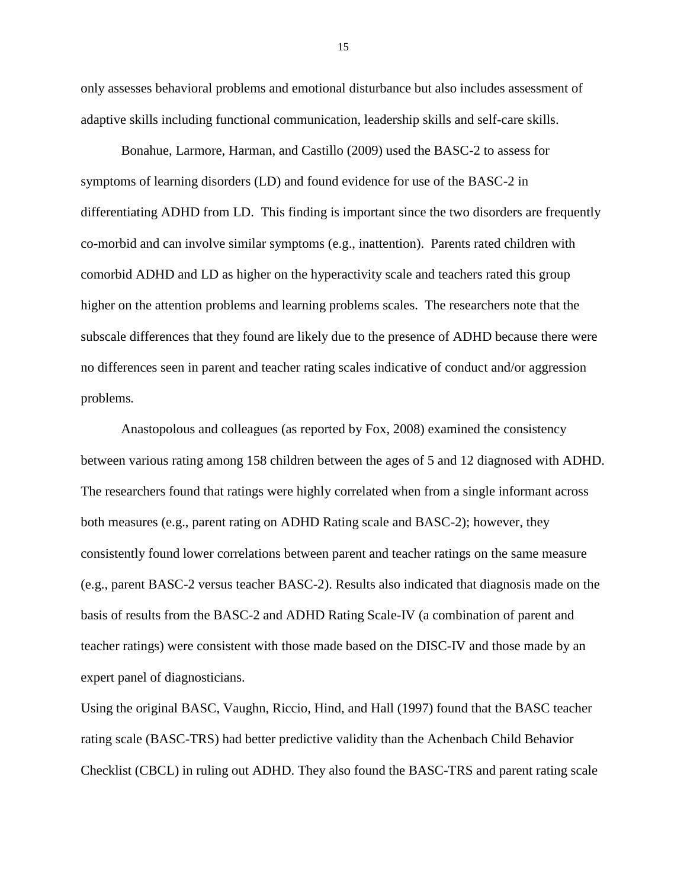only assesses behavioral problems and emotional disturbance but also includes assessment of adaptive skills including functional communication, leadership skills and self-care skills.

Bonahue, Larmore, Harman, and Castillo (2009) used the BASC-2 to assess for symptoms of learning disorders (LD) and found evidence for use of the BASC-2 in differentiating ADHD from LD. This finding is important since the two disorders are frequently co-morbid and can involve similar symptoms (e.g., inattention). Parents rated children with comorbid ADHD and LD as higher on the hyperactivity scale and teachers rated this group higher on the attention problems and learning problems scales. The researchers note that the subscale differences that they found are likely due to the presence of ADHD because there were no differences seen in parent and teacher rating scales indicative of conduct and/or aggression problems.

Anastopolous and colleagues (as reported by Fox, 2008) examined the consistency between various rating among 158 children between the ages of 5 and 12 diagnosed with ADHD. The researchers found that ratings were highly correlated when from a single informant across both measures (e.g., parent rating on ADHD Rating scale and BASC-2); however, they consistently found lower correlations between parent and teacher ratings on the same measure (e.g., parent BASC-2 versus teacher BASC-2). Results also indicated that diagnosis made on the basis of results from the BASC-2 and ADHD Rating Scale-IV (a combination of parent and teacher ratings) were consistent with those made based on the DISC-IV and those made by an expert panel of diagnosticians.

Using the original BASC, Vaughn, Riccio, Hind, and Hall (1997) found that the BASC teacher rating scale (BASC-TRS) had better predictive validity than the Achenbach Child Behavior Checklist (CBCL) in ruling out ADHD. They also found the BASC-TRS and parent rating scale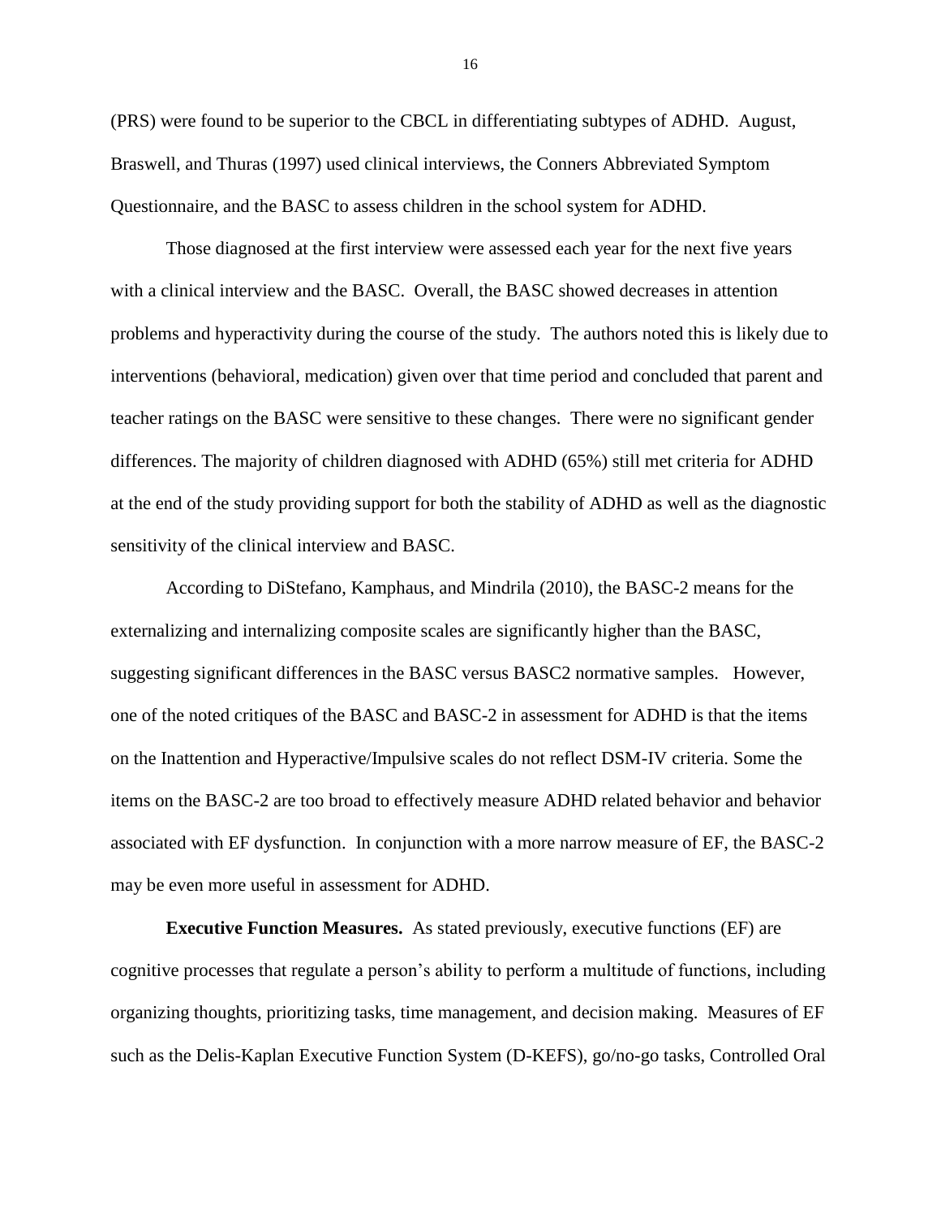(PRS) were found to be superior to the CBCL in differentiating subtypes of ADHD. August, Braswell, and Thuras (1997) used clinical interviews, the Conners Abbreviated Symptom Questionnaire, and the BASC to assess children in the school system for ADHD.

Those diagnosed at the first interview were assessed each year for the next five years with a clinical interview and the BASC. Overall, the BASC showed decreases in attention problems and hyperactivity during the course of the study. The authors noted this is likely due to interventions (behavioral, medication) given over that time period and concluded that parent and teacher ratings on the BASC were sensitive to these changes. There were no significant gender differences. The majority of children diagnosed with ADHD (65%) still met criteria for ADHD at the end of the study providing support for both the stability of ADHD as well as the diagnostic sensitivity of the clinical interview and BASC.

According to DiStefano, Kamphaus, and Mindrila (2010), the BASC-2 means for the externalizing and internalizing composite scales are significantly higher than the BASC, suggesting significant differences in the BASC versus BASC2 normative samples. However, one of the noted critiques of the BASC and BASC-2 in assessment for ADHD is that the items on the Inattention and Hyperactive/Impulsive scales do not reflect DSM-IV criteria. Some the items on the BASC-2 are too broad to effectively measure ADHD related behavior and behavior associated with EF dysfunction. In conjunction with a more narrow measure of EF, the BASC-2 may be even more useful in assessment for ADHD.

**Executive Function Measures.** As stated previously, executive functions (EF) are cognitive processes that regulate a person's ability to perform a multitude of functions, including organizing thoughts, prioritizing tasks, time management, and decision making. Measures of EF such as the Delis-Kaplan Executive Function System (D-KEFS), go/no-go tasks, Controlled Oral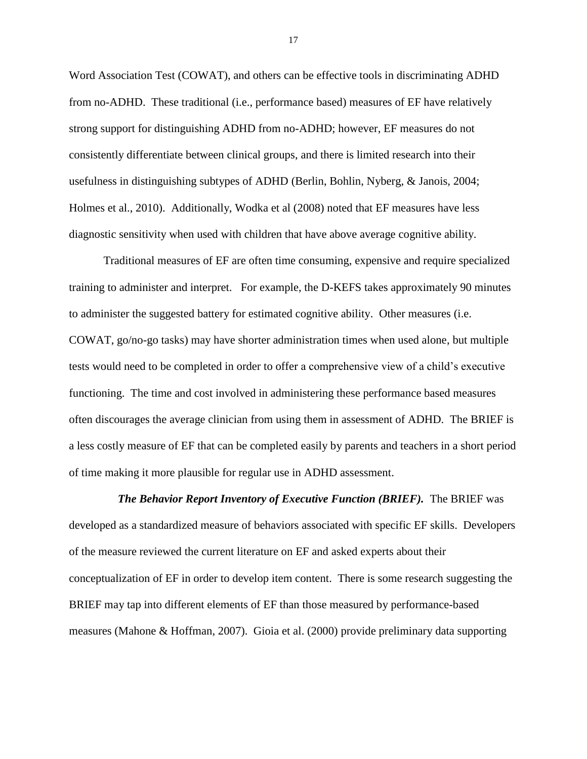Word Association Test (COWAT), and others can be effective tools in discriminating ADHD from no-ADHD. These traditional (i.e., performance based) measures of EF have relatively strong support for distinguishing ADHD from no-ADHD; however, EF measures do not consistently differentiate between clinical groups, and there is limited research into their usefulness in distinguishing subtypes of ADHD (Berlin, Bohlin, Nyberg, & Janois, 2004; Holmes et al., 2010). Additionally, Wodka et al (2008) noted that EF measures have less diagnostic sensitivity when used with children that have above average cognitive ability.

Traditional measures of EF are often time consuming, expensive and require specialized training to administer and interpret. For example, the D-KEFS takes approximately 90 minutes to administer the suggested battery for estimated cognitive ability. Other measures (i.e. COWAT, go/no-go tasks) may have shorter administration times when used alone, but multiple tests would need to be completed in order to offer a comprehensive view of a child's executive functioning. The time and cost involved in administering these performance based measures often discourages the average clinician from using them in assessment of ADHD. The BRIEF is a less costly measure of EF that can be completed easily by parents and teachers in a short period of time making it more plausible for regular use in ADHD assessment.

***The Behavior Report Inventory of Executive Function (BRIEF).*** The BRIEF was developed as a standardized measure of behaviors associated with specific EF skills. Developers of the measure reviewed the current literature on EF and asked experts about their conceptualization of EF in order to develop item content. There is some research suggesting the BRIEF may tap into different elements of EF than those measured by performance-based measures (Mahone & Hoffman, 2007). Gioia et al. (2000) provide preliminary data supporting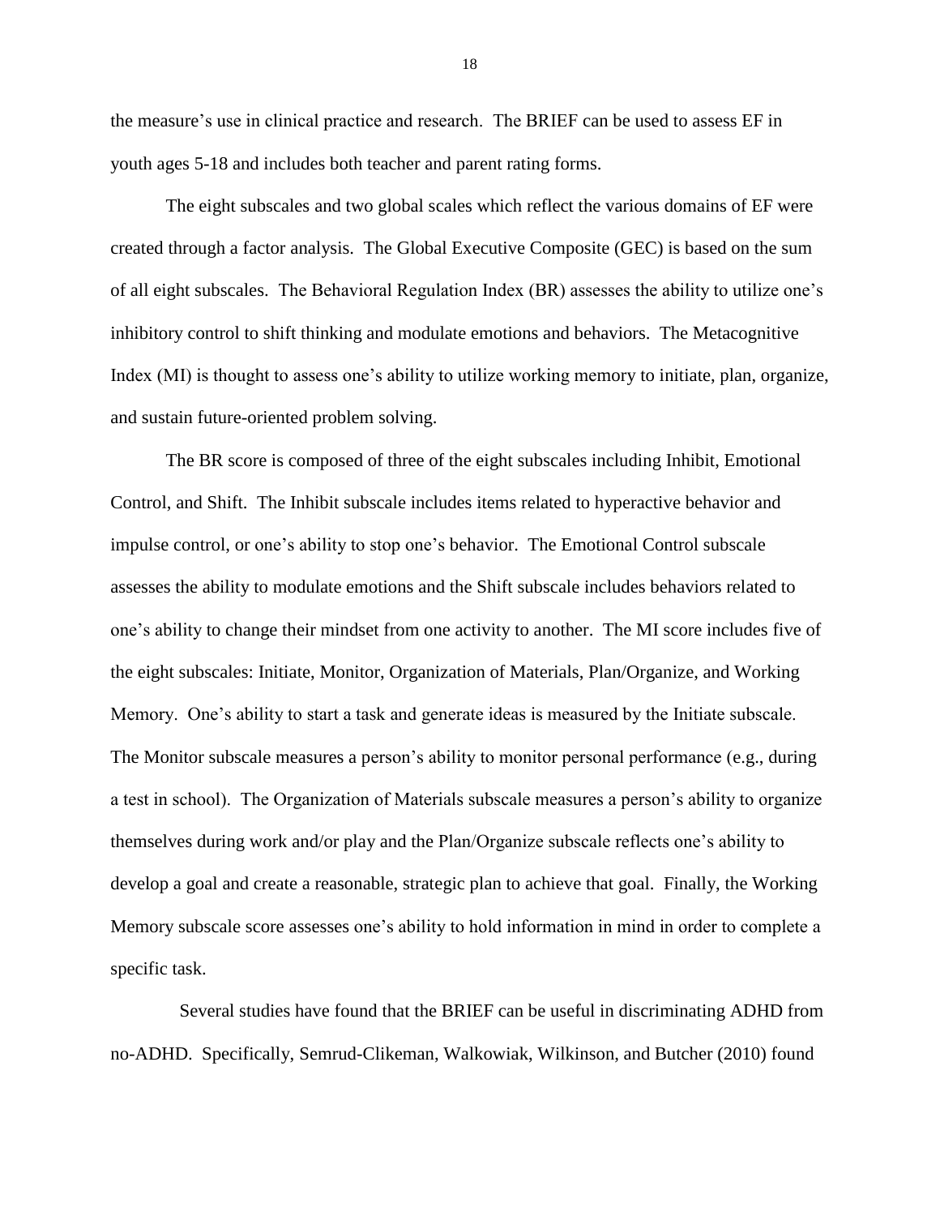the measure's use in clinical practice and research. The BRIEF can be used to assess EF in youth ages 5-18 and includes both teacher and parent rating forms.

The eight subscales and two global scales which reflect the various domains of EF were created through a factor analysis. The Global Executive Composite (GEC) is based on the sum of all eight subscales. The Behavioral Regulation Index (BR) assesses the ability to utilize one's inhibitory control to shift thinking and modulate emotions and behaviors. The Metacognitive Index (MI) is thought to assess one's ability to utilize working memory to initiate, plan, organize, and sustain future-oriented problem solving.

The BR score is composed of three of the eight subscales including Inhibit, Emotional Control, and Shift. The Inhibit subscale includes items related to hyperactive behavior and impulse control, or one's ability to stop one's behavior. The Emotional Control subscale assesses the ability to modulate emotions and the Shift subscale includes behaviors related to one's ability to change their mindset from one activity to another. The MI score includes five of the eight subscales: Initiate, Monitor, Organization of Materials, Plan/Organize, and Working Memory. One's ability to start a task and generate ideas is measured by the Initiate subscale. The Monitor subscale measures a person's ability to monitor personal performance (e.g., during a test in school). The Organization of Materials subscale measures a person's ability to organize themselves during work and/or play and the Plan/Organize subscale reflects one's ability to develop a goal and create a reasonable, strategic plan to achieve that goal. Finally, the Working Memory subscale score assesses one's ability to hold information in mind in order to complete a specific task.

Several studies have found that the BRIEF can be useful in discriminating ADHD from no-ADHD. Specifically, Semrud-Clikeman, Walkowiak, Wilkinson, and Butcher (2010) found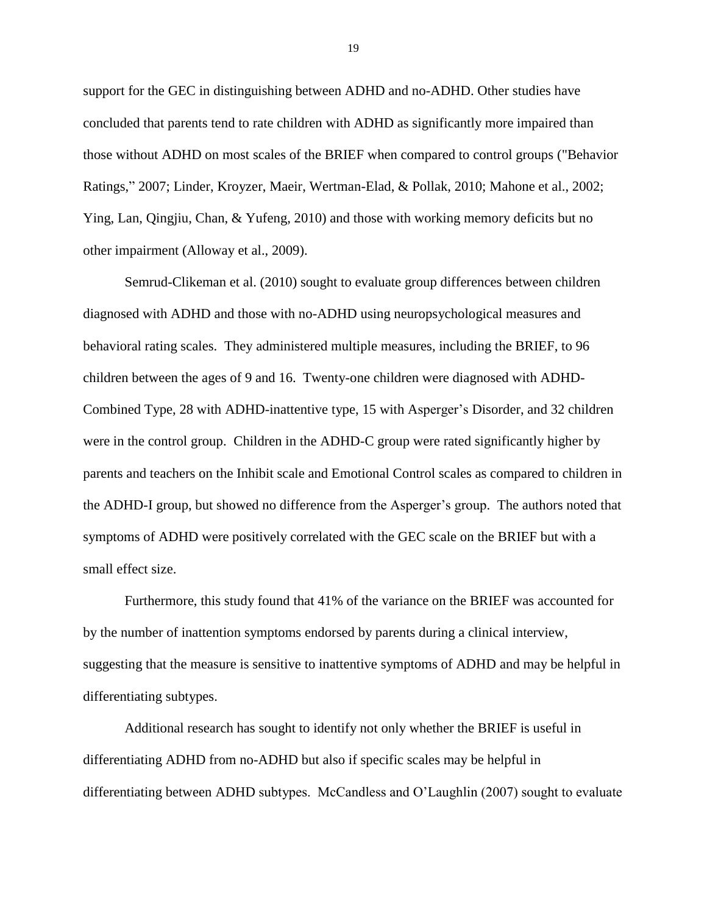support for the GEC in distinguishing between ADHD and no-ADHD. Other studies have concluded that parents tend to rate children with ADHD as significantly more impaired than those without ADHD on most scales of the BRIEF when compared to control groups ("Behavior Ratings," 2007; Linder, Kroyzer, Maeir, Wertman-Elad, & Pollak, 2010; Mahone et al., 2002; Ying, Lan, Qingjiu, Chan, & Yufeng, 2010) and those with working memory deficits but no other impairment (Alloway et al., 2009).

Semrud-Clikeman et al. (2010) sought to evaluate group differences between children diagnosed with ADHD and those with no-ADHD using neuropsychological measures and behavioral rating scales. They administered multiple measures, including the BRIEF, to 96 children between the ages of 9 and 16. Twenty-one children were diagnosed with ADHD-Combined Type, 28 with ADHD-inattentive type, 15 with Asperger's Disorder, and 32 children were in the control group. Children in the ADHD-C group were rated significantly higher by parents and teachers on the Inhibit scale and Emotional Control scales as compared to children in the ADHD-I group, but showed no difference from the Asperger's group. The authors noted that symptoms of ADHD were positively correlated with the GEC scale on the BRIEF but with a small effect size.

Furthermore, this study found that 41% of the variance on the BRIEF was accounted for by the number of inattention symptoms endorsed by parents during a clinical interview, suggesting that the measure is sensitive to inattentive symptoms of ADHD and may be helpful in differentiating subtypes.

Additional research has sought to identify not only whether the BRIEF is useful in differentiating ADHD from no-ADHD but also if specific scales may be helpful in differentiating between ADHD subtypes. McCandless and O'Laughlin (2007) sought to evaluate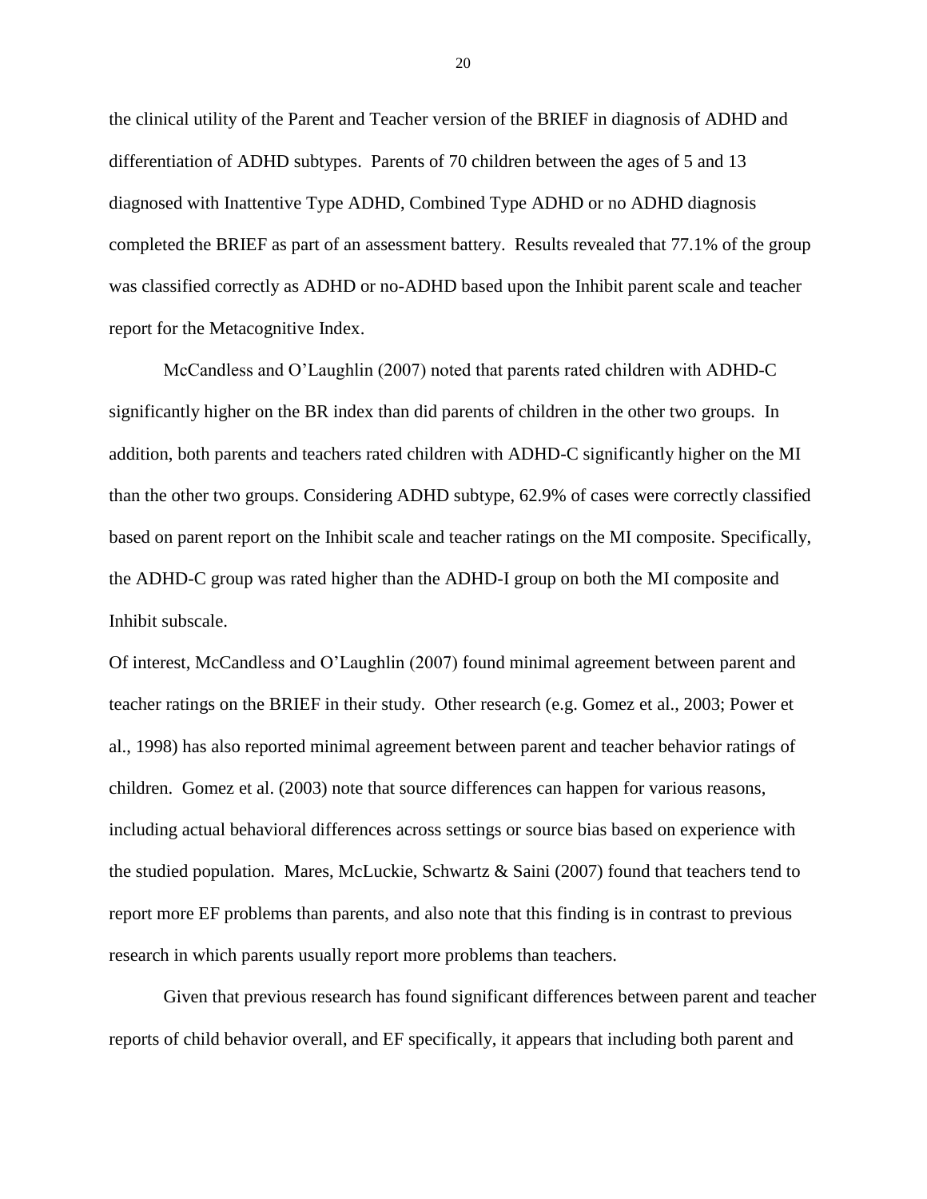the clinical utility of the Parent and Teacher version of the BRIEF in diagnosis of ADHD and differentiation of ADHD subtypes. Parents of 70 children between the ages of 5 and 13 diagnosed with Inattentive Type ADHD, Combined Type ADHD or no ADHD diagnosis completed the BRIEF as part of an assessment battery. Results revealed that 77.1% of the group was classified correctly as ADHD or no-ADHD based upon the Inhibit parent scale and teacher report for the Metacognitive Index.

McCandless and O'Laughlin (2007) noted that parents rated children with ADHD-C significantly higher on the BR index than did parents of children in the other two groups. In addition, both parents and teachers rated children with ADHD-C significantly higher on the MI than the other two groups. Considering ADHD subtype, 62.9% of cases were correctly classified based on parent report on the Inhibit scale and teacher ratings on the MI composite. Specifically, the ADHD-C group was rated higher than the ADHD-I group on both the MI composite and Inhibit subscale.

Of interest, McCandless and O'Laughlin (2007) found minimal agreement between parent and teacher ratings on the BRIEF in their study. Other research (e.g. Gomez et al., 2003; Power et al., 1998) has also reported minimal agreement between parent and teacher behavior ratings of children. Gomez et al. (2003) note that source differences can happen for various reasons, including actual behavioral differences across settings or source bias based on experience with the studied population. Mares, McLuckie, Schwartz & Saini (2007) found that teachers tend to report more EF problems than parents, and also note that this finding is in contrast to previous research in which parents usually report more problems than teachers.

Given that previous research has found significant differences between parent and teacher reports of child behavior overall, and EF specifically, it appears that including both parent and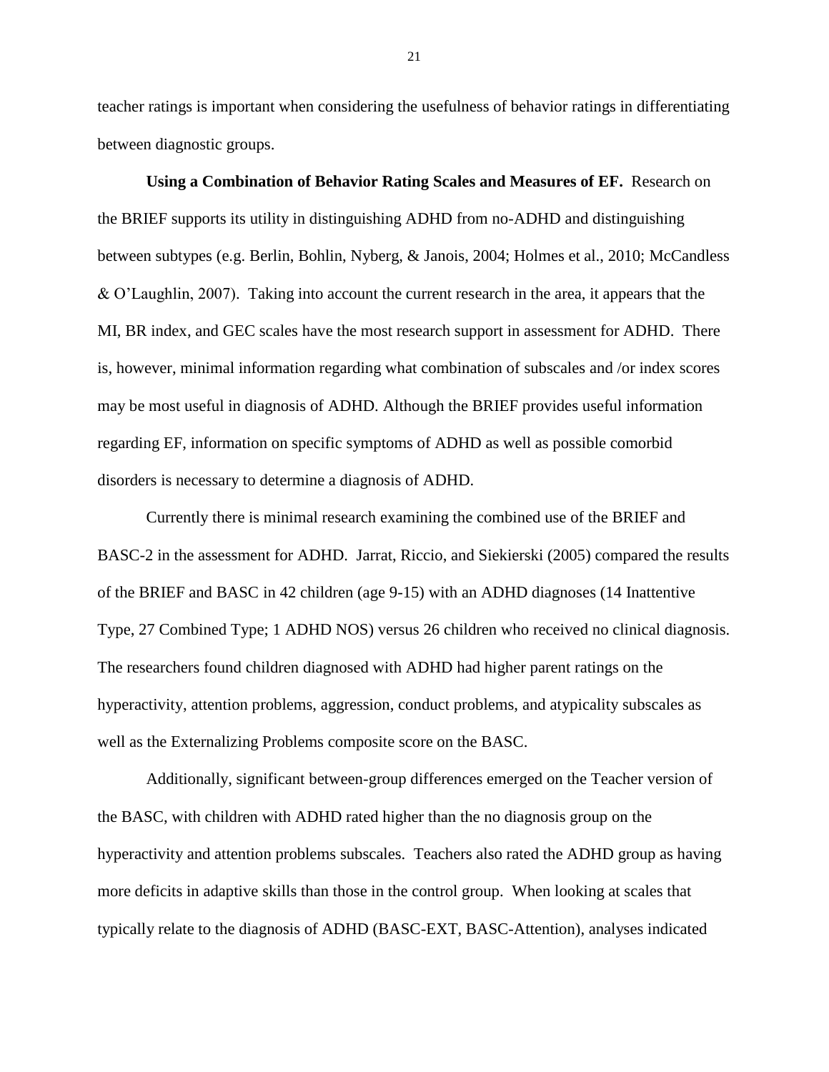teacher ratings is important when considering the usefulness of behavior ratings in differentiating between diagnostic groups.

**Using a Combination of Behavior Rating Scales and Measures of EF.** Research on the BRIEF supports its utility in distinguishing ADHD from no-ADHD and distinguishing between subtypes (e.g. Berlin, Bohlin, Nyberg, & Janois, 2004; Holmes et al., 2010; McCandless & O'Laughlin, 2007). Taking into account the current research in the area, it appears that the MI, BR index, and GEC scales have the most research support in assessment for ADHD. There is, however, minimal information regarding what combination of subscales and /or index scores may be most useful in diagnosis of ADHD. Although the BRIEF provides useful information regarding EF, information on specific symptoms of ADHD as well as possible comorbid disorders is necessary to determine a diagnosis of ADHD.

Currently there is minimal research examining the combined use of the BRIEF and BASC-2 in the assessment for ADHD. Jarrat, Riccio, and Siekierski (2005) compared the results of the BRIEF and BASC in 42 children (age 9-15) with an ADHD diagnoses (14 Inattentive Type, 27 Combined Type; 1 ADHD NOS) versus 26 children who received no clinical diagnosis. The researchers found children diagnosed with ADHD had higher parent ratings on the hyperactivity, attention problems, aggression, conduct problems, and atypicality subscales as well as the Externalizing Problems composite score on the BASC.

Additionally, significant between-group differences emerged on the Teacher version of the BASC, with children with ADHD rated higher than the no diagnosis group on the hyperactivity and attention problems subscales. Teachers also rated the ADHD group as having more deficits in adaptive skills than those in the control group. When looking at scales that typically relate to the diagnosis of ADHD (BASC-EXT, BASC-Attention), analyses indicated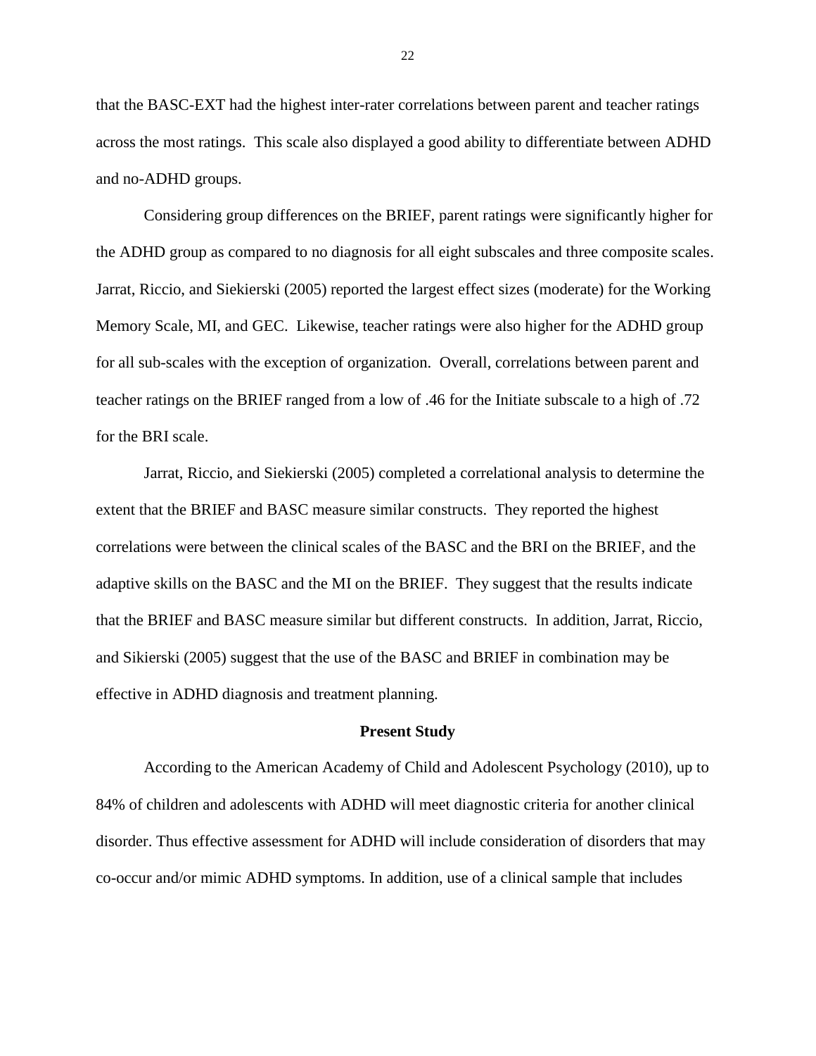that the BASC-EXT had the highest inter-rater correlations between parent and teacher ratings across the most ratings. This scale also displayed a good ability to differentiate between ADHD and no-ADHD groups.

Considering group differences on the BRIEF, parent ratings were significantly higher for the ADHD group as compared to no diagnosis for all eight subscales and three composite scales. Jarrat, Riccio, and Siekierski (2005) reported the largest effect sizes (moderate) for the Working Memory Scale, MI, and GEC. Likewise, teacher ratings were also higher for the ADHD group for all sub-scales with the exception of organization. Overall, correlations between parent and teacher ratings on the BRIEF ranged from a low of .46 for the Initiate subscale to a high of .72 for the BRI scale.

Jarrat, Riccio, and Siekierski (2005) completed a correlational analysis to determine the extent that the BRIEF and BASC measure similar constructs. They reported the highest correlations were between the clinical scales of the BASC and the BRI on the BRIEF, and the adaptive skills on the BASC and the MI on the BRIEF. They suggest that the results indicate that the BRIEF and BASC measure similar but different constructs. In addition, Jarrat, Riccio, and Sikierski (2005) suggest that the use of the BASC and BRIEF in combination may be effective in ADHD diagnosis and treatment planning.

## Present Study

According to the American Academy of Child and Adolescent Psychology (2010), up to 84% of children and adolescents with ADHD will meet diagnostic criteria for another clinical disorder. Thus effective assessment for ADHD will include consideration of disorders that may co-occur and/or mimic ADHD symptoms. In addition, use of a clinical sample that includes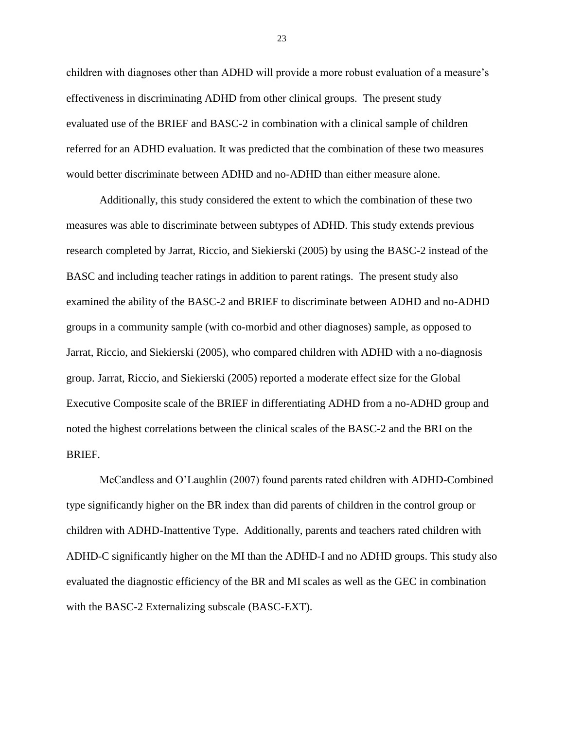children with diagnoses other than ADHD will provide a more robust evaluation of a measure's effectiveness in discriminating ADHD from other clinical groups. The present study evaluated use of the BRIEF and BASC-2 in combination with a clinical sample of children referred for an ADHD evaluation. It was predicted that the combination of these two measures would better discriminate between ADHD and no-ADHD than either measure alone.

Additionally, this study considered the extent to which the combination of these two measures was able to discriminate between subtypes of ADHD. This study extends previous research completed by Jarrat, Riccio, and Siekierski (2005) by using the BASC-2 instead of the BASC and including teacher ratings in addition to parent ratings. The present study also examined the ability of the BASC-2 and BRIEF to discriminate between ADHD and no-ADHD groups in a community sample (with co-morbid and other diagnoses) sample, as opposed to Jarrat, Riccio, and Siekierski (2005), who compared children with ADHD with a no-diagnosis group. Jarrat, Riccio, and Siekierski (2005) reported a moderate effect size for the Global Executive Composite scale of the BRIEF in differentiating ADHD from a no-ADHD group and noted the highest correlations between the clinical scales of the BASC-2 and the BRI on the BRIEF.

McCandless and O'Laughlin (2007) found parents rated children with ADHD-Combined type significantly higher on the BR index than did parents of children in the control group or children with ADHD-Inattentive Type. Additionally, parents and teachers rated children with ADHD-C significantly higher on the MI than the ADHD-I and no ADHD groups. This study also evaluated the diagnostic efficiency of the BR and MI scales as well as the GEC in combination with the BASC-2 Externalizing subscale (BASC-EXT).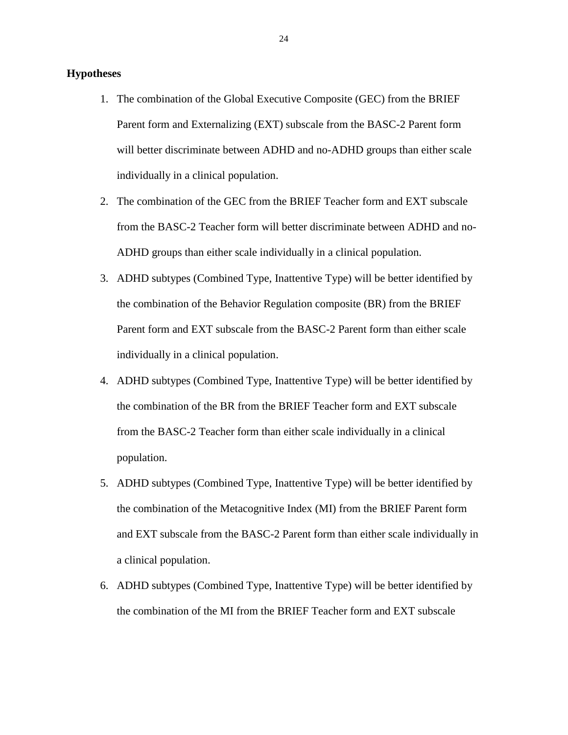**Hypotheses**

1. The combination of the Global Executive Composite (GEC) from the BRIEF Parent form and Externalizing (EXT) subscale from the BASC-2 Parent form will better discriminate between ADHD and no-ADHD groups than either scale individually in a clinical population.
2. The combination of the GEC from the BRIEF Teacher form and EXT subscale from the BASC-2 Teacher form will better discriminate between ADHD and no-ADHD groups than either scale individually in a clinical population.
3. ADHD subtypes (Combined Type, Inattentive Type) will be better identified by the combination of the Behavior Regulation composite (BR) from the BRIEF Parent form and EXT subscale from the BASC-2 Parent form than either scale individually in a clinical population.
4. ADHD subtypes (Combined Type, Inattentive Type) will be better identified by the combination of the BR from the BRIEF Teacher form and EXT subscale from the BASC-2 Teacher form than either scale individually in a clinical population.
5. ADHD subtypes (Combined Type, Inattentive Type) will be better identified by the combination of the Metacognitive Index (MI) from the BRIEF Parent form and EXT subscale from the BASC-2 Parent form than either scale individually in a clinical population.
6. ADHD subtypes (Combined Type, Inattentive Type) will be better identified by the combination of the MI from the BRIEF Teacher form and EXT subscale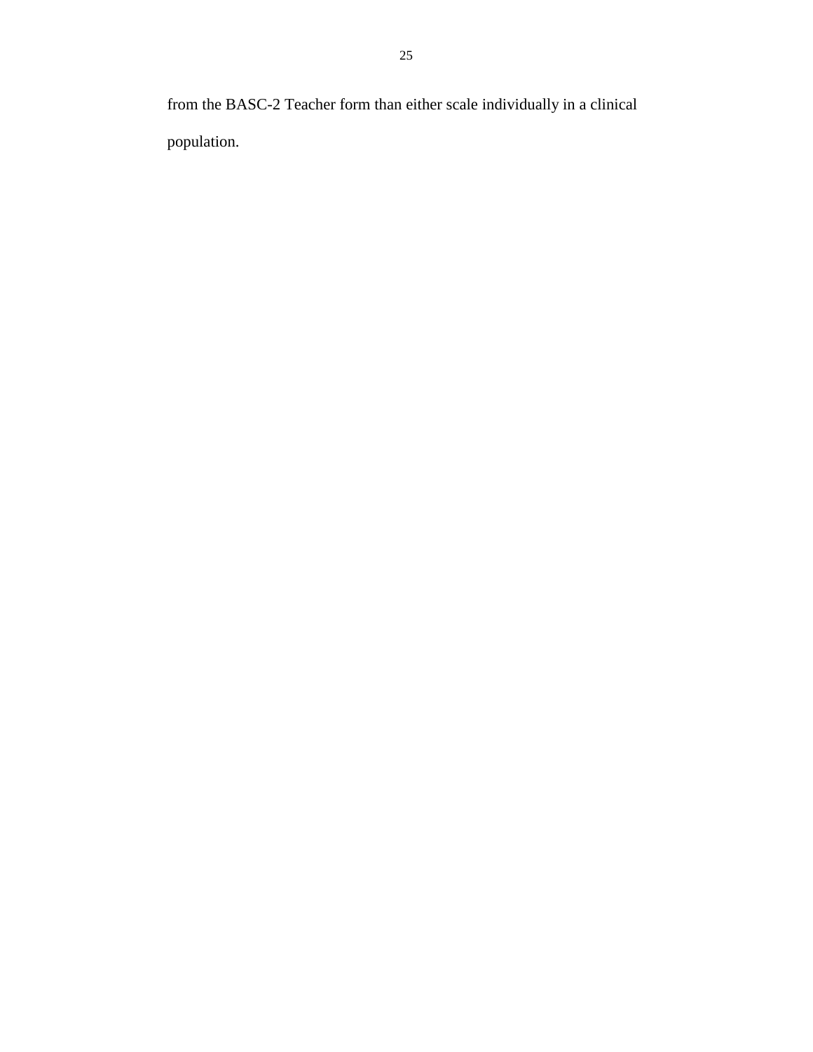from the BASC-2 Teacher form than either scale individually in a clinical population.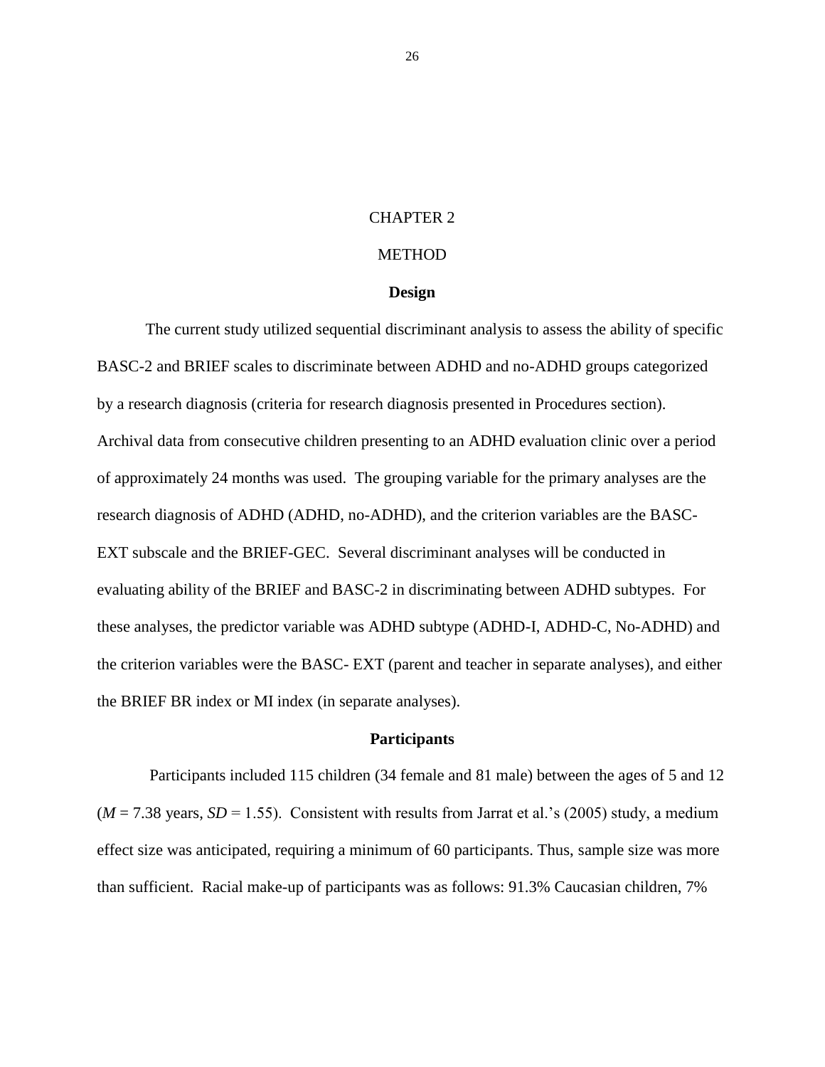# CHAPTER 2

# METHOD

### Design

The current study utilized sequential discriminant analysis to assess the ability of specific BASC-2 and BRIEF scales to discriminate between ADHD and no-ADHD groups categorized by a research diagnosis (criteria for research diagnosis presented in Procedures section). Archival data from consecutive children presenting to an ADHD evaluation clinic over a period of approximately 24 months was used. The grouping variable for the primary analyses are the research diagnosis of ADHD (ADHD, no-ADHD), and the criterion variables are the BASC-EXT subscale and the BRIEF-GEC. Several discriminant analyses will be conducted in evaluating ability of the BRIEF and BASC-2 in discriminating between ADHD subtypes. For these analyses, the predictor variable was ADHD subtype (ADHD-I, ADHD-C, No-ADHD) and the criterion variables were the BASC- EXT (parent and teacher in separate analyses), and either the BRIEF BR index or MI index (in separate analyses).

### Participants

Participants included 115 children (34 female and 81 male) between the ages of 5 and 12 (*M* = 7.38 years, *SD* = 1.55). Consistent with results from Jarrat et al.'s (2005) study, a medium effect size was anticipated, requiring a minimum of 60 participants. Thus, sample size was more than sufficient. Racial make-up of participants was as follows: 91.3% Caucasian children, 7%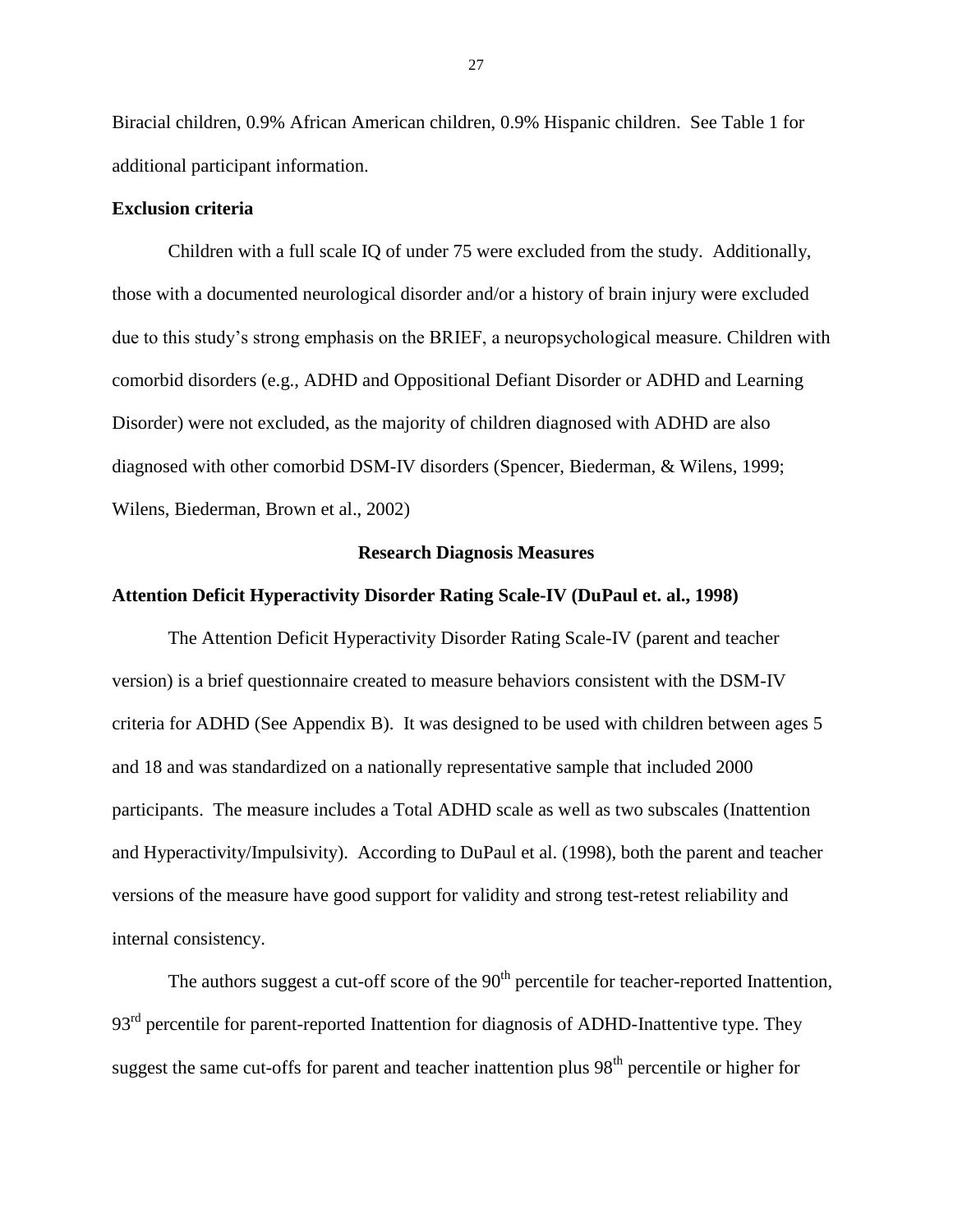Biracial children, 0.9% African American children, 0.9% Hispanic children. See Table 1 for additional participant information.

**Exclusion criteria**

Children with a full scale IQ of under 75 were excluded from the study. Additionally, those with a documented neurological disorder and/or a history of brain injury were excluded due to this study's strong emphasis on the BRIEF, a neuropsychological measure. Children with comorbid disorders (e.g., ADHD and Oppositional Defiant Disorder or ADHD and Learning Disorder) were not excluded, as the majority of children diagnosed with ADHD are also diagnosed with other comorbid DSM-IV disorders (Spencer, Biederman, & Wilens, 1999; Wilens, Biederman, Brown et al., 2002)

## Research Diagnosis Measures

**Attention Deficit Hyperactivity Disorder Rating Scale-IV (DuPaul et. al., 1998)**

The Attention Deficit Hyperactivity Disorder Rating Scale-IV (parent and teacher version) is a brief questionnaire created to measure behaviors consistent with the DSM-IV criteria for ADHD (See Appendix B). It was designed to be used with children between ages 5 and 18 and was standardized on a nationally representative sample that included 2000 participants. The measure includes a Total ADHD scale as well as two subscales (Inattention and Hyperactivity/Impulsivity). According to DuPaul et al. (1998), both the parent and teacher versions of the measure have good support for validity and strong test-retest reliability and internal consistency.

The authors suggest a cut-off score of the $90^{th}$ percentile for teacher-reported Inattention, $93^{rd}$ percentile for parent-reported Inattention for diagnosis of ADHD-Inattentive type. They suggest the same cut-offs for parent and teacher inattention plus $98^{th}$ percentile or higher for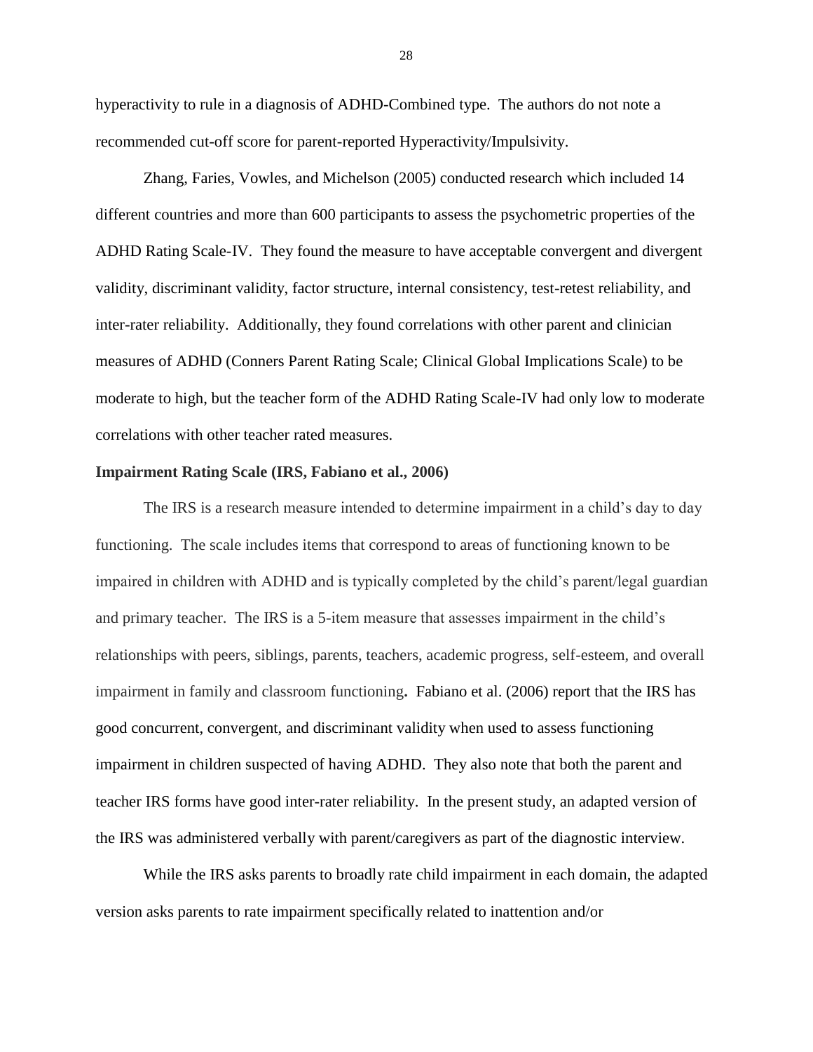hyperactivity to rule in a diagnosis of ADHD-Combined type. The authors do not note a recommended cut-off score for parent-reported Hyperactivity/Impulsivity.

Zhang, Faries, Vowles, and Michelson (2005) conducted research which included 14 different countries and more than 600 participants to assess the psychometric properties of the ADHD Rating Scale-IV. They found the measure to have acceptable convergent and divergent validity, discriminant validity, factor structure, internal consistency, test-retest reliability, and inter-rater reliability. Additionally, they found correlations with other parent and clinician measures of ADHD (Conners Parent Rating Scale; Clinical Global Implications Scale) to be moderate to high, but the teacher form of the ADHD Rating Scale-IV had only low to moderate correlations with other teacher rated measures.

**Impairment Rating Scale (IRS, Fabiano et al., 2006)**

The IRS is a research measure intended to determine impairment in a child's day to day functioning. The scale includes items that correspond to areas of functioning known to be impaired in children with ADHD and is typically completed by the child's parent/legal guardian and primary teacher. The IRS is a 5-item measure that assesses impairment in the child's relationships with peers, siblings, parents, teachers, academic progress, self-esteem, and overall impairment in family and classroom functioning**.** Fabiano et al. (2006) report that the IRS has good concurrent, convergent, and discriminant validity when used to assess functioning impairment in children suspected of having ADHD. They also note that both the parent and teacher IRS forms have good inter-rater reliability. In the present study, an adapted version of the IRS was administered verbally with parent/caregivers as part of the diagnostic interview.

While the IRS asks parents to broadly rate child impairment in each domain, the adapted version asks parents to rate impairment specifically related to inattention and/or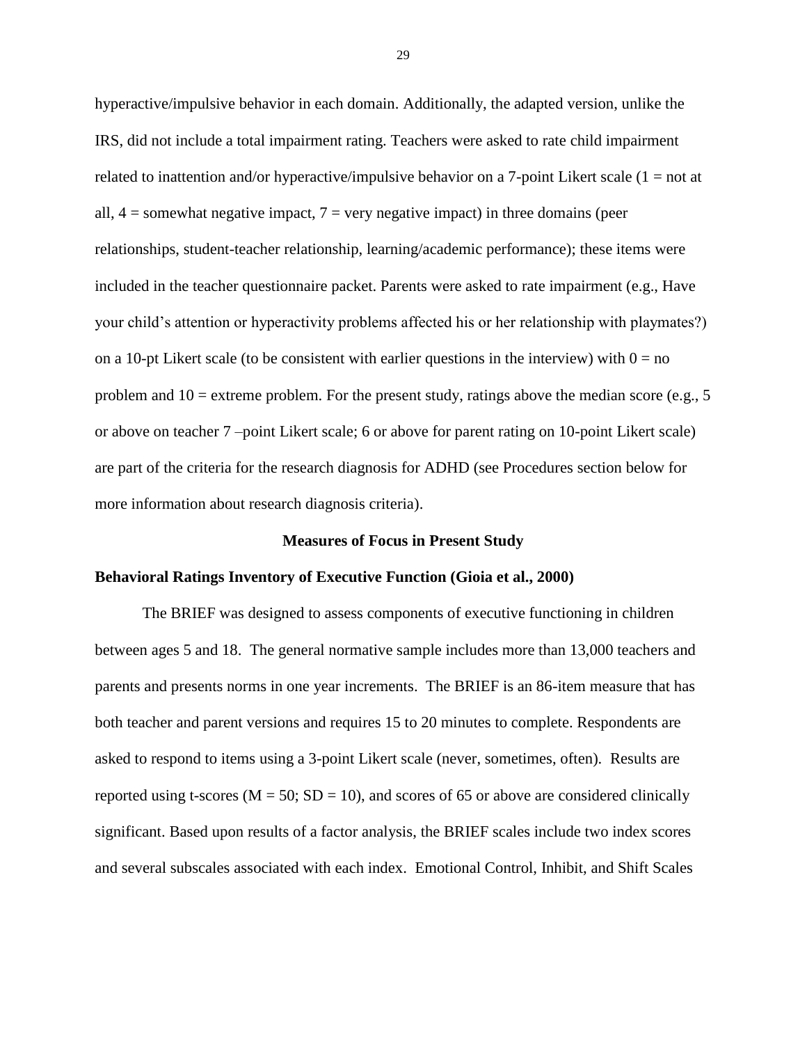hyperactive/impulsive behavior in each domain. Additionally, the adapted version, unlike the IRS, did not include a total impairment rating. Teachers were asked to rate child impairment related to inattention and/or hyperactive/impulsive behavior on a 7-point Likert scale (1 = not at all, 4 = somewhat negative impact, 7 = very negative impact) in three domains (peer relationships, student-teacher relationship, learning/academic performance); these items were included in the teacher questionnaire packet. Parents were asked to rate impairment (e.g., Have your child's attention or hyperactivity problems affected his or her relationship with playmates?) on a 10-pt Likert scale (to be consistent with earlier questions in the interview) with 0 = no problem and 10 = extreme problem. For the present study, ratings above the median score (e.g., 5 or above on teacher 7 –point Likert scale; 6 or above for parent rating on 10-point Likert scale) are part of the criteria for the research diagnosis for ADHD (see Procedures section below for more information about research diagnosis criteria).

## Measures of Focus in Present Study

### Behavioral Ratings Inventory of Executive Function (Gioia et al., 2000)

The BRIEF was designed to assess components of executive functioning in children between ages 5 and 18. The general normative sample includes more than 13,000 teachers and parents and presents norms in one year increments. The BRIEF is an 86-item measure that has both teacher and parent versions and requires 15 to 20 minutes to complete. Respondents are asked to respond to items using a 3-point Likert scale (never, sometimes, often). Results are reported using t-scores ($M = 50$; $SD = 10$), and scores of 65 or above are considered clinically significant. Based upon results of a factor analysis, the BRIEF scales include two index scores and several subscales associated with each index. Emotional Control, Inhibit, and Shift Scales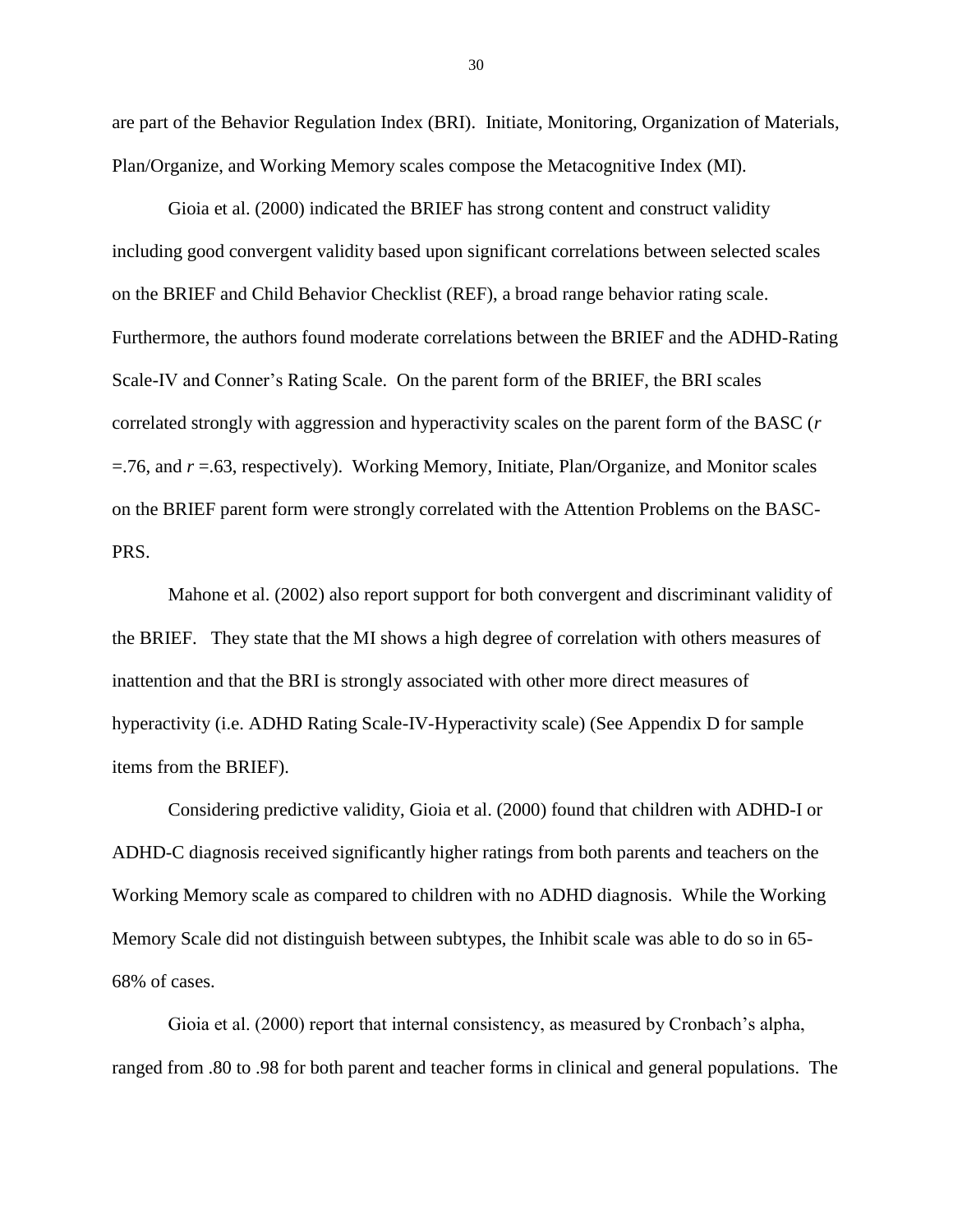are part of the Behavior Regulation Index (BRI). Initiate, Monitoring, Organization of Materials, Plan/Organize, and Working Memory scales compose the Metacognitive Index (MI).

Gioia et al. (2000) indicated the BRIEF has strong content and construct validity including good convergent validity based upon significant correlations between selected scales on the BRIEF and Child Behavior Checklist (REF), a broad range behavior rating scale. Furthermore, the authors found moderate correlations between the BRIEF and the ADHD-Rating Scale-IV and Conner's Rating Scale. On the parent form of the BRIEF, the BRI scales correlated strongly with aggression and hyperactivity scales on the parent form of the BASC ($r$ =.76, and $r$ =.63, respectively). Working Memory, Initiate, Plan/Organize, and Monitor scales on the BRIEF parent form were strongly correlated with the Attention Problems on the BASC-PRS.

Mahone et al. (2002) also report support for both convergent and discriminant validity of the BRIEF. They state that the MI shows a high degree of correlation with others measures of inattention and that the BRI is strongly associated with other more direct measures of hyperactivity (i.e. ADHD Rating Scale-IV-Hyperactivity scale) (See Appendix D for sample items from the BRIEF).

Considering predictive validity, Gioia et al. (2000) found that children with ADHD-I or ADHD-C diagnosis received significantly higher ratings from both parents and teachers on the Working Memory scale as compared to children with no ADHD diagnosis. While the Working Memory Scale did not distinguish between subtypes, the Inhibit scale was able to do so in 65-68% of cases.

Gioia et al. (2000) report that internal consistency, as measured by Cronbach's alpha, ranged from .80 to .98 for both parent and teacher forms in clinical and general populations. The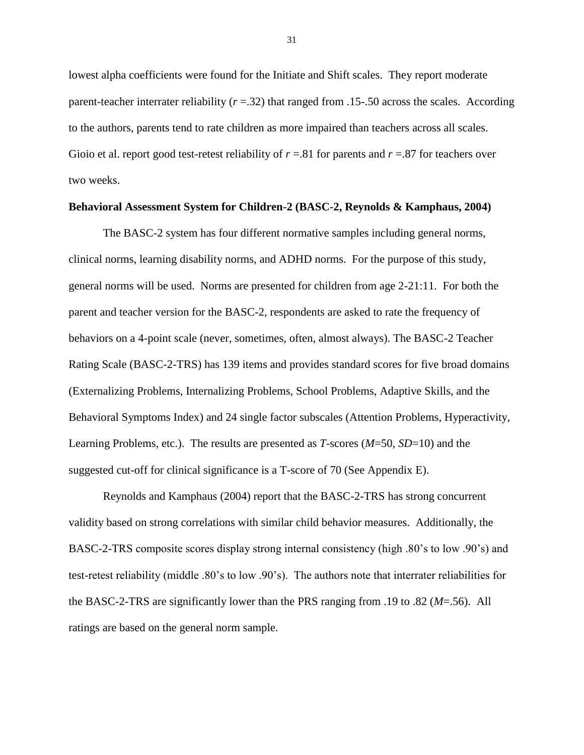lowest alpha coefficients were found for the Initiate and Shift scales. They report moderate parent-teacher interrater reliability ($r$ =.32) that ranged from .15-.50 across the scales. According to the authors, parents tend to rate children as more impaired than teachers across all scales. Gioio et al. report good test-retest reliability of $r$ =.81 for parents and $r$ =.87 for teachers over two weeks.

**Behavioral Assessment System for Children-2 (BASC-2, Reynolds & Kamphaus, 2004)**

The BASC-2 system has four different normative samples including general norms, clinical norms, learning disability norms, and ADHD norms. For the purpose of this study, general norms will be used. Norms are presented for children from age 2-21:11. For both the parent and teacher version for the BASC-2, respondents are asked to rate the frequency of behaviors on a 4-point scale (never, sometimes, often, almost always). The BASC-2 Teacher Rating Scale (BASC-2-TRS) has 139 items and provides standard scores for five broad domains (Externalizing Problems, Internalizing Problems, School Problems, Adaptive Skills, and the Behavioral Symptoms Index) and 24 single factor subscales (Attention Problems, Hyperactivity, Learning Problems, etc.). The results are presented as *T*-scores ($M$=50, $SD$=10) and the suggested cut-off for clinical significance is a T-score of 70 (See Appendix E).

Reynolds and Kamphaus (2004) report that the BASC-2-TRS has strong concurrent validity based on strong correlations with similar child behavior measures. Additionally, the BASC-2-TRS composite scores display strong internal consistency (high .80's to low .90's) and test-retest reliability (middle .80's to low .90's). The authors note that interrater reliabilities for the BASC-2-TRS are significantly lower than the PRS ranging from .19 to .82 ($M$=.56). All ratings are based on the general norm sample.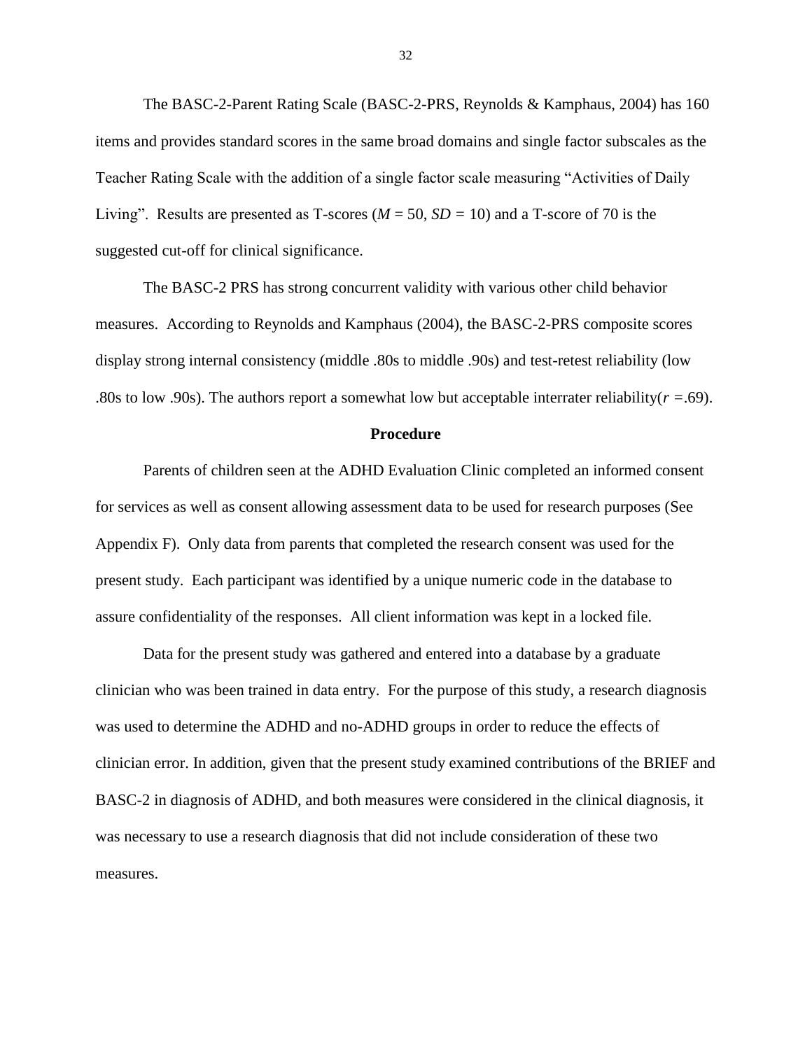The BASC-2-Parent Rating Scale (BASC-2-PRS, Reynolds & Kamphaus, 2004) has 160 items and provides standard scores in the same broad domains and single factor subscales as the Teacher Rating Scale with the addition of a single factor scale measuring "Activities of Daily Living". Results are presented as T-scores ($M$ = 50, $SD$ = 10) and a T-score of 70 is the suggested cut-off for clinical significance.

The BASC-2 PRS has strong concurrent validity with various other child behavior measures. According to Reynolds and Kamphaus (2004), the BASC-2-PRS composite scores display strong internal consistency (middle .80s to middle .90s) and test-retest reliability (low .80s to low .90s). The authors report a somewhat low but acceptable interrater reliability($r$ =.69).

## Procedure

Parents of children seen at the ADHD Evaluation Clinic completed an informed consent for services as well as consent allowing assessment data to be used for research purposes (See Appendix F). Only data from parents that completed the research consent was used for the present study. Each participant was identified by a unique numeric code in the database to assure confidentiality of the responses. All client information was kept in a locked file.

Data for the present study was gathered and entered into a database by a graduate clinician who was been trained in data entry. For the purpose of this study, a research diagnosis was used to determine the ADHD and no-ADHD groups in order to reduce the effects of clinician error. In addition, given that the present study examined contributions of the BRIEF and BASC-2 in diagnosis of ADHD, and both measures were considered in the clinical diagnosis, it was necessary to use a research diagnosis that did not include consideration of these two measures.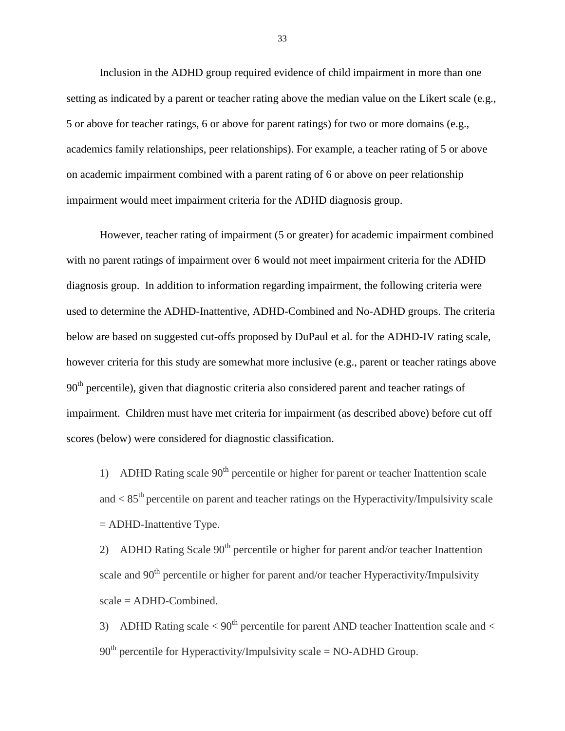Inclusion in the ADHD group required evidence of child impairment in more than one setting as indicated by a parent or teacher rating above the median value on the Likert scale (e.g., 5 or above for teacher ratings, 6 or above for parent ratings) for two or more domains (e.g., academics family relationships, peer relationships). For example, a teacher rating of 5 or above on academic impairment combined with a parent rating of 6 or above on peer relationship impairment would meet impairment criteria for the ADHD diagnosis group.

However, teacher rating of impairment (5 or greater) for academic impairment combined with no parent ratings of impairment over 6 would not meet impairment criteria for the ADHD diagnosis group. In addition to information regarding impairment, the following criteria were used to determine the ADHD-Inattentive, ADHD-Combined and No-ADHD groups. The criteria below are based on suggested cut-offs proposed by DuPaul et al. for the ADHD-IV rating scale, however criteria for this study are somewhat more inclusive (e.g., parent or teacher ratings above 90$^{th}$ percentile), given that diagnostic criteria also considered parent and teacher ratings of impairment. Children must have met criteria for impairment (as described above) before cut off scores (below) were considered for diagnostic classification.

1) ADHD Rating scale 90$^{th}$ percentile or higher for parent or teacher Inattention scale and < 85$^{th}$ percentile on parent and teacher ratings on the Hyperactivity/Impulsivity scale = ADHD-Inattentive Type.

2) ADHD Rating Scale 90$^{th}$ percentile or higher for parent and/or teacher Inattention scale and 90$^{th}$ percentile or higher for parent and/or teacher Hyperactivity/Impulsivity scale = ADHD-Combined.

3) ADHD Rating scale < 90$^{th}$ percentile for parent AND teacher Inattention scale and < 90$^{th}$ percentile for Hyperactivity/Impulsivity scale = NO-ADHD Group.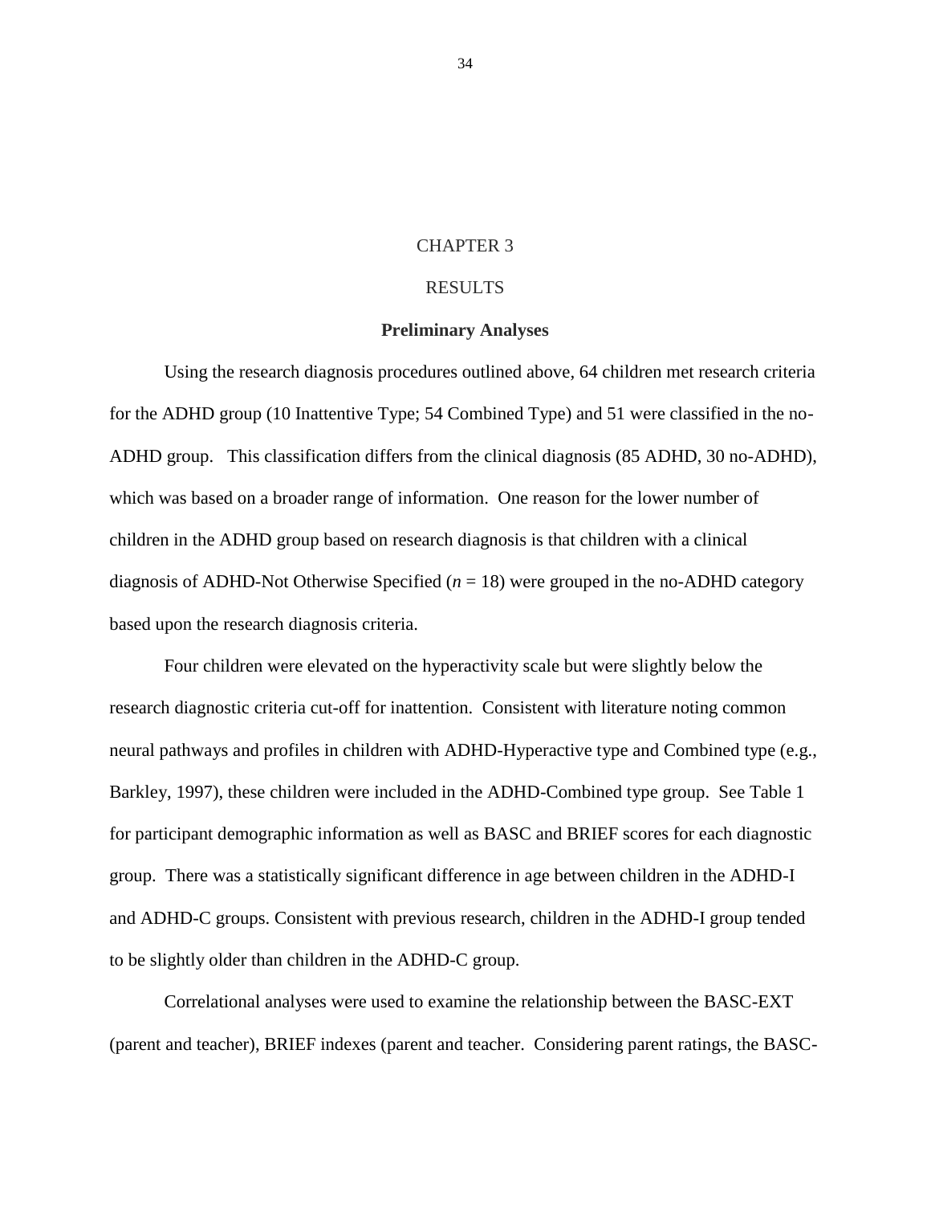# CHAPTER 3

# RESULTS

### Preliminary Analyses

Using the research diagnosis procedures outlined above, 64 children met research criteria for the ADHD group (10 Inattentive Type; 54 Combined Type) and 51 were classified in the no-ADHD group. This classification differs from the clinical diagnosis (85 ADHD, 30 no-ADHD), which was based on a broader range of information. One reason for the lower number of children in the ADHD group based on research diagnosis is that children with a clinical diagnosis of ADHD-Not Otherwise Specified (*n* = 18) were grouped in the no-ADHD category based upon the research diagnosis criteria.

Four children were elevated on the hyperactivity scale but were slightly below the research diagnostic criteria cut-off for inattention. Consistent with literature noting common neural pathways and profiles in children with ADHD-Hyperactive type and Combined type (e.g., Barkley, 1997), these children were included in the ADHD-Combined type group. See Table 1 for participant demographic information as well as BASC and BRIEF scores for each diagnostic group. There was a statistically significant difference in age between children in the ADHD-I and ADHD-C groups. Consistent with previous research, children in the ADHD-I group tended to be slightly older than children in the ADHD-C group.

Correlational analyses were used to examine the relationship between the BASC-EXT (parent and teacher), BRIEF indexes (parent and teacher. Considering parent ratings, the BASC-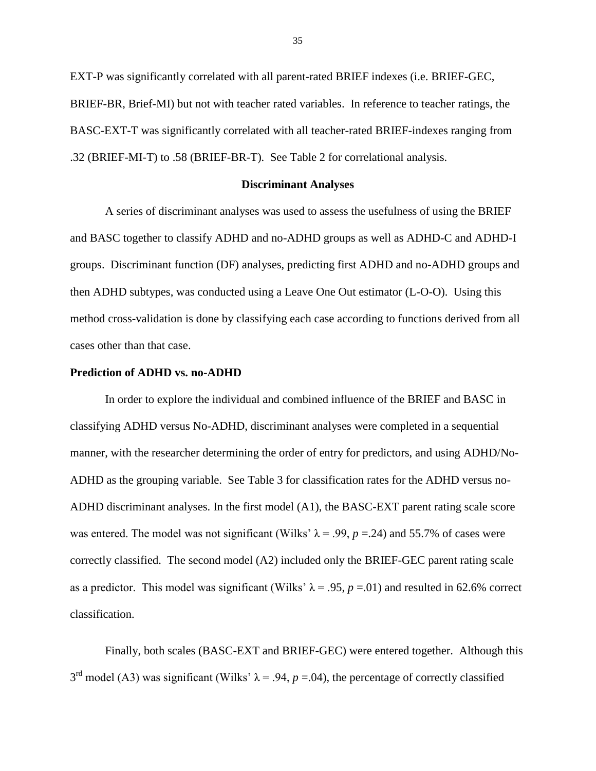EXT-P was significantly correlated with all parent-rated BRIEF indexes (i.e. BRIEF-GEC, BRIEF-BR, Brief-MI) but not with teacher rated variables. In reference to teacher ratings, the BASC-EXT-T was significantly correlated with all teacher-rated BRIEF-indexes ranging from .32 (BRIEF-MI-T) to .58 (BRIEF-BR-T). See Table 2 for correlational analysis.

## Discriminant Analyses

A series of discriminant analyses was used to assess the usefulness of using the BRIEF and BASC together to classify ADHD and no-ADHD groups as well as ADHD-C and ADHD-I groups. Discriminant function (DF) analyses, predicting first ADHD and no-ADHD groups and then ADHD subtypes, was conducted using a Leave One Out estimator (L-O-O). Using this method cross-validation is done by classifying each case according to functions derived from all cases other than that case.

### Prediction of ADHD vs. no-ADHD

In order to explore the individual and combined influence of the BRIEF and BASC in classifying ADHD versus No-ADHD, discriminant analyses were completed in a sequential manner, with the researcher determining the order of entry for predictors, and using ADHD/No-ADHD as the grouping variable. See Table 3 for classification rates for the ADHD versus no-ADHD discriminant analyses. In the first model (A1), the BASC-EXT parent rating scale score was entered. The model was not significant (Wilks' $\lambda = .99$, $p = .24$) and 55.7% of cases were correctly classified. The second model (A2) included only the BRIEF-GEC parent rating scale as a predictor. This model was significant (Wilks' $\lambda = .95$, $p = .01$) and resulted in 62.6% correct classification.

Finally, both scales (BASC-EXT and BRIEF-GEC) were entered together. Although this 3rd model (A3) was significant (Wilks' $\lambda = .94$, $p = .04$), the percentage of correctly classified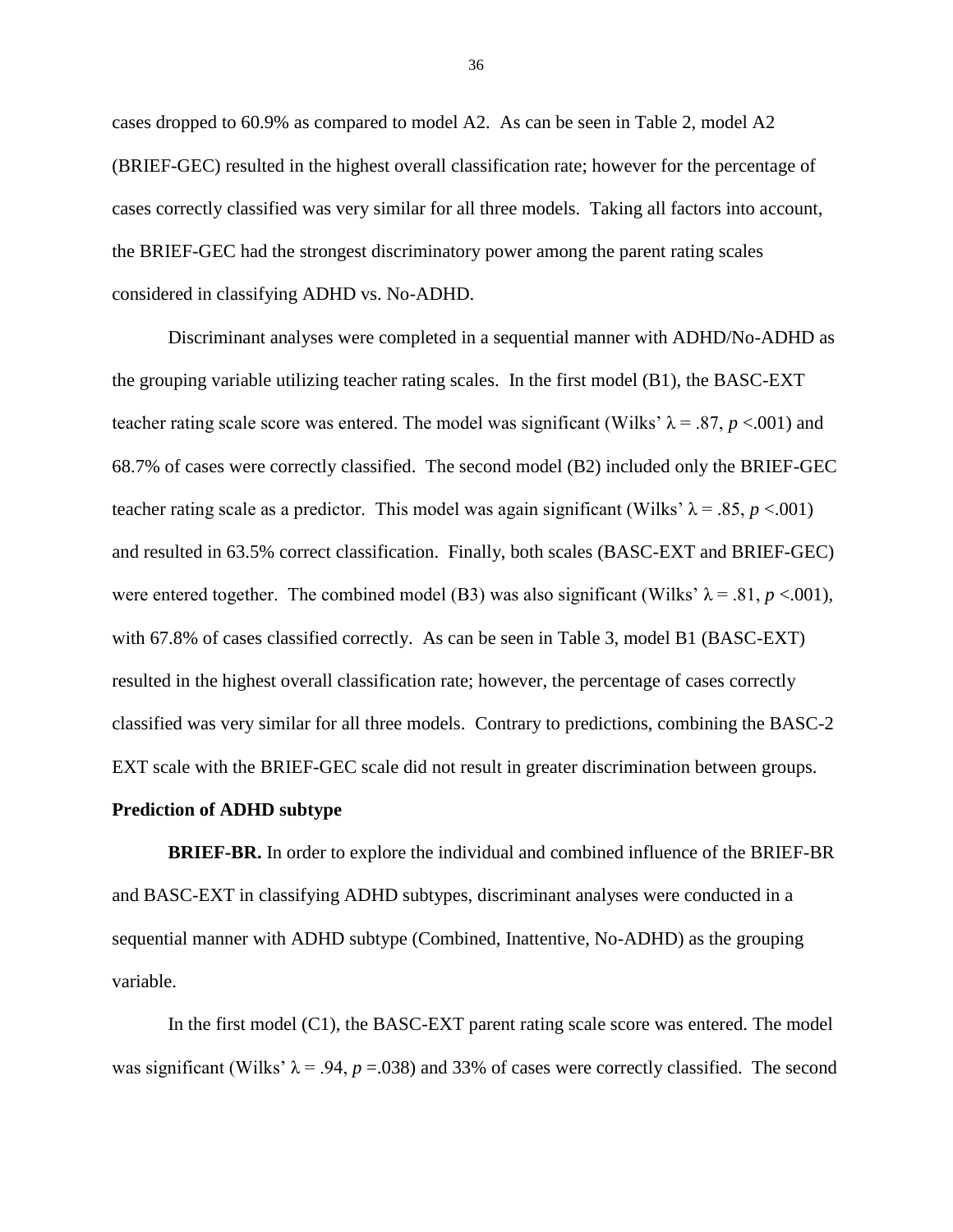cases dropped to 60.9% as compared to model A2. As can be seen in Table 2, model A2 (BRIEF-GEC) resulted in the highest overall classification rate; however for the percentage of cases correctly classified was very similar for all three models. Taking all factors into account, the BRIEF-GEC had the strongest discriminatory power among the parent rating scales considered in classifying ADHD vs. No-ADHD.

Discriminant analyses were completed in a sequential manner with ADHD/No-ADHD as the grouping variable utilizing teacher rating scales. In the first model (B1), the BASC-EXT teacher rating scale score was entered. The model was significant (Wilks' $\lambda = .87$, $p < .001$) and 68.7% of cases were correctly classified. The second model (B2) included only the BRIEF-GEC teacher rating scale as a predictor. This model was again significant (Wilks' $\lambda = .85$, $p < .001$) and resulted in 63.5% correct classification. Finally, both scales (BASC-EXT and BRIEF-GEC) were entered together. The combined model (B3) was also significant (Wilks' $\lambda = .81$, $p < .001$), with 67.8% of cases classified correctly. As can be seen in Table 3, model B1 (BASC-EXT) resulted in the highest overall classification rate; however, the percentage of cases correctly classified was very similar for all three models. Contrary to predictions, combining the BASC-2 EXT scale with the BRIEF-GEC scale did not result in greater discrimination between groups.

**Prediction of ADHD subtype**

**BRIEF-BR.** In order to explore the individual and combined influence of the BRIEF-BR and BASC-EXT in classifying ADHD subtypes, discriminant analyses were conducted in a sequential manner with ADHD subtype (Combined, Inattentive, No-ADHD) as the grouping variable.

In the first model (C1), the BASC-EXT parent rating scale score was entered. The model was significant (Wilks' $\lambda = .94$, $p = .038$) and 33% of cases were correctly classified. The second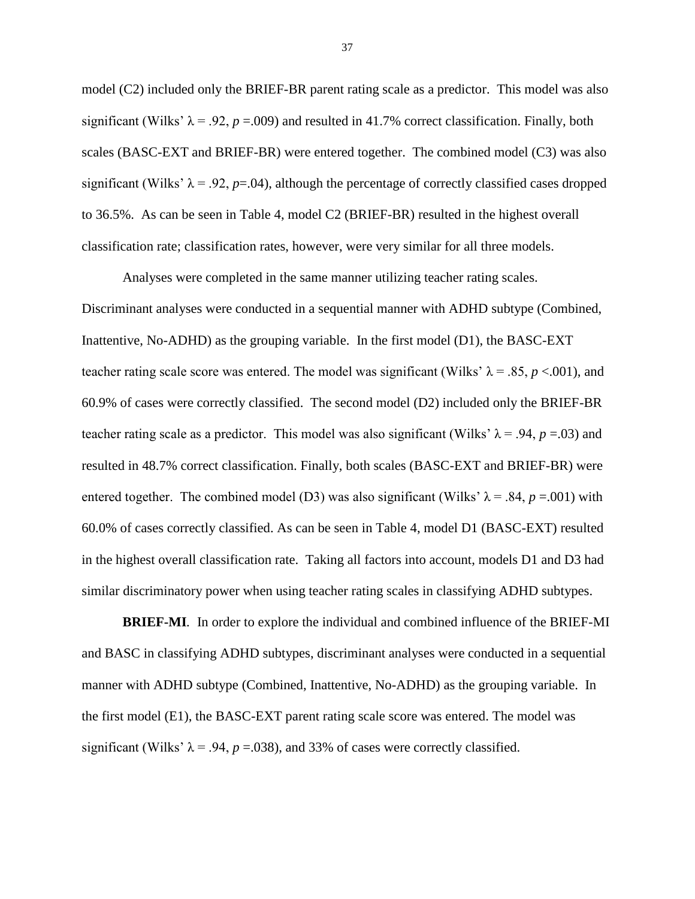model (C2) included only the BRIEF-BR parent rating scale as a predictor. This model was also significant (Wilks' $\lambda = .92$, $p = .009$) and resulted in 41.7% correct classification. Finally, both scales (BASC-EXT and BRIEF-BR) were entered together. The combined model (C3) was also significant (Wilks' $\lambda = .92$, $p = .04$), although the percentage of correctly classified cases dropped to 36.5%. As can be seen in Table 4, model C2 (BRIEF-BR) resulted in the highest overall classification rate; classification rates, however, were very similar for all three models.

Analyses were completed in the same manner utilizing teacher rating scales. Discriminant analyses were conducted in a sequential manner with ADHD subtype (Combined, Inattentive, No-ADHD) as the grouping variable. In the first model (D1), the BASC-EXT teacher rating scale score was entered. The model was significant (Wilks' $\lambda = .85$, $p < .001$), and 60.9% of cases were correctly classified. The second model (D2) included only the BRIEF-BR teacher rating scale as a predictor. This model was also significant (Wilks' $\lambda = .94$, $p = .03$) and resulted in 48.7% correct classification. Finally, both scales (BASC-EXT and BRIEF-BR) were entered together. The combined model (D3) was also significant (Wilks' $\lambda = .84$, $p = .001$) with 60.0% of cases correctly classified. As can be seen in Table 4, model D1 (BASC-EXT) resulted in the highest overall classification rate. Taking all factors into account, models D1 and D3 had similar discriminatory power when using teacher rating scales in classifying ADHD subtypes.

**BRIEF-MI**. In order to explore the individual and combined influence of the BRIEF-MI and BASC in classifying ADHD subtypes, discriminant analyses were conducted in a sequential manner with ADHD subtype (Combined, Inattentive, No-ADHD) as the grouping variable. In the first model (E1), the BASC-EXT parent rating scale score was entered. The model was significant (Wilks' $\lambda = .94$, $p = .038$), and 33% of cases were correctly classified.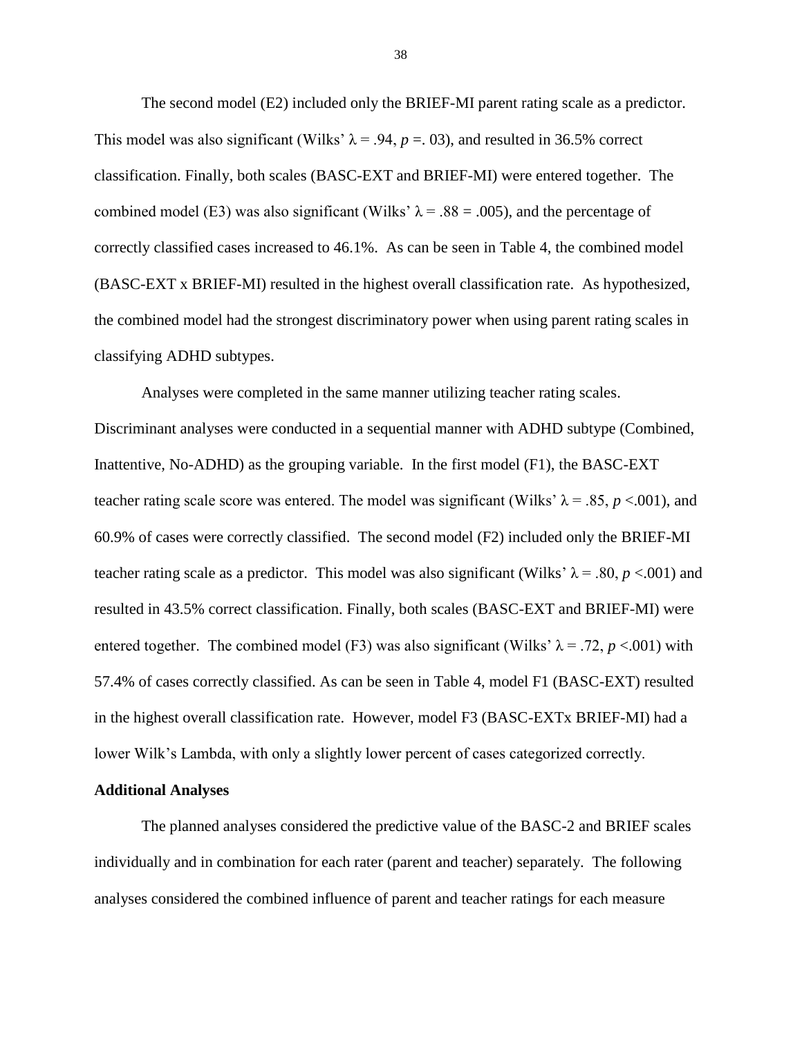The second model (E2) included only the BRIEF-MI parent rating scale as a predictor. This model was also significant (Wilks' $\lambda = .94$, $p =. 03$), and resulted in 36.5% correct classification. Finally, both scales (BASC-EXT and BRIEF-MI) were entered together. The combined model (E3) was also significant (Wilks' $\lambda = .88 = .005$), and the percentage of correctly classified cases increased to 46.1%. As can be seen in Table 4, the combined model (BASC-EXT x BRIEF-MI) resulted in the highest overall classification rate. As hypothesized, the combined model had the strongest discriminatory power when using parent rating scales in classifying ADHD subtypes.

Analyses were completed in the same manner utilizing teacher rating scales. Discriminant analyses were conducted in a sequential manner with ADHD subtype (Combined, Inattentive, No-ADHD) as the grouping variable. In the first model (F1), the BASC-EXT teacher rating scale score was entered. The model was significant (Wilks' $\lambda = .85$, $p <.001$), and 60.9% of cases were correctly classified. The second model (F2) included only the BRIEF-MI teacher rating scale as a predictor. This model was also significant (Wilks' $\lambda = .80$, $p <.001$) and resulted in 43.5% correct classification. Finally, both scales (BASC-EXT and BRIEF-MI) were entered together. The combined model (F3) was also significant (Wilks' $\lambda = .72$, $p <.001$) with 57.4% of cases correctly classified. As can be seen in Table 4, model F1 (BASC-EXT) resulted in the highest overall classification rate. However, model F3 (BASC-EXTx BRIEF-MI) had a lower Wilk's Lambda, with only a slightly lower percent of cases categorized correctly.

**Additional Analyses**

The planned analyses considered the predictive value of the BASC-2 and BRIEF scales individually and in combination for each rater (parent and teacher) separately. The following analyses considered the combined influence of parent and teacher ratings for each measure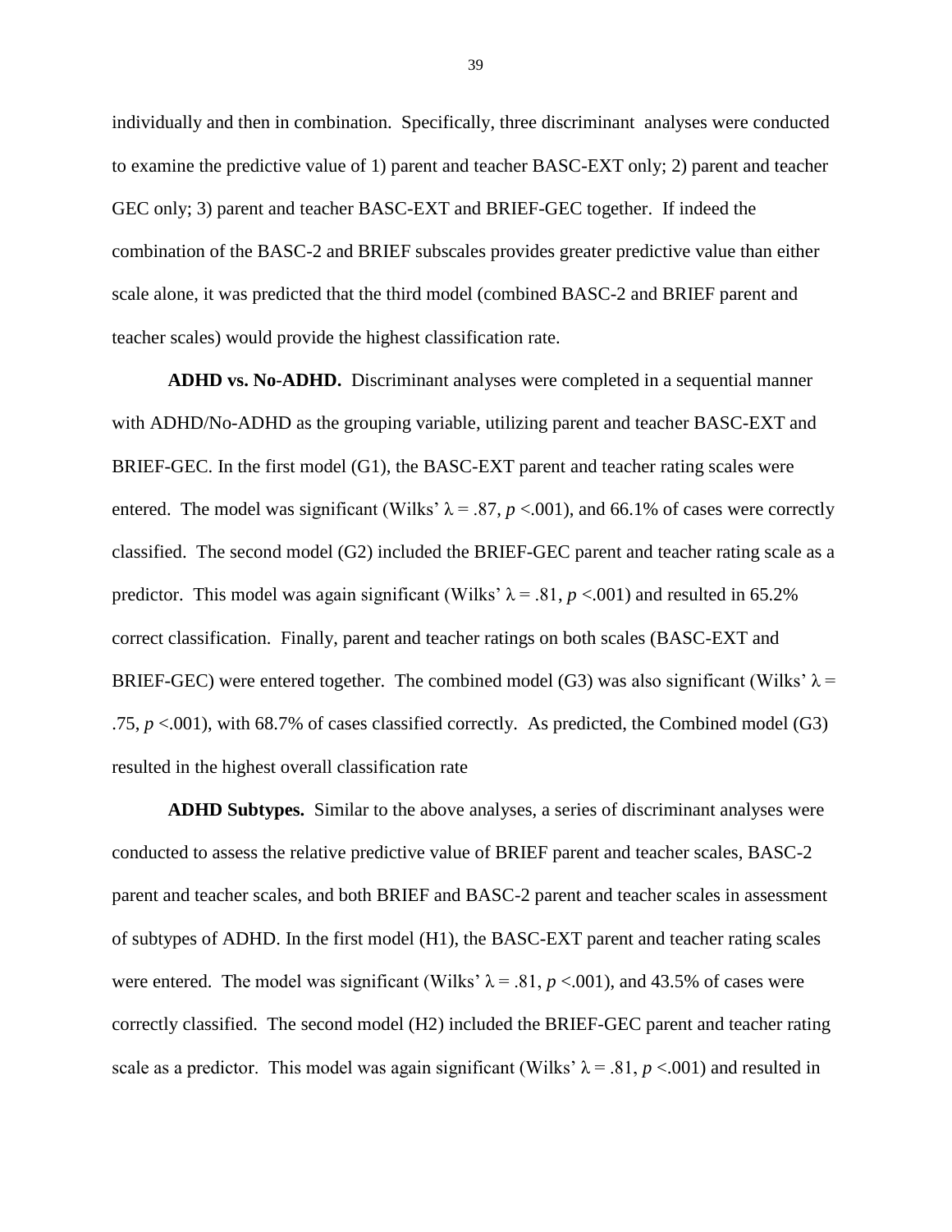individually and then in combination. Specifically, three discriminant analyses were conducted to examine the predictive value of 1) parent and teacher BASC-EXT only; 2) parent and teacher GEC only; 3) parent and teacher BASC-EXT and BRIEF-GEC together. If indeed the combination of the BASC-2 and BRIEF subscales provides greater predictive value than either scale alone, it was predicted that the third model (combined BASC-2 and BRIEF parent and teacher scales) would provide the highest classification rate.

**ADHD vs. No-ADHD.** Discriminant analyses were completed in a sequential manner with ADHD/No-ADHD as the grouping variable, utilizing parent and teacher BASC-EXT and BRIEF-GEC. In the first model (G1), the BASC-EXT parent and teacher rating scales were entered. The model was significant (Wilks' $\lambda = .87$, $p < .001$), and 66.1% of cases were correctly classified. The second model (G2) included the BRIEF-GEC parent and teacher rating scale as a predictor. This model was again significant (Wilks' $\lambda = .81$, $p < .001$) and resulted in 65.2% correct classification. Finally, parent and teacher ratings on both scales (BASC-EXT and BRIEF-GEC) were entered together. The combined model (G3) was also significant (Wilks' $\lambda = .75$, $p < .001$), with 68.7% of cases classified correctly. As predicted, the Combined model (G3) resulted in the highest overall classification rate

**ADHD Subtypes.** Similar to the above analyses, a series of discriminant analyses were conducted to assess the relative predictive value of BRIEF parent and teacher scales, BASC-2 parent and teacher scales, and both BRIEF and BASC-2 parent and teacher scales in assessment of subtypes of ADHD. In the first model (H1), the BASC-EXT parent and teacher rating scales were entered. The model was significant (Wilks' $\lambda = .81$, $p < .001$), and 43.5% of cases were correctly classified. The second model (H2) included the BRIEF-GEC parent and teacher rating scale as a predictor. This model was again significant (Wilks' $\lambda = .81$, $p < .001$) and resulted in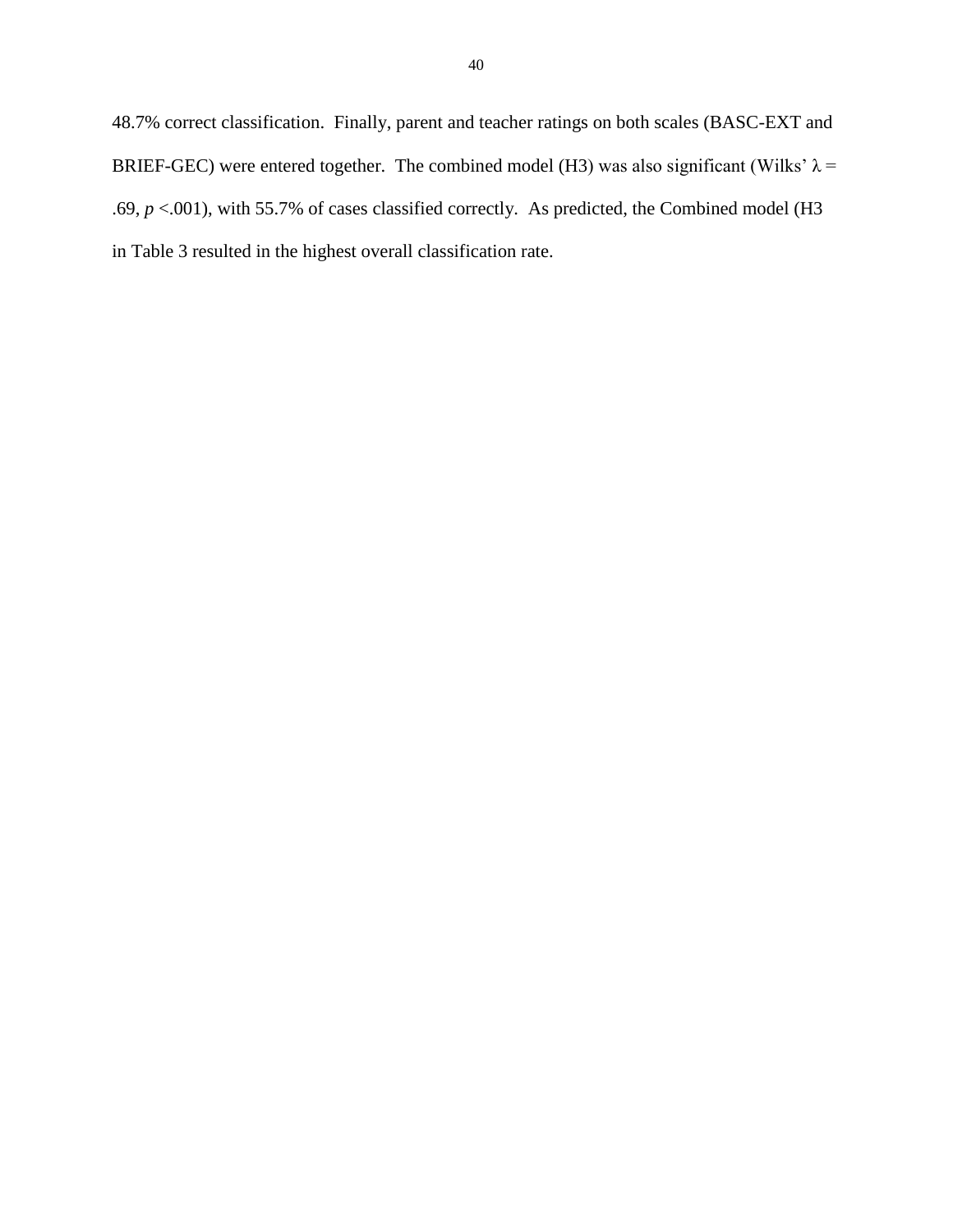48.7% correct classification. Finally, parent and teacher ratings on both scales (BASC-EXT and BRIEF-GEC) were entered together. The combined model (H3) was also significant (Wilks' $\lambda$ = .69, $p$ <.001), with 55.7% of cases classified correctly. As predicted, the Combined model (H3 in Table 3 resulted in the highest overall classification rate.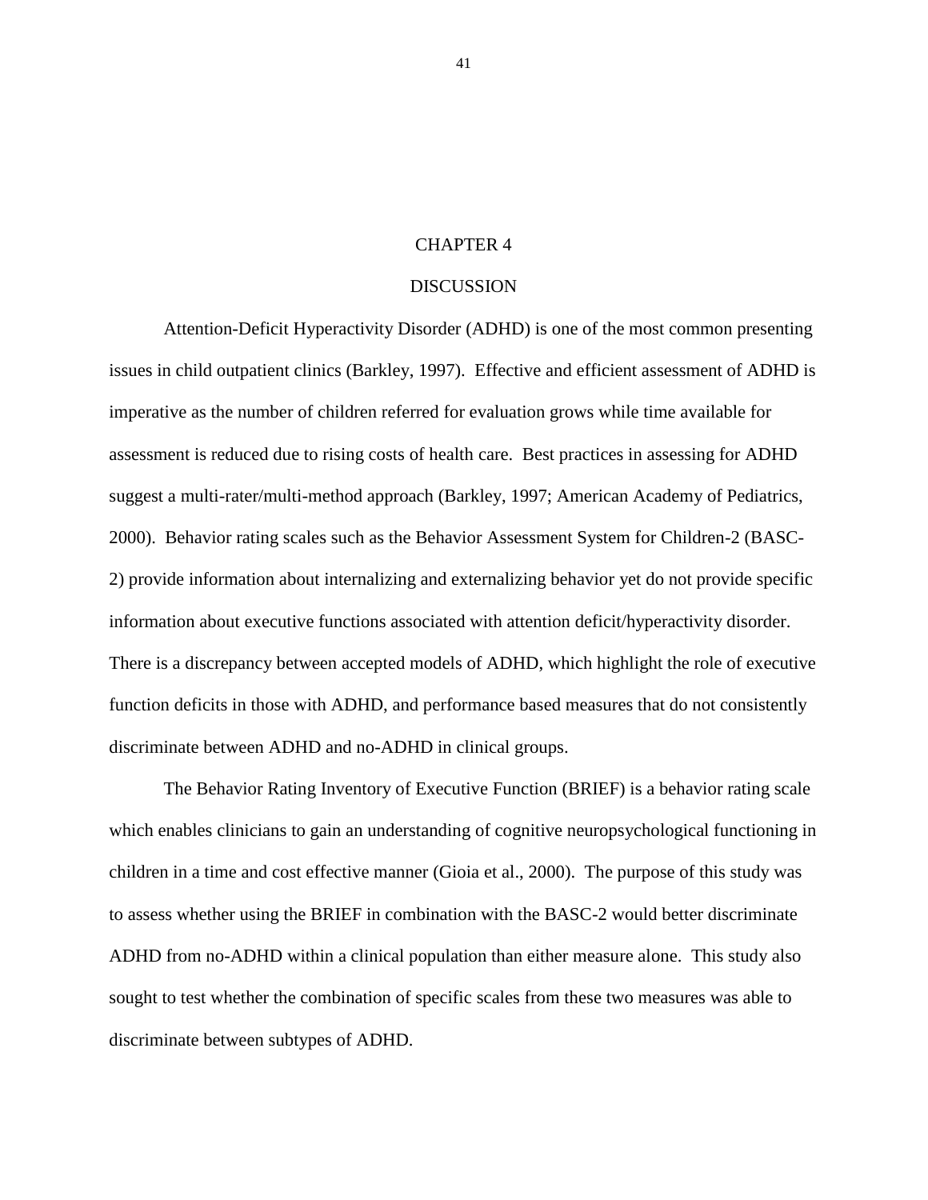# CHAPTER 4

## DISCUSSION

Attention-Deficit Hyperactivity Disorder (ADHD) is one of the most common presenting issues in child outpatient clinics (Barkley, 1997). Effective and efficient assessment of ADHD is imperative as the number of children referred for evaluation grows while time available for assessment is reduced due to rising costs of health care. Best practices in assessing for ADHD suggest a multi-rater/multi-method approach (Barkley, 1997; American Academy of Pediatrics, 2000). Behavior rating scales such as the Behavior Assessment System for Children-2 (BASC-2) provide information about internalizing and externalizing behavior yet do not provide specific information about executive functions associated with attention deficit/hyperactivity disorder. There is a discrepancy between accepted models of ADHD, which highlight the role of executive function deficits in those with ADHD, and performance based measures that do not consistently discriminate between ADHD and no-ADHD in clinical groups.

The Behavior Rating Inventory of Executive Function (BRIEF) is a behavior rating scale which enables clinicians to gain an understanding of cognitive neuropsychological functioning in children in a time and cost effective manner (Gioia et al., 2000). The purpose of this study was to assess whether using the BRIEF in combination with the BASC-2 would better discriminate ADHD from no-ADHD within a clinical population than either measure alone. This study also sought to test whether the combination of specific scales from these two measures was able to discriminate between subtypes of ADHD.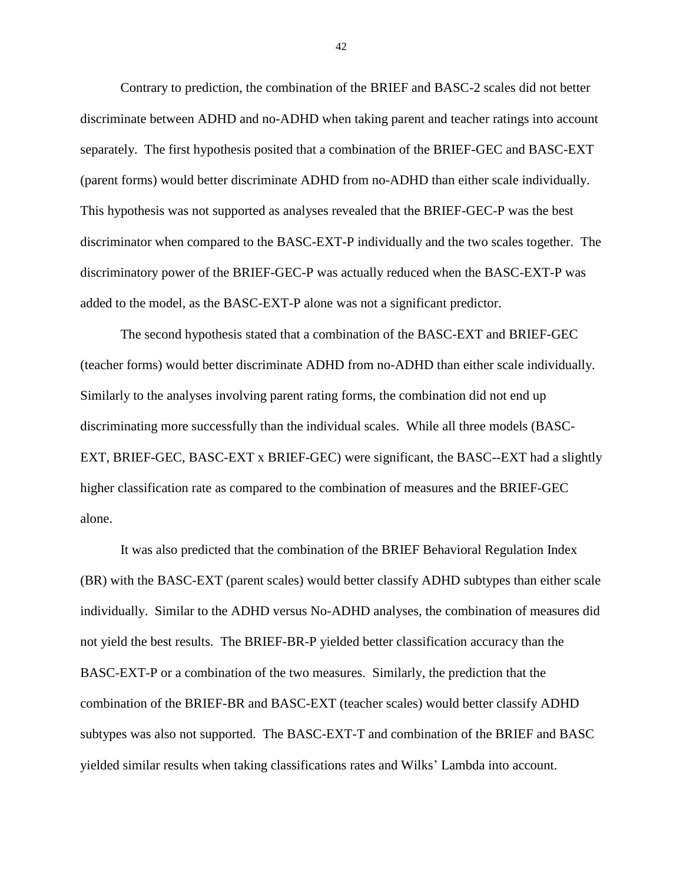Contrary to prediction, the combination of the BRIEF and BASC-2 scales did not better discriminate between ADHD and no-ADHD when taking parent and teacher ratings into account separately. The first hypothesis posited that a combination of the BRIEF-GEC and BASC-EXT (parent forms) would better discriminate ADHD from no-ADHD than either scale individually. This hypothesis was not supported as analyses revealed that the BRIEF-GEC-P was the best discriminator when compared to the BASC-EXT-P individually and the two scales together. The discriminatory power of the BRIEF-GEC-P was actually reduced when the BASC-EXT-P was added to the model, as the BASC-EXT-P alone was not a significant predictor.

The second hypothesis stated that a combination of the BASC-EXT and BRIEF-GEC (teacher forms) would better discriminate ADHD from no-ADHD than either scale individually. Similarly to the analyses involving parent rating forms, the combination did not end up discriminating more successfully than the individual scales. While all three models (BASC-EXT, BRIEF-GEC, BASC-EXT x BRIEF-GEC) were significant, the BASC--EXT had a slightly higher classification rate as compared to the combination of measures and the BRIEF-GEC alone.

It was also predicted that the combination of the BRIEF Behavioral Regulation Index (BR) with the BASC-EXT (parent scales) would better classify ADHD subtypes than either scale individually. Similar to the ADHD versus No-ADHD analyses, the combination of measures did not yield the best results. The BRIEF-BR-P yielded better classification accuracy than the BASC-EXT-P or a combination of the two measures. Similarly, the prediction that the combination of the BRIEF-BR and BASC-EXT (teacher scales) would better classify ADHD subtypes was also not supported. The BASC-EXT-T and combination of the BRIEF and BASC yielded similar results when taking classifications rates and Wilks' Lambda into account.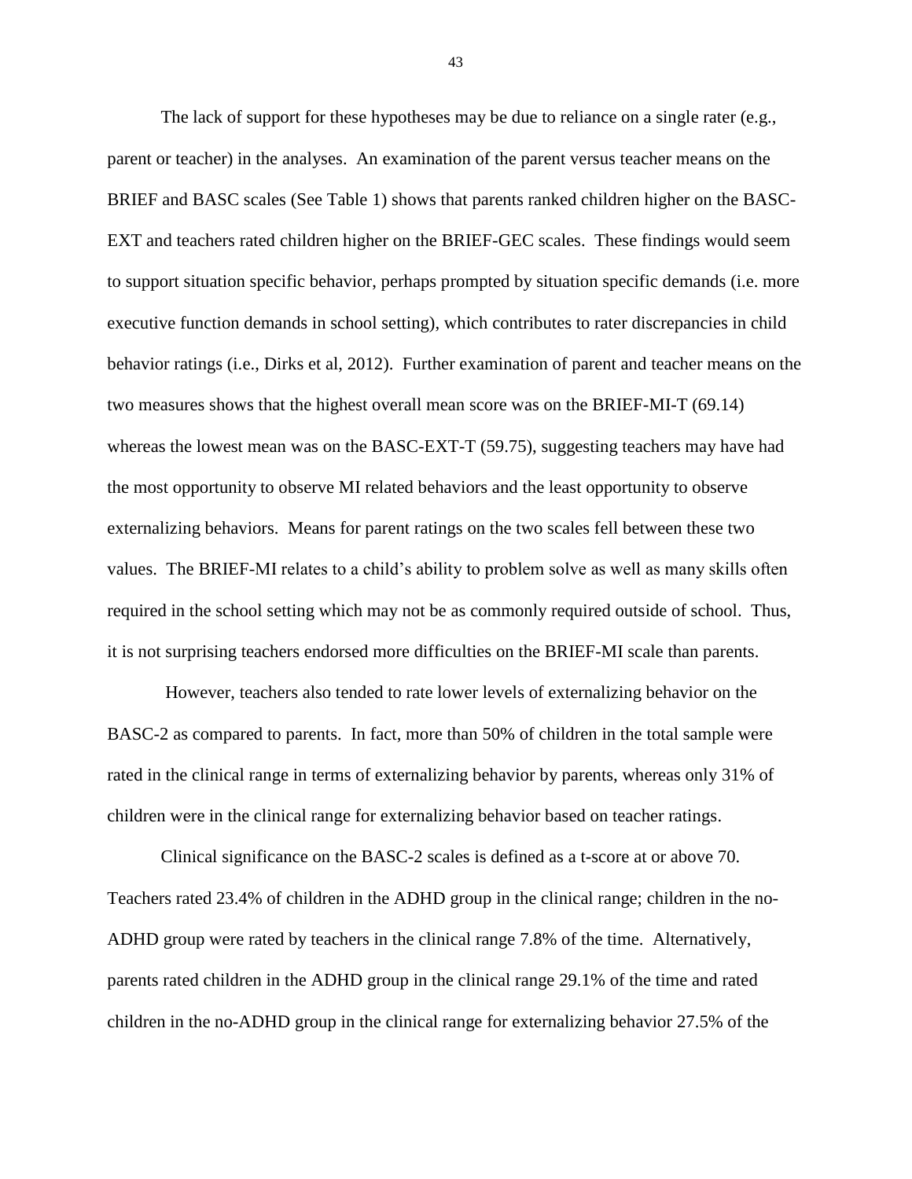The lack of support for these hypotheses may be due to reliance on a single rater (e.g., parent or teacher) in the analyses. An examination of the parent versus teacher means on the BRIEF and BASC scales (See Table 1) shows that parents ranked children higher on the BASC-EXT and teachers rated children higher on the BRIEF-GEC scales. These findings would seem to support situation specific behavior, perhaps prompted by situation specific demands (i.e. more executive function demands in school setting), which contributes to rater discrepancies in child behavior ratings (i.e., Dirks et al, 2012). Further examination of parent and teacher means on the two measures shows that the highest overall mean score was on the BRIEF-MI-T (69.14) whereas the lowest mean was on the BASC-EXT-T (59.75), suggesting teachers may have had the most opportunity to observe MI related behaviors and the least opportunity to observe externalizing behaviors. Means for parent ratings on the two scales fell between these two values. The BRIEF-MI relates to a child's ability to problem solve as well as many skills often required in the school setting which may not be as commonly required outside of school. Thus, it is not surprising teachers endorsed more difficulties on the BRIEF-MI scale than parents.

However, teachers also tended to rate lower levels of externalizing behavior on the BASC-2 as compared to parents. In fact, more than 50% of children in the total sample were rated in the clinical range in terms of externalizing behavior by parents, whereas only 31% of children were in the clinical range for externalizing behavior based on teacher ratings.

Clinical significance on the BASC-2 scales is defined as a t-score at or above 70. Teachers rated 23.4% of children in the ADHD group in the clinical range; children in the no-ADHD group were rated by teachers in the clinical range 7.8% of the time. Alternatively, parents rated children in the ADHD group in the clinical range 29.1% of the time and rated children in the no-ADHD group in the clinical range for externalizing behavior 27.5% of the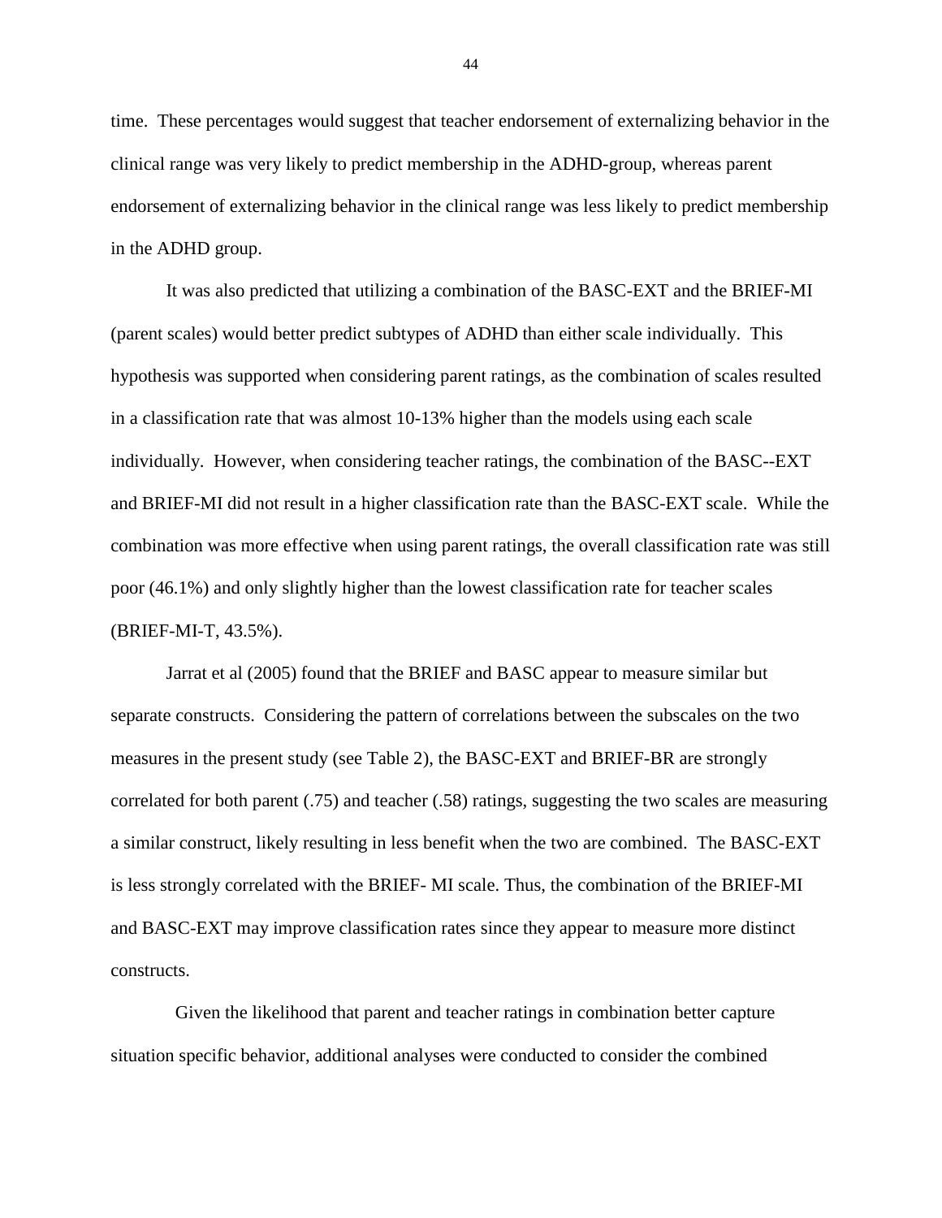time. These percentages would suggest that teacher endorsement of externalizing behavior in the clinical range was very likely to predict membership in the ADHD-group, whereas parent endorsement of externalizing behavior in the clinical range was less likely to predict membership in the ADHD group.

It was also predicted that utilizing a combination of the BASC-EXT and the BRIEF-MI (parent scales) would better predict subtypes of ADHD than either scale individually. This hypothesis was supported when considering parent ratings, as the combination of scales resulted in a classification rate that was almost 10-13% higher than the models using each scale individually. However, when considering teacher ratings, the combination of the BASC--EXT and BRIEF-MI did not result in a higher classification rate than the BASC-EXT scale. While the combination was more effective when using parent ratings, the overall classification rate was still poor (46.1%) and only slightly higher than the lowest classification rate for teacher scales (BRIEF-MI-T, 43.5%).

Jarrat et al (2005) found that the BRIEF and BASC appear to measure similar but separate constructs. Considering the pattern of correlations between the subscales on the two measures in the present study (see Table 2), the BASC-EXT and BRIEF-BR are strongly correlated for both parent (.75) and teacher (.58) ratings, suggesting the two scales are measuring a similar construct, likely resulting in less benefit when the two are combined. The BASC-EXT is less strongly correlated with the BRIEF- MI scale. Thus, the combination of the BRIEF-MI and BASC-EXT may improve classification rates since they appear to measure more distinct constructs.

Given the likelihood that parent and teacher ratings in combination better capture situation specific behavior, additional analyses were conducted to consider the combined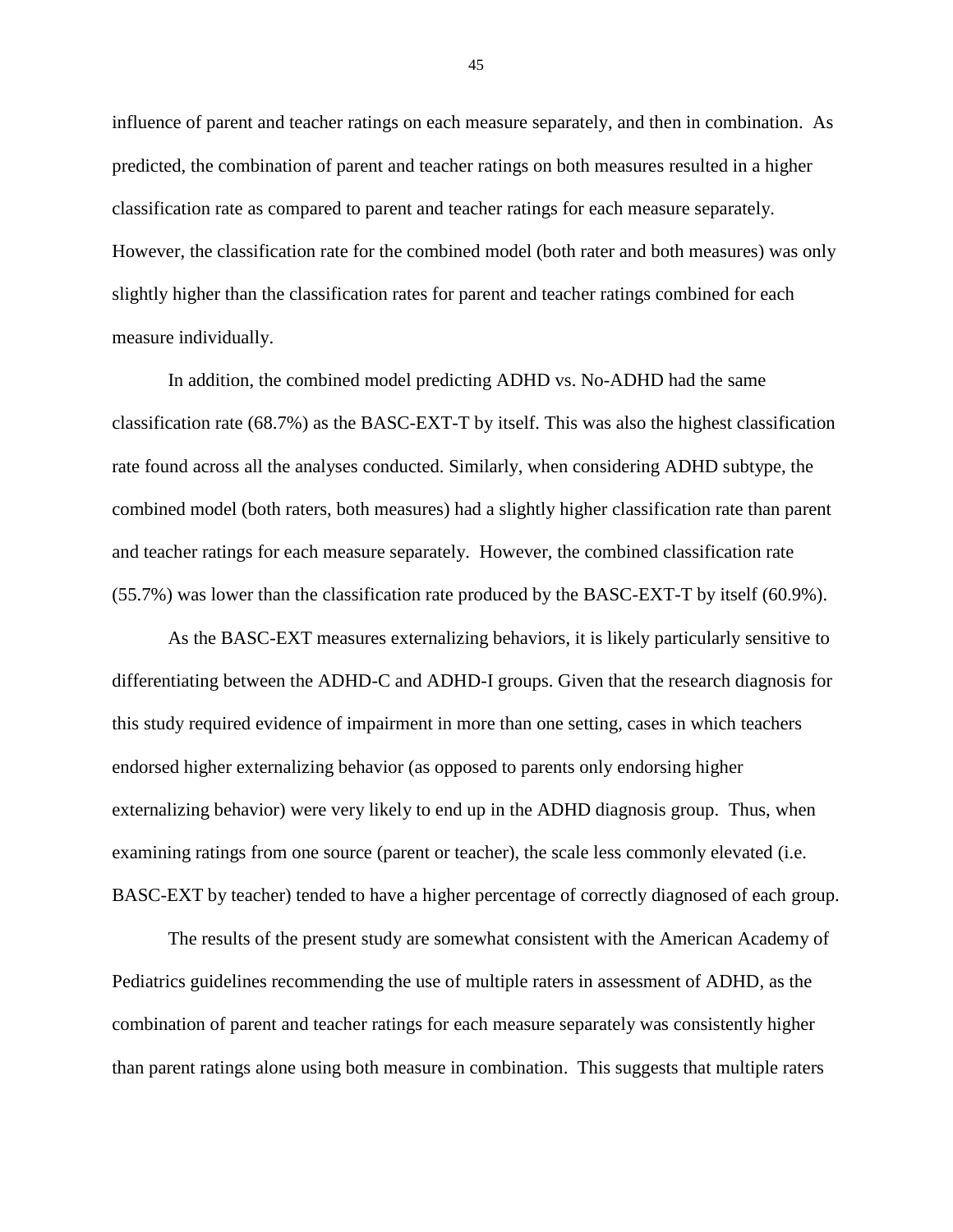influence of parent and teacher ratings on each measure separately, and then in combination. As predicted, the combination of parent and teacher ratings on both measures resulted in a higher classification rate as compared to parent and teacher ratings for each measure separately. However, the classification rate for the combined model (both rater and both measures) was only slightly higher than the classification rates for parent and teacher ratings combined for each measure individually.

In addition, the combined model predicting ADHD vs. No-ADHD had the same classification rate (68.7%) as the BASC-EXT-T by itself. This was also the highest classification rate found across all the analyses conducted. Similarly, when considering ADHD subtype, the combined model (both raters, both measures) had a slightly higher classification rate than parent and teacher ratings for each measure separately. However, the combined classification rate (55.7%) was lower than the classification rate produced by the BASC-EXT-T by itself (60.9%).

As the BASC-EXT measures externalizing behaviors, it is likely particularly sensitive to differentiating between the ADHD-C and ADHD-I groups. Given that the research diagnosis for this study required evidence of impairment in more than one setting, cases in which teachers endorsed higher externalizing behavior (as opposed to parents only endorsing higher externalizing behavior) were very likely to end up in the ADHD diagnosis group. Thus, when examining ratings from one source (parent or teacher), the scale less commonly elevated (i.e. BASC-EXT by teacher) tended to have a higher percentage of correctly diagnosed of each group.

The results of the present study are somewhat consistent with the American Academy of Pediatrics guidelines recommending the use of multiple raters in assessment of ADHD, as the combination of parent and teacher ratings for each measure separately was consistently higher than parent ratings alone using both measure in combination. This suggests that multiple raters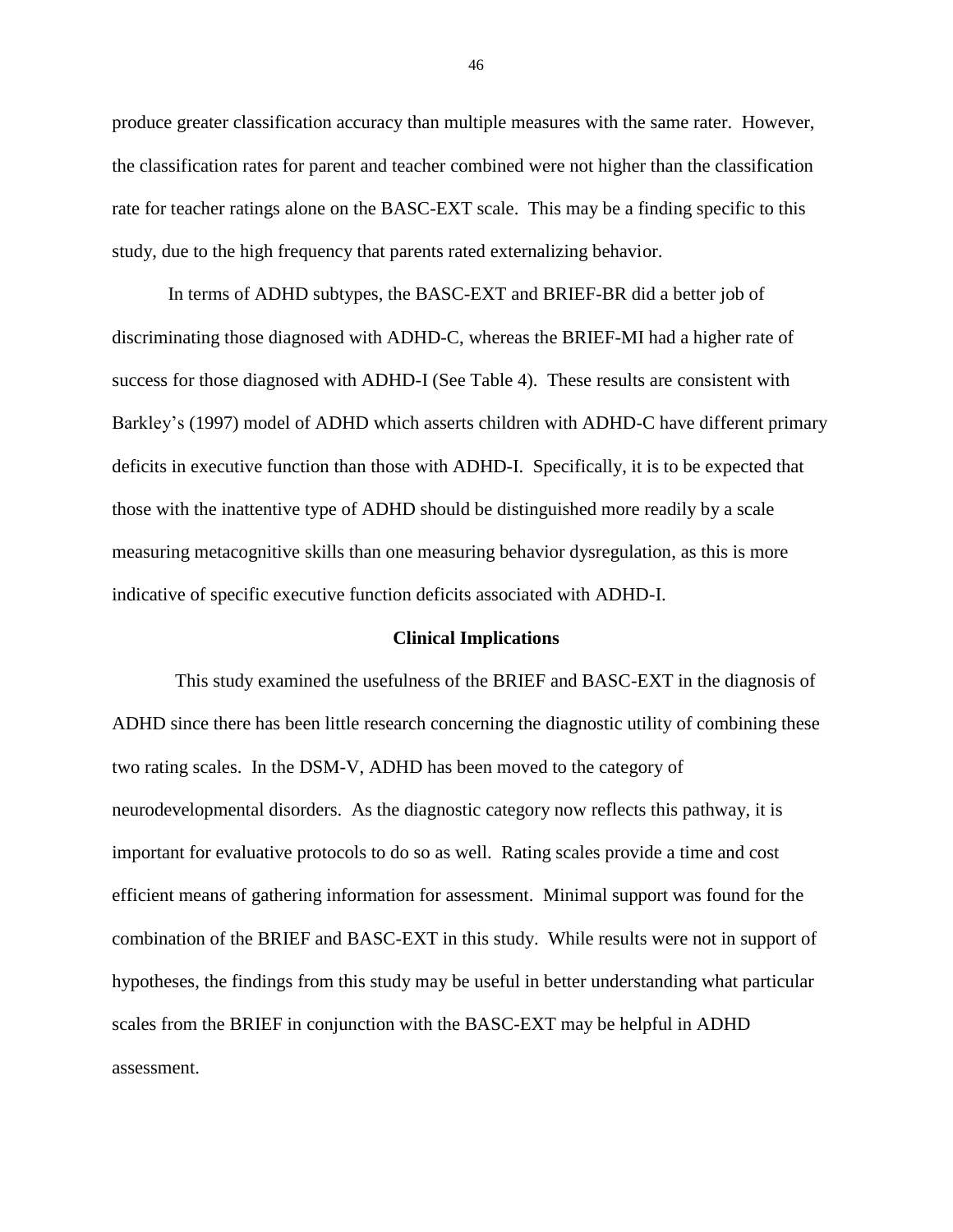produce greater classification accuracy than multiple measures with the same rater. However, the classification rates for parent and teacher combined were not higher than the classification rate for teacher ratings alone on the BASC-EXT scale. This may be a finding specific to this study, due to the high frequency that parents rated externalizing behavior.

In terms of ADHD subtypes, the BASC-EXT and BRIEF-BR did a better job of discriminating those diagnosed with ADHD-C, whereas the BRIEF-MI had a higher rate of success for those diagnosed with ADHD-I (See Table 4). These results are consistent with Barkley's (1997) model of ADHD which asserts children with ADHD-C have different primary deficits in executive function than those with ADHD-I. Specifically, it is to be expected that those with the inattentive type of ADHD should be distinguished more readily by a scale measuring metacognitive skills than one measuring behavior dysregulation, as this is more indicative of specific executive function deficits associated with ADHD-I.

## Clinical Implications

This study examined the usefulness of the BRIEF and BASC-EXT in the diagnosis of ADHD since there has been little research concerning the diagnostic utility of combining these two rating scales. In the DSM-V, ADHD has been moved to the category of neurodevelopmental disorders. As the diagnostic category now reflects this pathway, it is important for evaluative protocols to do so as well. Rating scales provide a time and cost efficient means of gathering information for assessment. Minimal support was found for the combination of the BRIEF and BASC-EXT in this study. While results were not in support of hypotheses, the findings from this study may be useful in better understanding what particular scales from the BRIEF in conjunction with the BASC-EXT may be helpful in ADHD assessment.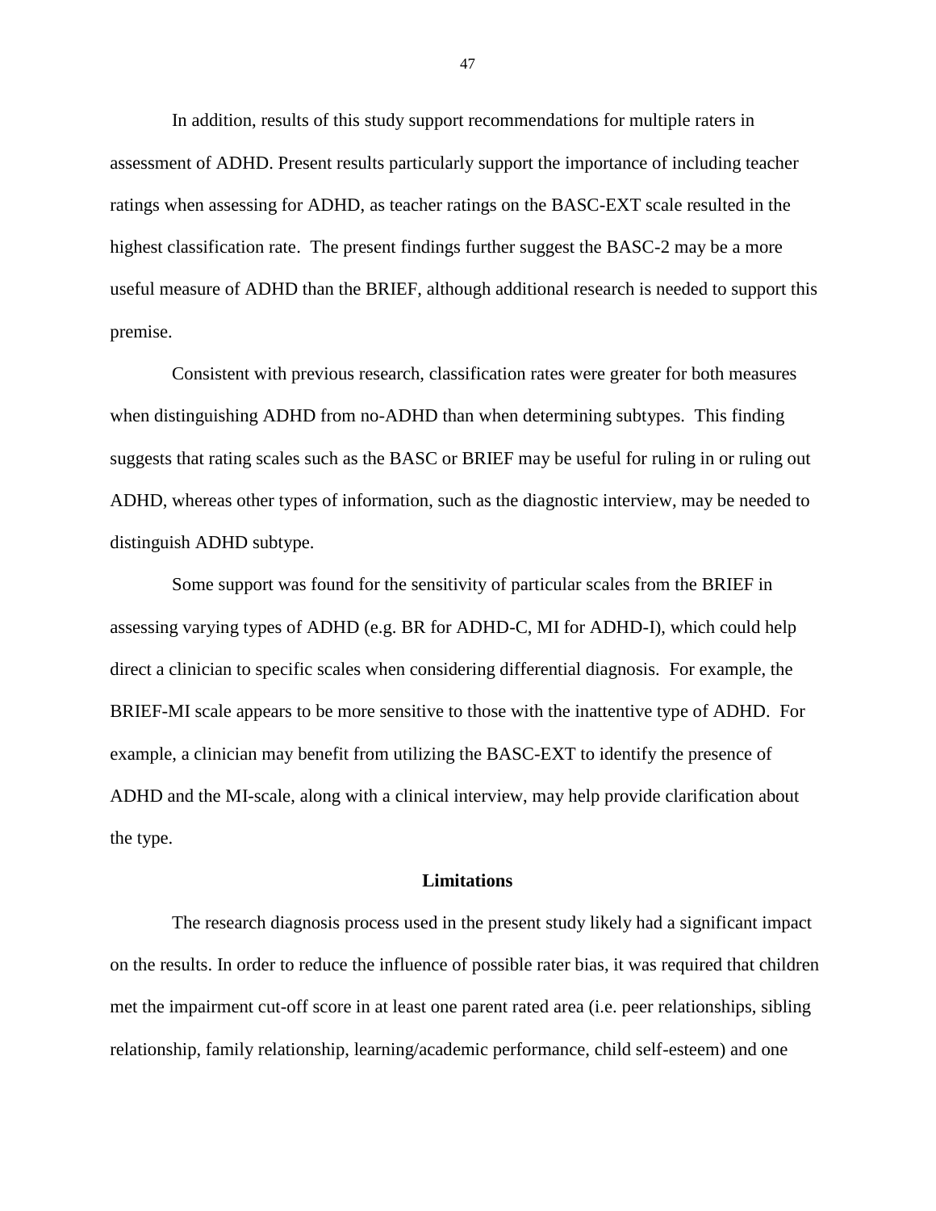In addition, results of this study support recommendations for multiple raters in assessment of ADHD. Present results particularly support the importance of including teacher ratings when assessing for ADHD, as teacher ratings on the BASC-EXT scale resulted in the highest classification rate. The present findings further suggest the BASC-2 may be a more useful measure of ADHD than the BRIEF, although additional research is needed to support this premise.

Consistent with previous research, classification rates were greater for both measures when distinguishing ADHD from no-ADHD than when determining subtypes. This finding suggests that rating scales such as the BASC or BRIEF may be useful for ruling in or ruling out ADHD, whereas other types of information, such as the diagnostic interview, may be needed to distinguish ADHD subtype.

Some support was found for the sensitivity of particular scales from the BRIEF in assessing varying types of ADHD (e.g. BR for ADHD-C, MI for ADHD-I), which could help direct a clinician to specific scales when considering differential diagnosis. For example, the BRIEF-MI scale appears to be more sensitive to those with the inattentive type of ADHD. For example, a clinician may benefit from utilizing the BASC-EXT to identify the presence of ADHD and the MI-scale, along with a clinical interview, may help provide clarification about the type.

## Limitations

The research diagnosis process used in the present study likely had a significant impact on the results. In order to reduce the influence of possible rater bias, it was required that children met the impairment cut-off score in at least one parent rated area (i.e. peer relationships, sibling relationship, family relationship, learning/academic performance, child self-esteem) and one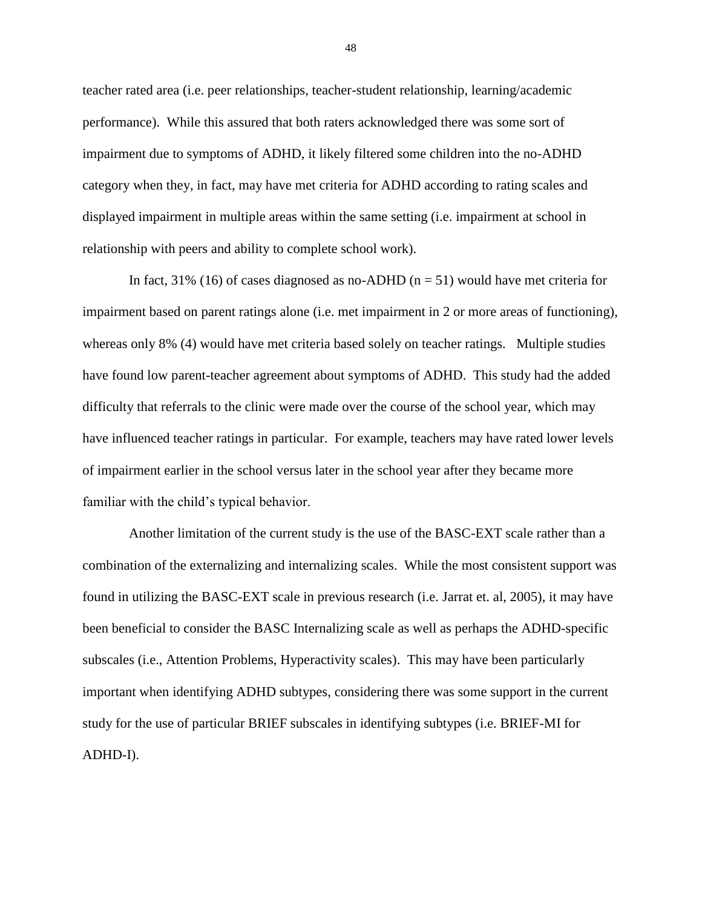teacher rated area (i.e. peer relationships, teacher-student relationship, learning/academic performance). While this assured that both raters acknowledged there was some sort of impairment due to symptoms of ADHD, it likely filtered some children into the no-ADHD category when they, in fact, may have met criteria for ADHD according to rating scales and displayed impairment in multiple areas within the same setting (i.e. impairment at school in relationship with peers and ability to complete school work).

In fact, 31% (16) of cases diagnosed as no-ADHD ($n = 51$) would have met criteria for impairment based on parent ratings alone (i.e. met impairment in 2 or more areas of functioning), whereas only 8% (4) would have met criteria based solely on teacher ratings. Multiple studies have found low parent-teacher agreement about symptoms of ADHD. This study had the added difficulty that referrals to the clinic were made over the course of the school year, which may have influenced teacher ratings in particular. For example, teachers may have rated lower levels of impairment earlier in the school versus later in the school year after they became more familiar with the child's typical behavior.

Another limitation of the current study is the use of the BASC-EXT scale rather than a combination of the externalizing and internalizing scales. While the most consistent support was found in utilizing the BASC-EXT scale in previous research (i.e. Jarrat et. al, 2005), it may have been beneficial to consider the BASC Internalizing scale as well as perhaps the ADHD-specific subscales (i.e., Attention Problems, Hyperactivity scales). This may have been particularly important when identifying ADHD subtypes, considering there was some support in the current study for the use of particular BRIEF subscales in identifying subtypes (i.e. BRIEF-MI for ADHD-I).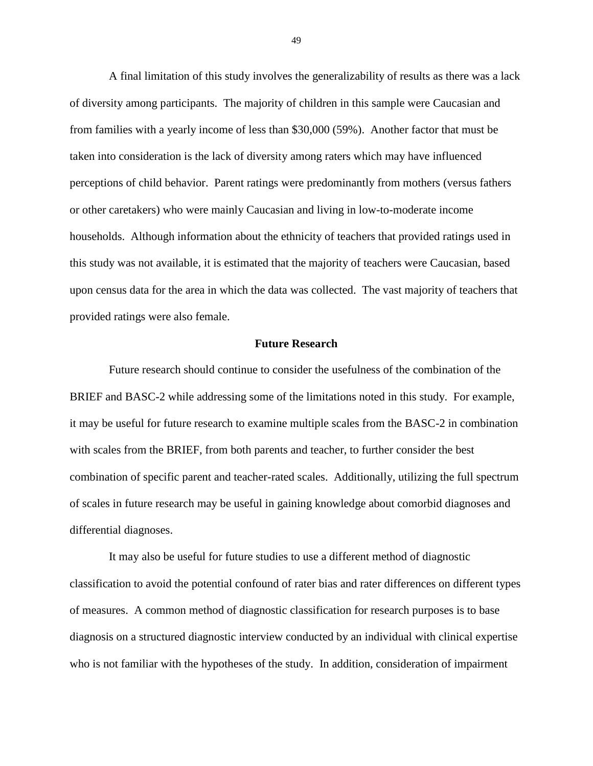A final limitation of this study involves the generalizability of results as there was a lack of diversity among participants. The majority of children in this sample were Caucasian and from families with a yearly income of less than $30,000 (59%). Another factor that must be taken into consideration is the lack of diversity among raters which may have influenced perceptions of child behavior. Parent ratings were predominantly from mothers (versus fathers or other caretakers) who were mainly Caucasian and living in low-to-moderate income households. Although information about the ethnicity of teachers that provided ratings used in this study was not available, it is estimated that the majority of teachers were Caucasian, based upon census data for the area in which the data was collected. The vast majority of teachers that provided ratings were also female.

## Future Research

Future research should continue to consider the usefulness of the combination of the BRIEF and BASC-2 while addressing some of the limitations noted in this study. For example, it may be useful for future research to examine multiple scales from the BASC-2 in combination with scales from the BRIEF, from both parents and teacher, to further consider the best combination of specific parent and teacher-rated scales. Additionally, utilizing the full spectrum of scales in future research may be useful in gaining knowledge about comorbid diagnoses and differential diagnoses.

It may also be useful for future studies to use a different method of diagnostic classification to avoid the potential confound of rater bias and rater differences on different types of measures. A common method of diagnostic classification for research purposes is to base diagnosis on a structured diagnostic interview conducted by an individual with clinical expertise who is not familiar with the hypotheses of the study. In addition, consideration of impairment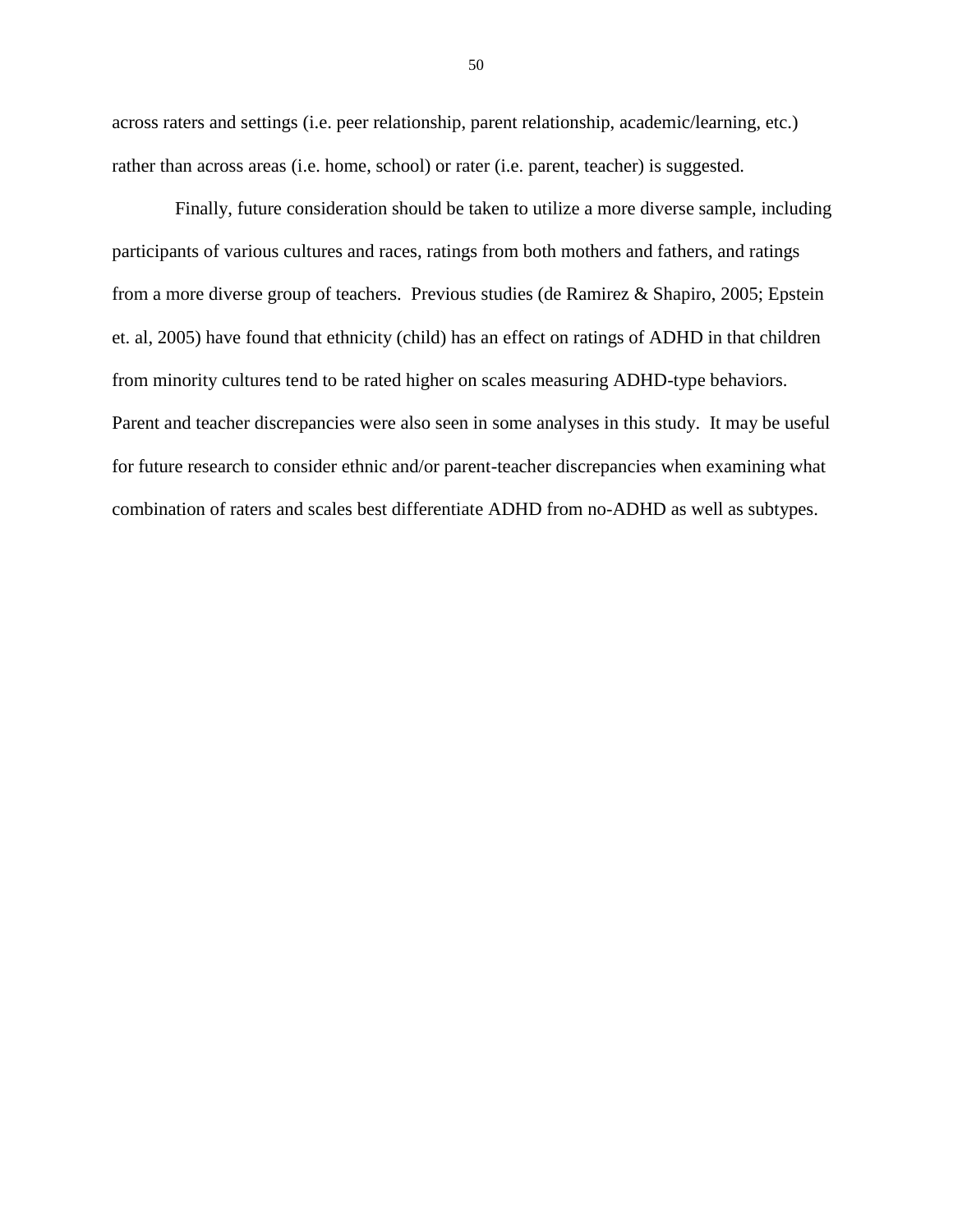across raters and settings (i.e. peer relationship, parent relationship, academic/learning, etc.) rather than across areas (i.e. home, school) or rater (i.e. parent, teacher) is suggested.

Finally, future consideration should be taken to utilize a more diverse sample, including participants of various cultures and races, ratings from both mothers and fathers, and ratings from a more diverse group of teachers. Previous studies (de Ramirez & Shapiro, 2005; Epstein et. al, 2005) have found that ethnicity (child) has an effect on ratings of ADHD in that children from minority cultures tend to be rated higher on scales measuring ADHD-type behaviors. Parent and teacher discrepancies were also seen in some analyses in this study. It may be useful for future research to consider ethnic and/or parent-teacher discrepancies when examining what combination of raters and scales best differentiate ADHD from no-ADHD as well as subtypes.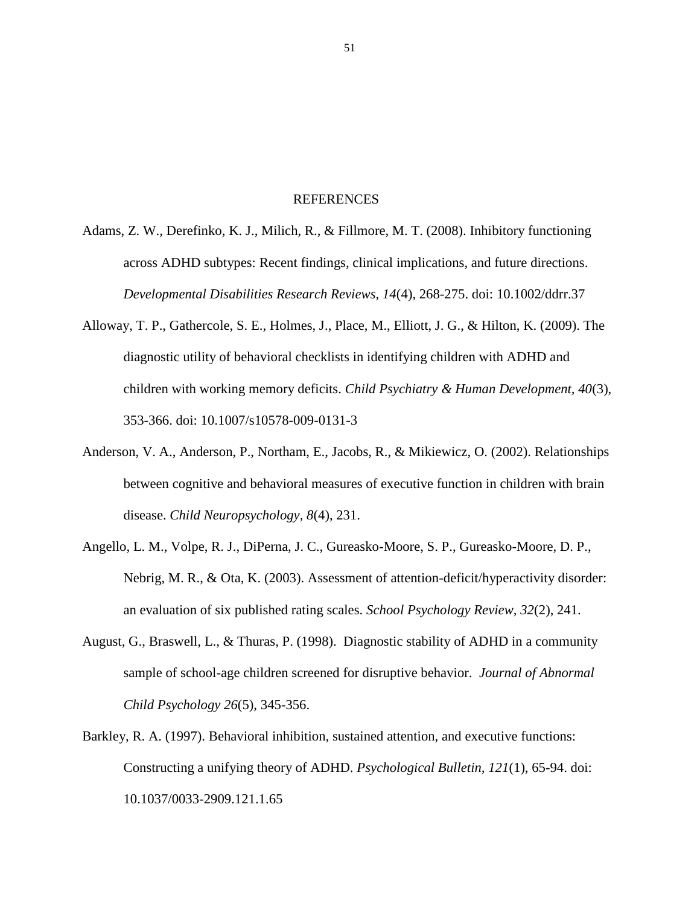# REFERENCES

Adams, Z. W., Derefinko, K. J., Milich, R., & Fillmore, M. T. (2008). Inhibitory functioning across ADHD subtypes: Recent findings, clinical implications, and future directions. *Developmental Disabilities Research Reviews, 14*(4), 268-275. doi: 10.1002/ddrr.37

Alloway, T. P., Gathercole, S. E., Holmes, J., Place, M., Elliott, J. G., & Hilton, K. (2009). The diagnostic utility of behavioral checklists in identifying children with ADHD and children with working memory deficits. *Child Psychiatry & Human Development, 40*(3), 353-366. doi: 10.1007/s10578-009-0131-3

Anderson, V. A., Anderson, P., Northam, E., Jacobs, R., & Mikiewicz, O. (2002). Relationships between cognitive and behavioral measures of executive function in children with brain disease. *Child Neuropsychology, 8*(4), 231.

Angello, L. M., Volpe, R. J., DiPerna, J. C., Gureasko-Moore, S. P., Gureasko-Moore, D. P., Nebrig, M. R., & Ota, K. (2003). Assessment of attention-deficit/hyperactivity disorder: an evaluation of six published rating scales. *School Psychology Review, 32*(2), 241.

August, G., Braswell, L., & Thuras, P. (1998). Diagnostic stability of ADHD in a community sample of school-age children screened for disruptive behavior. *Journal of Abnormal Child Psychology 26*(5), 345-356.

Barkley, R. A. (1997). Behavioral inhibition, sustained attention, and executive functions: Constructing a unifying theory of ADHD. *Psychological Bulletin, 121*(1), 65-94. doi: 10.1037/0033-2909.121.1.65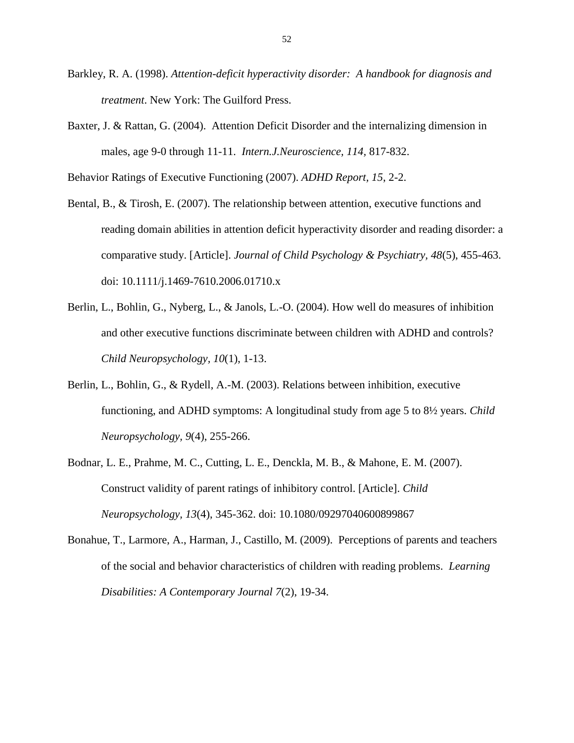Barkley, R. A. (1998). *Attention-deficit hyperactivity disorder: A handbook for diagnosis and treatment*. New York: The Guilford Press.

Baxter, J. & Rattan, G. (2004). Attention Deficit Disorder and the internalizing dimension in males, age 9-0 through 11-11. *Intern.J.Neuroscience, 114,* 817-832.

Behavior Ratings of Executive Functioning (2007). *ADHD Report, 15*, 2-2.

Bental, B., & Tirosh, E. (2007). The relationship between attention, executive functions and reading domain abilities in attention deficit hyperactivity disorder and reading disorder: a comparative study. [Article]. *Journal of Child Psychology & Psychiatry, 48*(5), 455-463. doi: 10.1111/j.1469-7610.2006.01710.x

Berlin, L., Bohlin, G., Nyberg, L., & Janols, L.-O. (2004). How well do measures of inhibition and other executive functions discriminate between children with ADHD and controls? *Child Neuropsychology, 10*(1), 1-13.

Berlin, L., Bohlin, G., & Rydell, A.-M. (2003). Relations between inhibition, executive functioning, and ADHD symptoms: A longitudinal study from age 5 to 8½ years. *Child Neuropsychology, 9*(4), 255-266.

Bodnar, L. E., Prahme, M. C., Cutting, L. E., Denckla, M. B., & Mahone, E. M. (2007). Construct validity of parent ratings of inhibitory control. [Article]. *Child Neuropsychology, 13*(4), 345-362. doi: 10.1080/09297040600899867

Bonahue, T., Larmore, A., Harman, J., Castillo, M. (2009). Perceptions of parents and teachers of the social and behavior characteristics of children with reading problems. *Learning Disabilities: A Contemporary Journal 7*(2), 19-34.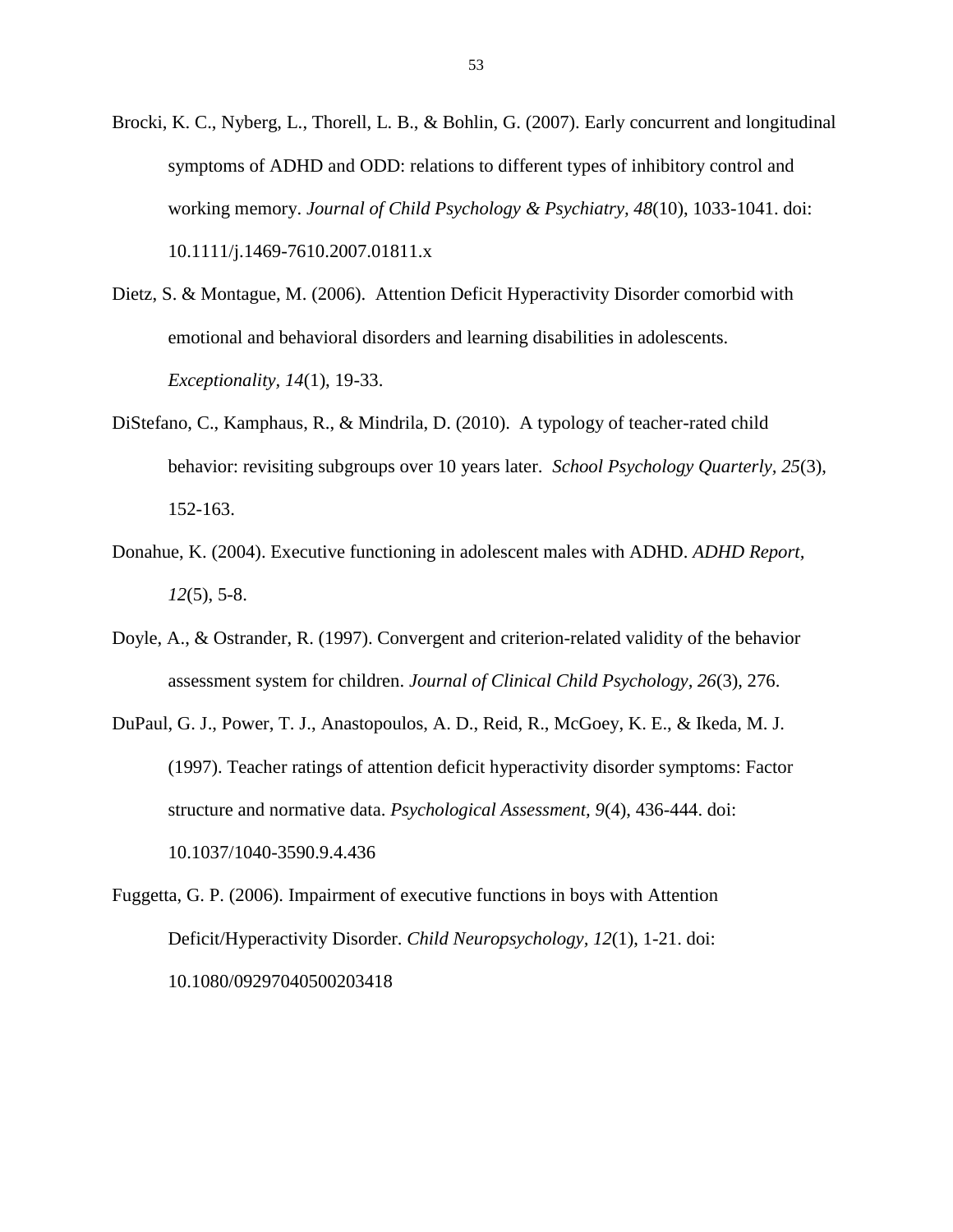Brocki, K. C., Nyberg, L., Thorell, L. B., & Bohlin, G. (2007). Early concurrent and longitudinal symptoms of ADHD and ODD: relations to different types of inhibitory control and working memory. *Journal of Child Psychology & Psychiatry, 48*(10), 1033-1041. doi: 10.1111/j.1469-7610.2007.01811.x

Dietz, S. & Montague, M. (2006). Attention Deficit Hyperactivity Disorder comorbid with emotional and behavioral disorders and learning disabilities in adolescents. *Exceptionality, 14*(1), 19-33.

DiStefano, C., Kamphaus, R., & Mindrila, D. (2010). A typology of teacher-rated child behavior: revisiting subgroups over 10 years later. *School Psychology Quarterly, 25*(3), 152-163.

Donahue, K. (2004). Executive functioning in adolescent males with ADHD. *ADHD Report, 12*(5), 5-8.

Doyle, A., & Ostrander, R. (1997). Convergent and criterion-related validity of the behavior assessment system for children. *Journal of Clinical Child Psychology, 26*(3), 276.

DuPaul, G. J., Power, T. J., Anastopoulos, A. D., Reid, R., McGoey, K. E., & Ikeda, M. J. (1997). Teacher ratings of attention deficit hyperactivity disorder symptoms: Factor structure and normative data. *Psychological Assessment, 9*(4), 436-444. doi: 10.1037/1040-3590.9.4.436

Fuggetta, G. P. (2006). Impairment of executive functions in boys with Attention Deficit/Hyperactivity Disorder. *Child Neuropsychology, 12*(1), 1-21. doi: 10.1080/09297040500203418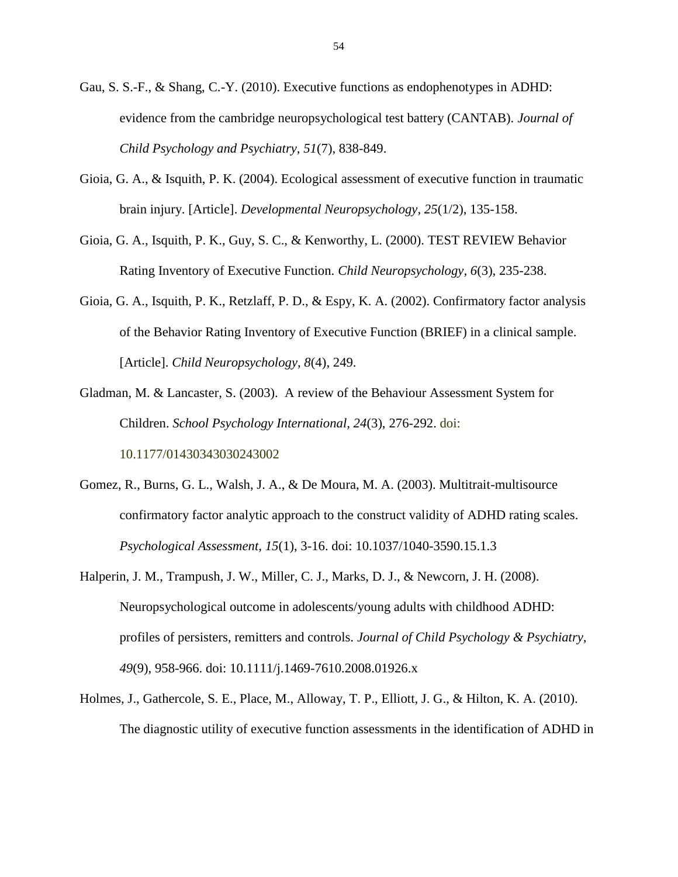Gau, S. S.-F., & Shang, C.-Y. (2010). Executive functions as endophenotypes in ADHD: evidence from the cambridge neuropsychological test battery (CANTAB). *Journal of Child Psychology and Psychiatry, 51*(7), 838-849.

Gioia, G. A., & Isquith, P. K. (2004). Ecological assessment of executive function in traumatic brain injury. [Article]. *Developmental Neuropsychology, 25*(1/2), 135-158.

Gioia, G. A., Isquith, P. K., Guy, S. C., & Kenworthy, L. (2000). TEST REVIEW Behavior Rating Inventory of Executive Function. *Child Neuropsychology, 6*(3), 235-238.

Gioia, G. A., Isquith, P. K., Retzlaff, P. D., & Espy, K. A. (2002). Confirmatory factor analysis of the Behavior Rating Inventory of Executive Function (BRIEF) in a clinical sample. [Article]. *Child Neuropsychology, 8*(4), 249.

Gladman, M. & Lancaster, S. (2003). A review of the Behaviour Assessment System for Children. *School Psychology International, 24*(3), 276-292. doi: 10.1177/01430343030243002

Gomez, R., Burns, G. L., Walsh, J. A., & De Moura, M. A. (2003). Multitrait-multisource confirmatory factor analytic approach to the construct validity of ADHD rating scales. *Psychological Assessment, 15*(1), 3-16. doi: 10.1037/1040-3590.15.1.3

Halperin, J. M., Trampush, J. W., Miller, C. J., Marks, D. J., & Newcorn, J. H. (2008). Neuropsychological outcome in adolescents/young adults with childhood ADHD: profiles of persisters, remitters and controls. *Journal of Child Psychology & Psychiatry, 49*(9), 958-966. doi: 10.1111/j.1469-7610.2008.01926.x

Holmes, J., Gathercole, S. E., Place, M., Alloway, T. P., Elliott, J. G., & Hilton, K. A. (2010). The diagnostic utility of executive function assessments in the identification of ADHD in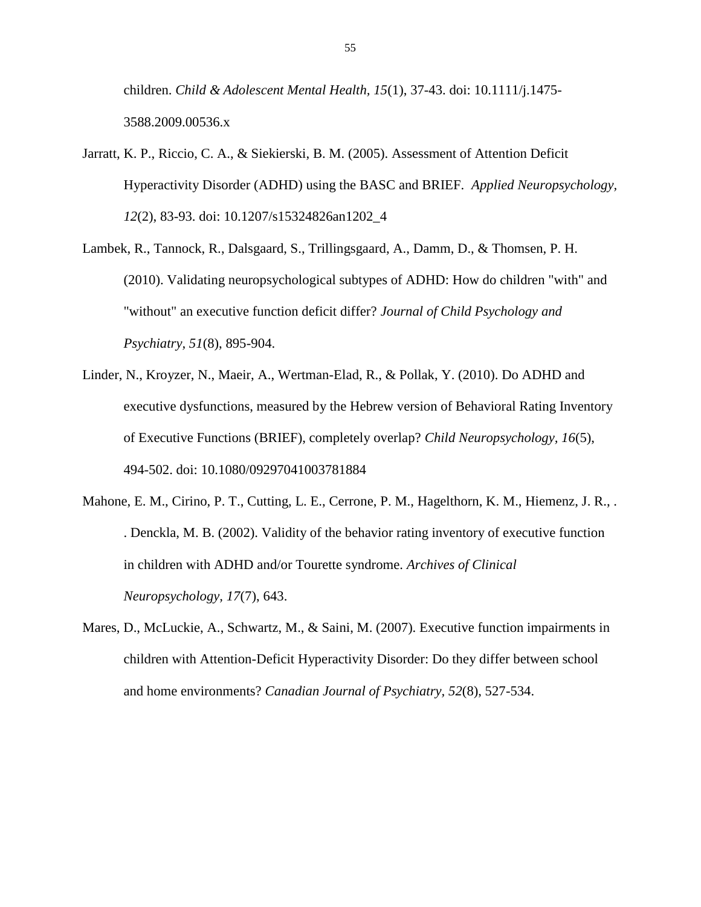children. *Child & Adolescent Mental Health, 15*(1), 37-43. doi: 10.1111/j.1475-3588.2009.00536.x

Jarratt, K. P., Riccio, C. A., & Siekierski, B. M. (2005). Assessment of Attention Deficit Hyperactivity Disorder (ADHD) using the BASC and BRIEF. *Applied Neuropsychology, 12*(2), 83-93. doi: 10.1207/s15324826an1202_4

Lambek, R., Tannock, R., Dalsgaard, S., Trillingsgaard, A., Damm, D., & Thomsen, P. H. (2010). Validating neuropsychological subtypes of ADHD: How do children "with" and "without" an executive function deficit differ? *Journal of Child Psychology and Psychiatry, 51*(8), 895-904.

Linder, N., Kroyzer, N., Maeir, A., Wertman-Elad, R., & Pollak, Y. (2010). Do ADHD and executive dysfunctions, measured by the Hebrew version of Behavioral Rating Inventory of Executive Functions (BRIEF), completely overlap? *Child Neuropsychology, 16*(5), 494-502. doi: 10.1080/09297041003781884

Mahone, E. M., Cirino, P. T., Cutting, L. E., Cerrone, P. M., Hagelthorn, K. M., Hiemenz, J. R., . . Denckla, M. B. (2002). Validity of the behavior rating inventory of executive function in children with ADHD and/or Tourette syndrome. *Archives of Clinical Neuropsychology, 17*(7), 643.

Mares, D., McLuckie, A., Schwartz, M., & Saini, M. (2007). Executive function impairments in children with Attention-Deficit Hyperactivity Disorder: Do they differ between school and home environments? *Canadian Journal of Psychiatry, 52*(8), 527-534.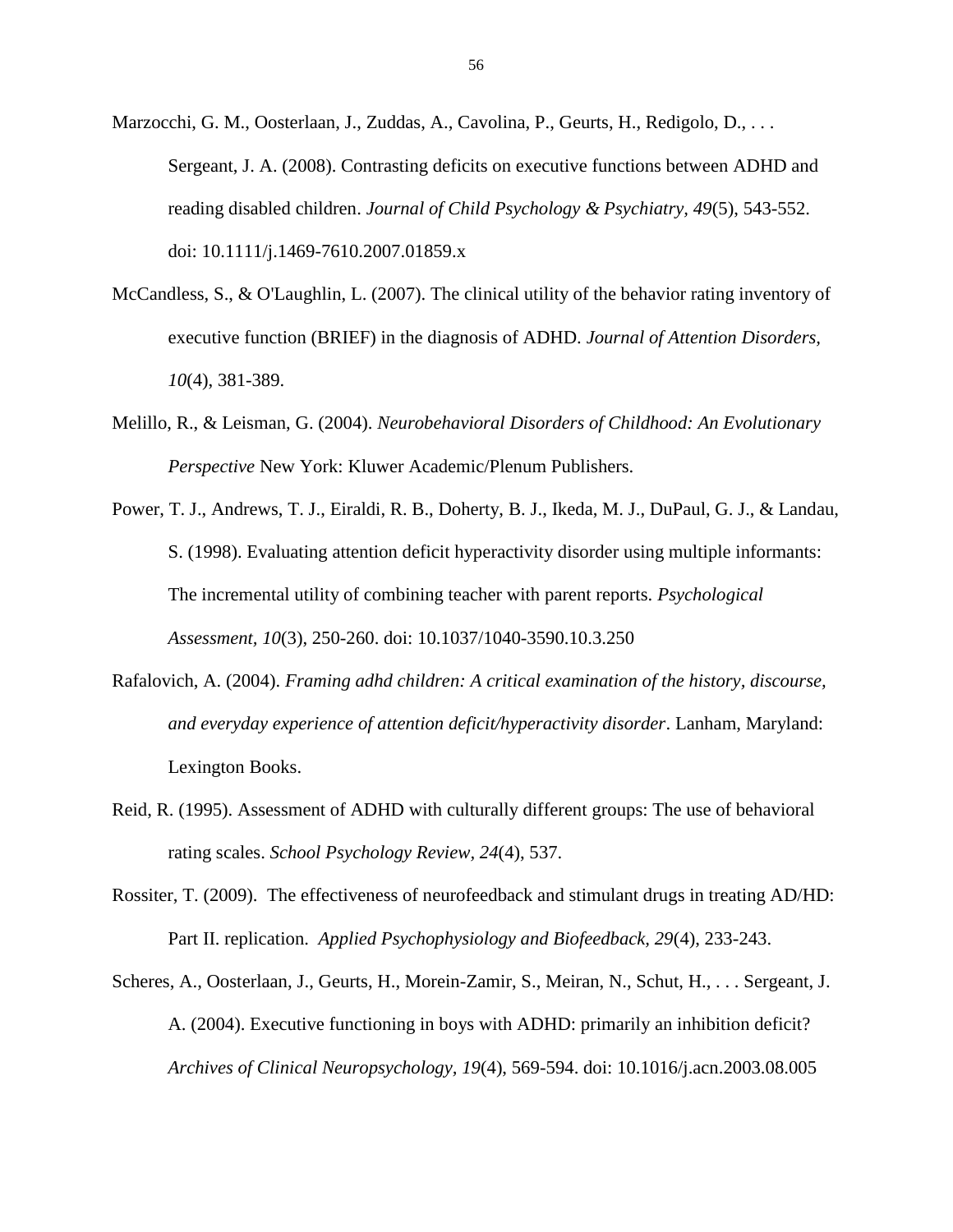Marzocchi, G. M., Oosterlaan, J., Zuddas, A., Cavolina, P., Geurts, H., Redigolo, D., . . . Sergeant, J. A. (2008). Contrasting deficits on executive functions between ADHD and reading disabled children. *Journal of Child Psychology & Psychiatry*, *49*(5), 543-552. doi: 10.1111/j.1469-7610.2007.01859.x

McCandless, S., & O'Laughlin, L. (2007). The clinical utility of the behavior rating inventory of executive function (BRIEF) in the diagnosis of ADHD. *Journal of Attention Disorders, 10*(4), 381-389.

Melillo, R., & Leisman, G. (2004). *Neurobehavioral Disorders of Childhood: An Evolutionary Perspective* New York: Kluwer Academic/Plenum Publishers.

Power, T. J., Andrews, T. J., Eiraldi, R. B., Doherty, B. J., Ikeda, M. J., DuPaul, G. J., & Landau, S. (1998). Evaluating attention deficit hyperactivity disorder using multiple informants: The incremental utility of combining teacher with parent reports. *Psychological Assessment, 10*(3), 250-260. doi: 10.1037/1040-3590.10.3.250

Rafalovich, A. (2004). *Framing adhd children: A critical examination of the history, discourse, and everyday experience of attention deficit/hyperactivity disorder*. Lanham, Maryland: Lexington Books.

Reid, R. (1995). Assessment of ADHD with culturally different groups: The use of behavioral rating scales. *School Psychology Review, 24*(4), 537.

Rossiter, T. (2009). The effectiveness of neurofeedback and stimulant drugs in treating AD/HD: Part II. replication. *Applied Psychophysiology and Biofeedback, 29*(4), 233-243.

Scheres, A., Oosterlaan, J., Geurts, H., Morein-Zamir, S., Meiran, N., Schut, H., . . . Sergeant, J. A. (2004). Executive functioning in boys with ADHD: primarily an inhibition deficit? *Archives of Clinical Neuropsychology, 19*(4), 569-594. doi: 10.1016/j.acn.2003.08.005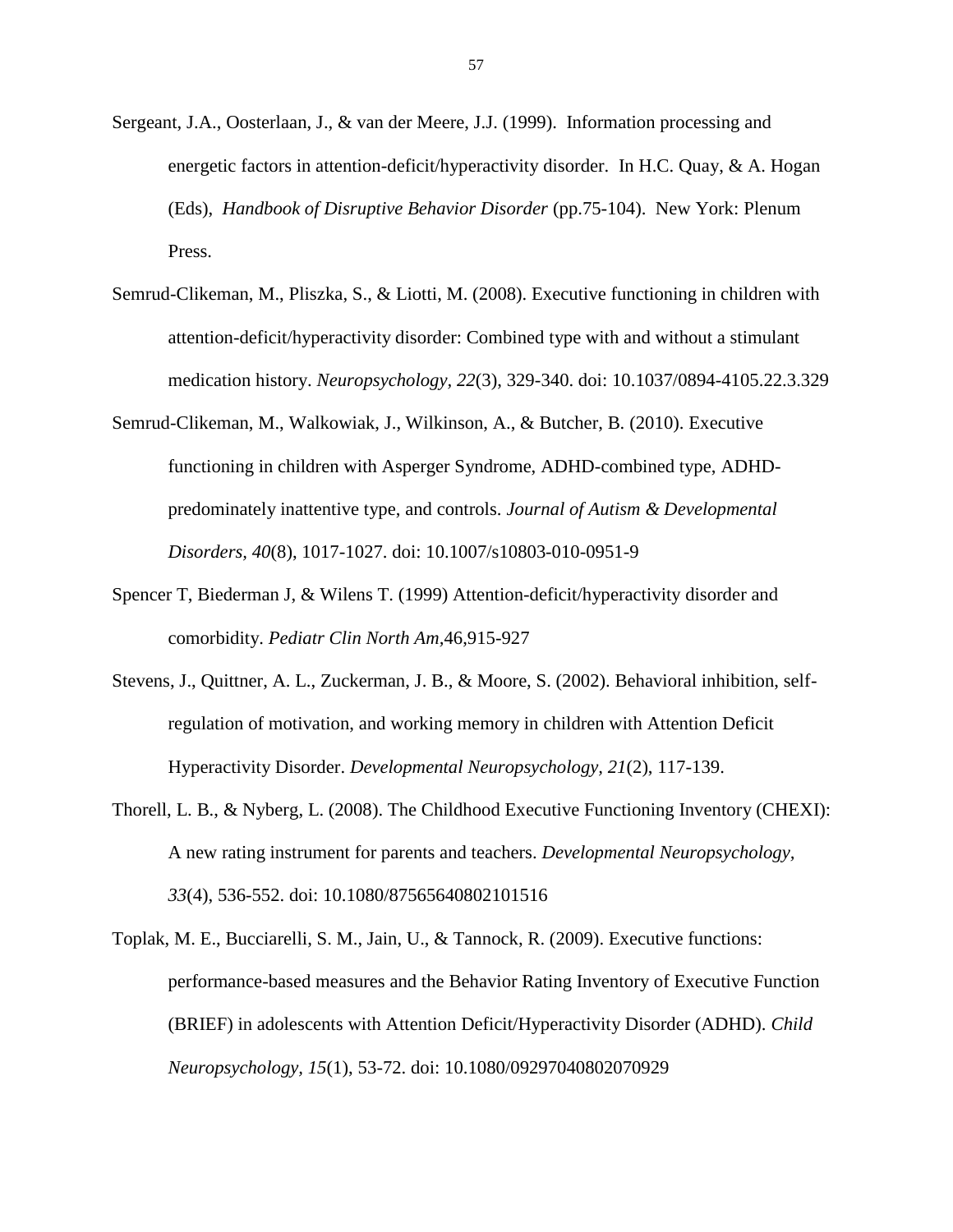Sergeant, J.A., Oosterlaan, J., & van der Meere, J.J. (1999). Information processing and energetic factors in attention-deficit/hyperactivity disorder. In H.C. Quay, & A. Hogan (Eds), *Handbook of Disruptive Behavior Disorder* (pp.75-104). New York: Plenum Press.

Semrud-Clikeman, M., Pliszka, S., & Liotti, M. (2008). Executive functioning in children with attention-deficit/hyperactivity disorder: Combined type with and without a stimulant medication history. *Neuropsychology, 22*(3), 329-340. doi: 10.1037/0894-4105.22.3.329

Semrud-Clikeman, M., Walkowiak, J., Wilkinson, A., & Butcher, B. (2010). Executive functioning in children with Asperger Syndrome, ADHD-combined type, ADHD-predominately inattentive type, and controls. *Journal of Autism & Developmental Disorders, 40*(8), 1017-1027. doi: 10.1007/s10803-010-0951-9

Spencer T, Biederman J, & Wilens T. (1999) Attention-deficit/hyperactivity disorder and comorbidity. *Pediatr Clin North Am,*46,915-927

Stevens, J., Quittner, A. L., Zuckerman, J. B., & Moore, S. (2002). Behavioral inhibition, self-regulation of motivation, and working memory in children with Attention Deficit Hyperactivity Disorder. *Developmental Neuropsychology, 21*(2), 117-139.

Thorell, L. B., & Nyberg, L. (2008). The Childhood Executive Functioning Inventory (CHEXI): A new rating instrument for parents and teachers. *Developmental Neuropsychology, 33*(4), 536-552. doi: 10.1080/87565640802101516

Toplak, M. E., Bucciarelli, S. M., Jain, U., & Tannock, R. (2009). Executive functions: performance-based measures and the Behavior Rating Inventory of Executive Function (BRIEF) in adolescents with Attention Deficit/Hyperactivity Disorder (ADHD). *Child Neuropsychology, 15*(1), 53-72. doi: 10.1080/09297040802070929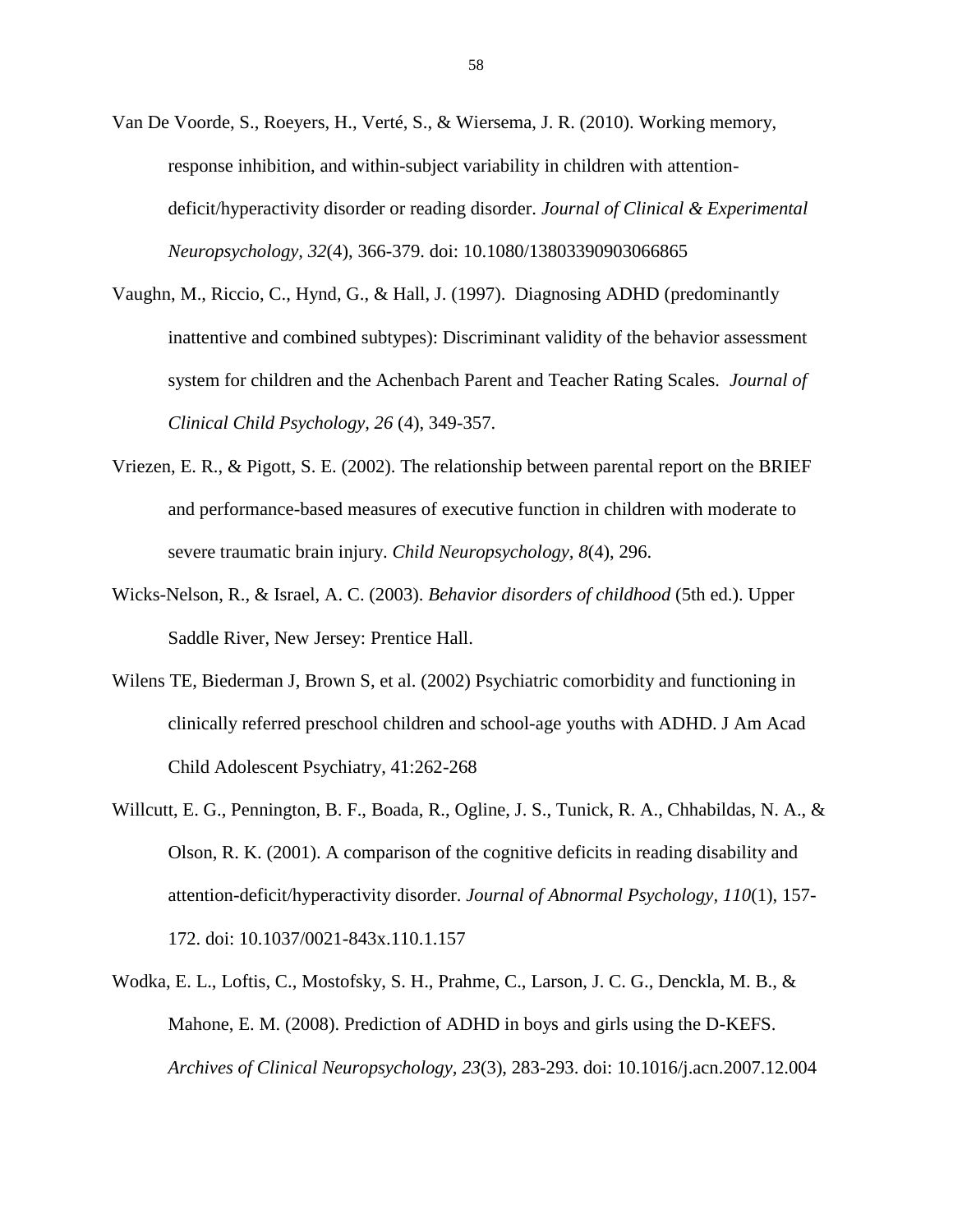Van De Voorde, S., Roeyers, H., Verté, S., & Wiersema, J. R. (2010). Working memory, response inhibition, and within-subject variability in children with attention-deficit/hyperactivity disorder or reading disorder. *Journal of Clinical & Experimental Neuropsychology, 32*(4), 366-379. doi: 10.1080/13803390903066865

Vaughn, M., Riccio, C., Hynd, G., & Hall, J. (1997). Diagnosing ADHD (predominantly inattentive and combined subtypes): Discriminant validity of the behavior assessment system for children and the Achenbach Parent and Teacher Rating Scales. *Journal of Clinical Child Psychology, 26* (4), 349-357.

Vriezen, E. R., & Pigott, S. E. (2002). The relationship between parental report on the BRIEF and performance-based measures of executive function in children with moderate to severe traumatic brain injury. *Child Neuropsychology, 8*(4), 296.

Wicks-Nelson, R., & Israel, A. C. (2003). *Behavior disorders of childhood* (5th ed.). Upper Saddle River, New Jersey: Prentice Hall.

Wilens TE, Biederman J, Brown S, et al. (2002) Psychiatric comorbidity and functioning in clinically referred preschool children and school-age youths with ADHD. J Am Acad Child Adolescent Psychiatry, 41:262-268

Willcutt, E. G., Pennington, B. F., Boada, R., Ogline, J. S., Tunick, R. A., Chhabildas, N. A., & Olson, R. K. (2001). A comparison of the cognitive deficits in reading disability and attention-deficit/hyperactivity disorder. *Journal of Abnormal Psychology, 110*(1), 157-172. doi: 10.1037/0021-843x.110.1.157

Wodka, E. L., Loftis, C., Mostofsky, S. H., Prahme, C., Larson, J. C. G., Denckla, M. B., & Mahone, E. M. (2008). Prediction of ADHD in boys and girls using the D-KEFS. *Archives of Clinical Neuropsychology, 23*(3), 283-293. doi: 10.1016/j.acn.2007.12.004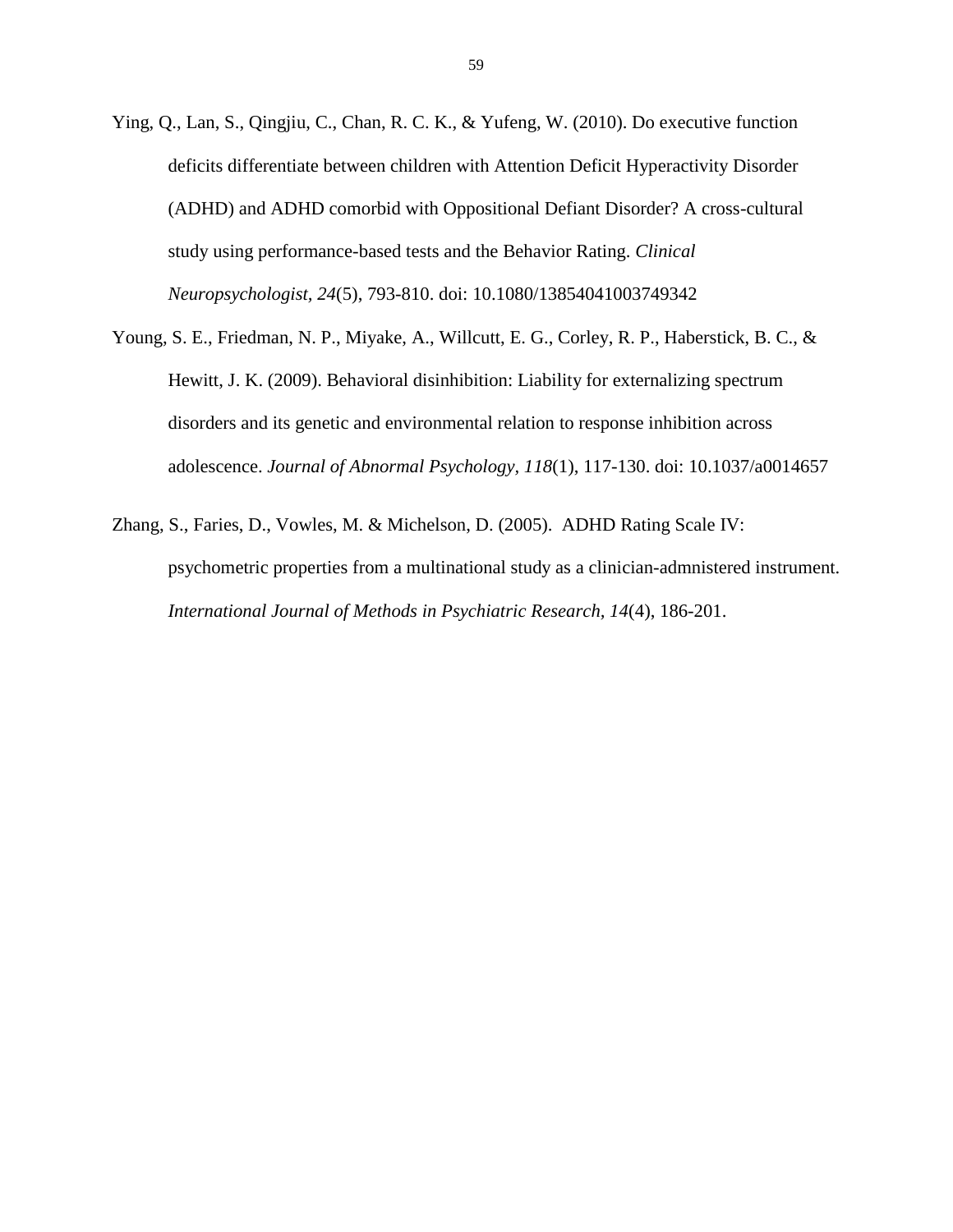Ying, Q., Lan, S., Qingjiu, C., Chan, R. C. K., & Yufeng, W. (2010). Do executive function deficits differentiate between children with Attention Deficit Hyperactivity Disorder (ADHD) and ADHD comorbid with Oppositional Defiant Disorder? A cross-cultural study using performance-based tests and the Behavior Rating. *Clinical Neuropsychologist, 24*(5), 793-810. doi: 10.1080/13854041003749342

Young, S. E., Friedman, N. P., Miyake, A., Willcutt, E. G., Corley, R. P., Haberstick, B. C., & Hewitt, J. K. (2009). Behavioral disinhibition: Liability for externalizing spectrum disorders and its genetic and environmental relation to response inhibition across adolescence. *Journal of Abnormal Psychology, 118*(1), 117-130. doi: 10.1037/a0014657

Zhang, S., Faries, D., Vowles, M. & Michelson, D. (2005). ADHD Rating Scale IV: psychometric properties from a multinational study as a clinician-admnistered instrument. *International Journal of Methods in Psychiatric Research*, *14*(4), 186-201.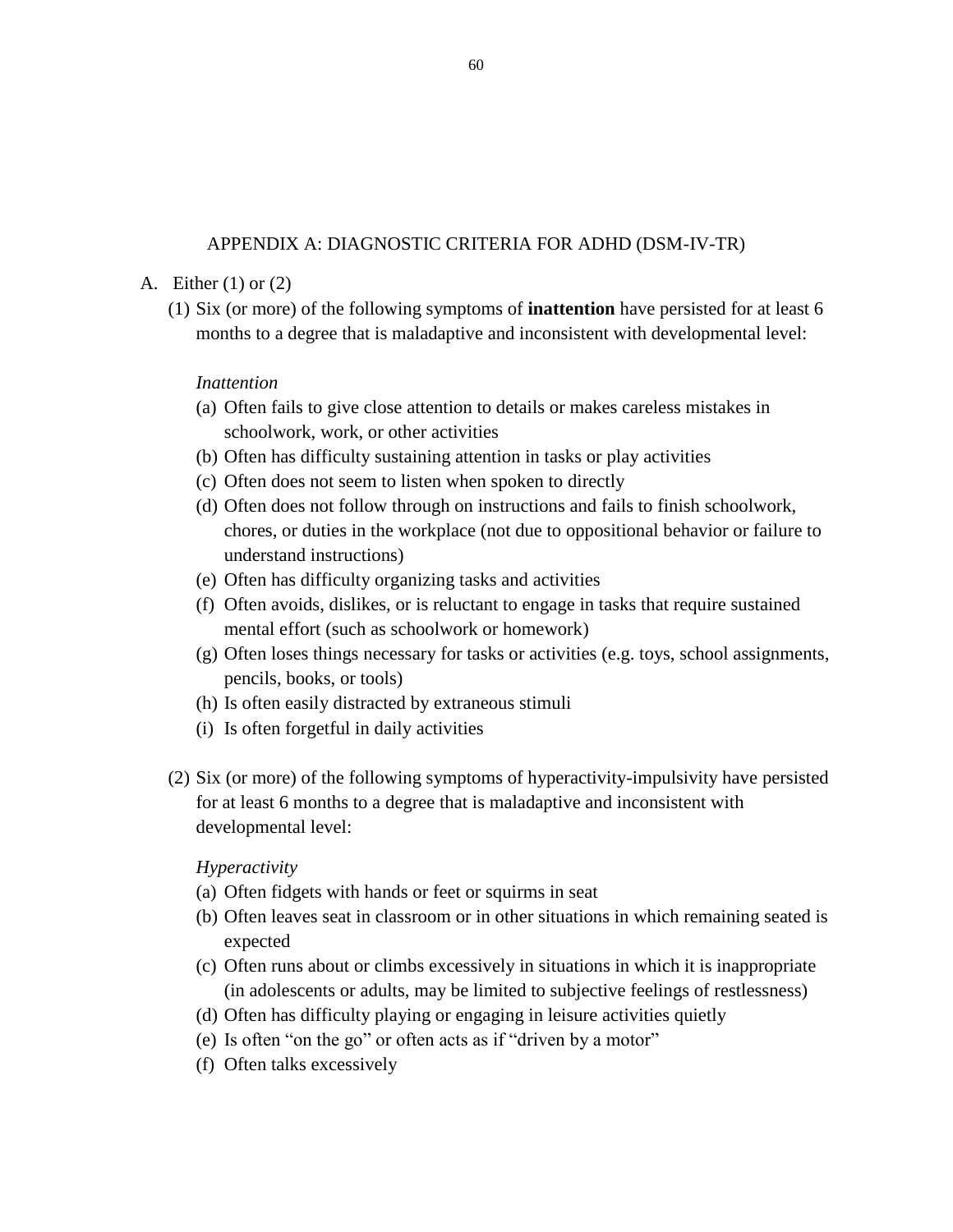## APPENDIX A: DIAGNOSTIC CRITERIA FOR ADHD (DSM-IV-TR)

A. Either (1) or (2)

(1) Six (or more) of the following symptoms of **inattention** have persisted for at least 6 months to a degree that is maladaptive and inconsistent with developmental level:

*Inattention*

(a) Often fails to give close attention to details or makes careless mistakes in schoolwork, work, or other activities

(b) Often has difficulty sustaining attention in tasks or play activities

(c) Often does not seem to listen when spoken to directly

(d) Often does not follow through on instructions and fails to finish schoolwork, chores, or duties in the workplace (not due to oppositional behavior or failure to understand instructions)

(e) Often has difficulty organizing tasks and activities

(f) Often avoids, dislikes, or is reluctant to engage in tasks that require sustained mental effort (such as schoolwork or homework)

(g) Often loses things necessary for tasks or activities (e.g. toys, school assignments, pencils, books, or tools)

(h) Is often easily distracted by extraneous stimuli

(i) Is often forgetful in daily activities

(2) Six (or more) of the following symptoms of hyperactivity-impulsivity have persisted for at least 6 months to a degree that is maladaptive and inconsistent with developmental level:

*Hyperactivity*

(a) Often fidgets with hands or feet or squirms in seat

(b) Often leaves seat in classroom or in other situations in which remaining seated is expected

(c) Often runs about or climbs excessively in situations in which it is inappropriate (in adolescents or adults, may be limited to subjective feelings of restlessness)

(d) Often has difficulty playing or engaging in leisure activities quietly

(e) Is often "on the go" or often acts as if "driven by a motor"

(f) Often talks excessively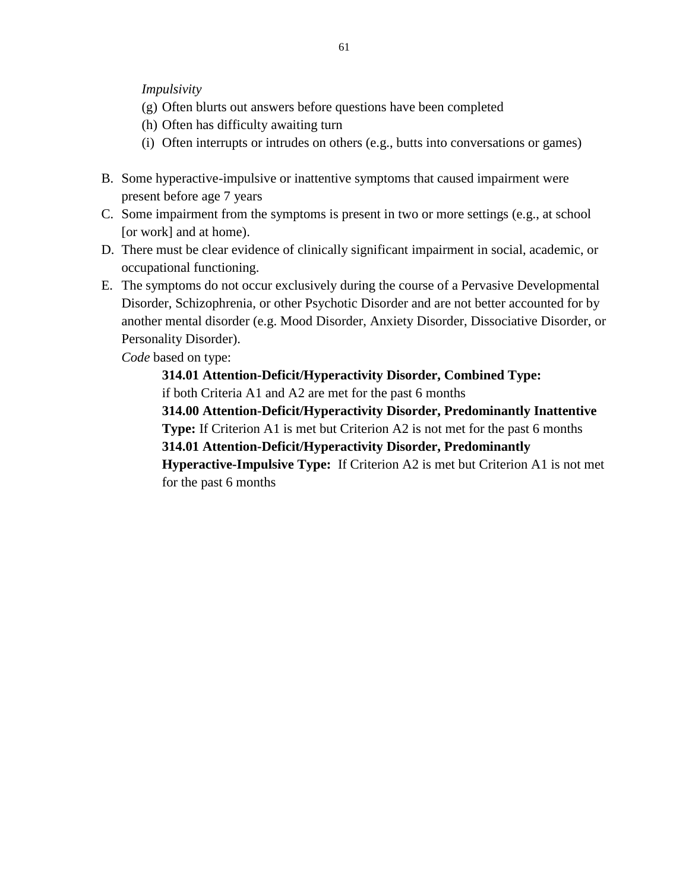*Impulsivity*

(g) Often blurts out answers before questions have been completed
(h) Often has difficulty awaiting turn
(i) Often interrupts or intrudes on others (e.g., butts into conversations or games)

B. Some hyperactive-impulsive or inattentive symptoms that caused impairment were present before age 7 years
C. Some impairment from the symptoms is present in two or more settings (e.g., at school [or work] and at home).
D. There must be clear evidence of clinically significant impairment in social, academic, or occupational functioning.
E. The symptoms do not occur exclusively during the course of a Pervasive Developmental Disorder, Schizophrenia, or other Psychotic Disorder and are not better accounted for by another mental disorder (e.g. Mood Disorder, Anxiety Disorder, Dissociative Disorder, or Personality Disorder).

*Code* based on type:

**314.01 Attention-Deficit/Hyperactivity Disorder, Combined Type:** if both Criteria A1 and A2 are met for the past 6 months

**314.00 Attention-Deficit/Hyperactivity Disorder, Predominantly Inattentive Type:** If Criterion A1 is met but Criterion A2 is not met for the past 6 months

**314.01 Attention-Deficit/Hyperactivity Disorder, Predominantly Hyperactive-Impulsive Type:** If Criterion A2 is met but Criterion A1 is not met for the past 6 months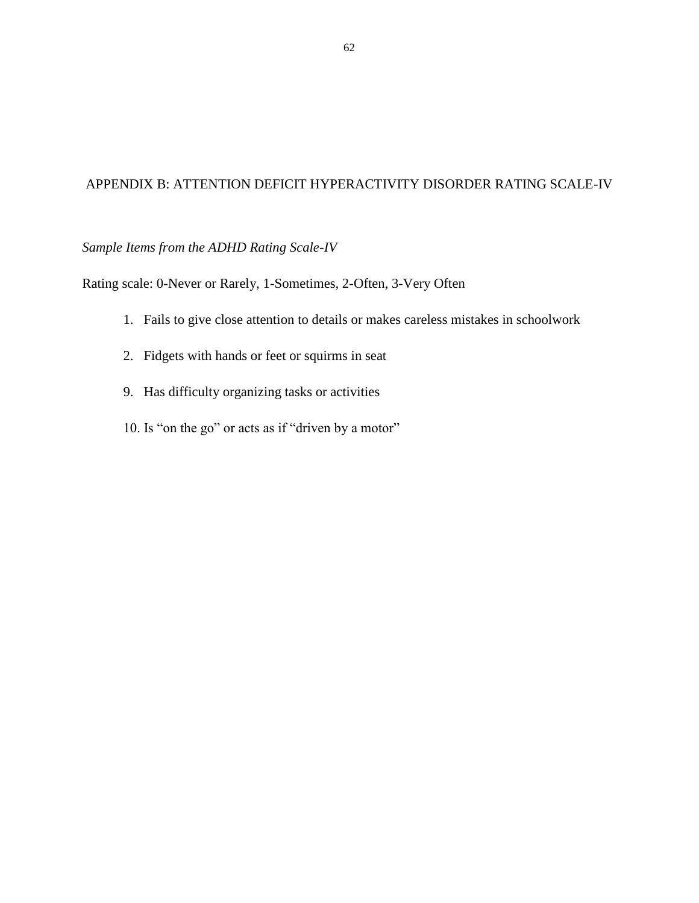## APPENDIX B: ATTENTION DEFICIT HYPERACTIVITY DISORDER RATING SCALE-IV

*Sample Items from the ADHD Rating Scale-IV*

Rating scale: 0-Never or Rarely, 1-Sometimes, 2-Often, 3-Very Often

1. Fails to give close attention to details or makes careless mistakes in schoolwork

2. Fidgets with hands or feet or squirms in seat

9. Has difficulty organizing tasks or activities

10. Is "on the go" or acts as if "driven by a motor"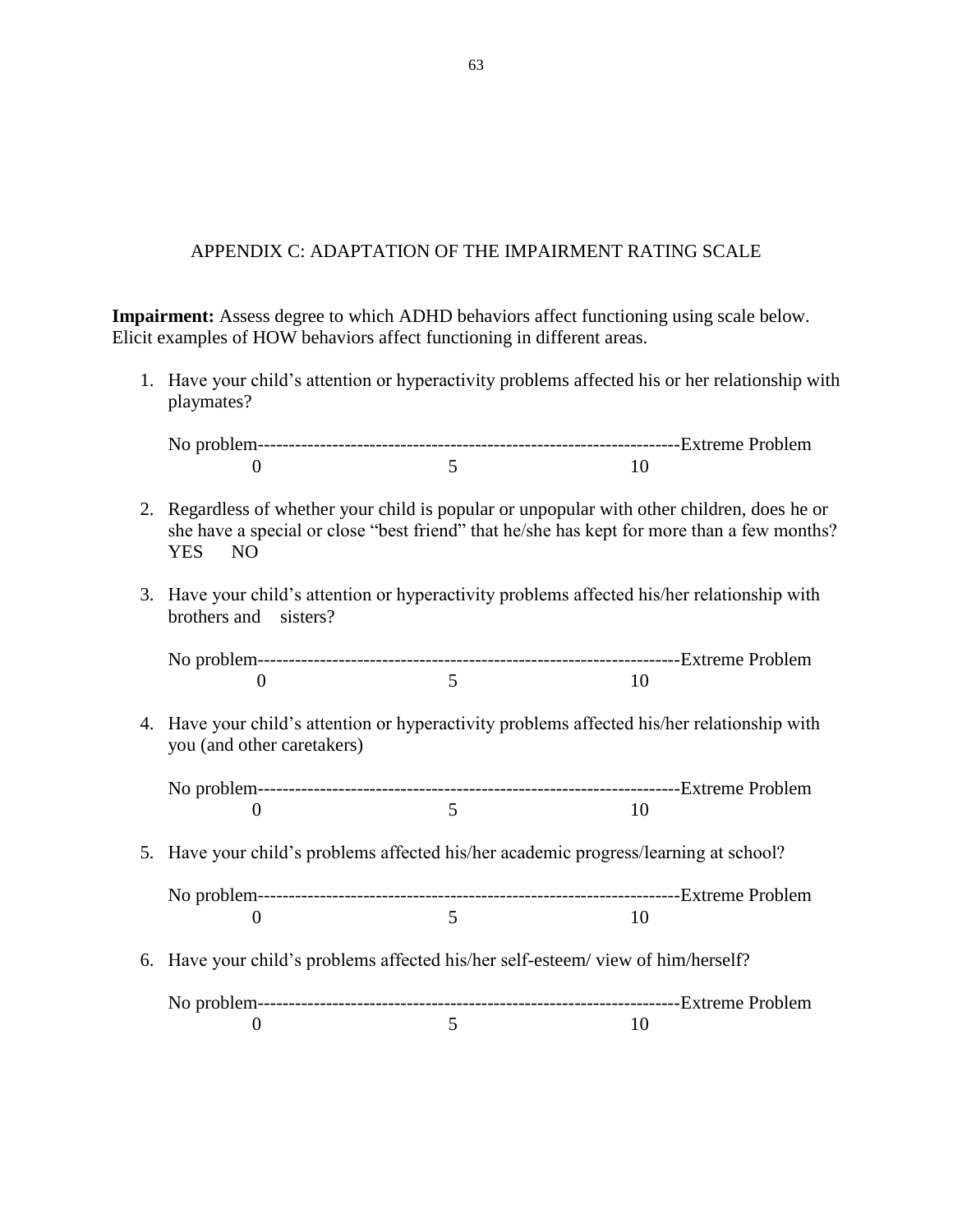## APPENDIX C: ADAPTATION OF THE IMPAIRMENT RATING SCALE

**Impairment:** Assess degree to which ADHD behaviors affect functioning using scale below. Elicit examples of HOW behaviors affect functioning in different areas.

1. Have your child's attention or hyperactivity problems affected his or her relationship with playmates?

   No problem-------------------------------------------------------------------Extreme Problem
   0 5 10

2. Regardless of whether your child is popular or unpopular with other children, does he or she have a special or close "best friend" that he/she has kept for more than a few months?
   YES NO

3. Have your child's attention or hyperactivity problems affected his/her relationship with brothers and sisters?

   No problem-------------------------------------------------------------------Extreme Problem
   0 5 10

4. Have your child's attention or hyperactivity problems affected his/her relationship with you (and other caretakers)

   No problem-------------------------------------------------------------------Extreme Problem
   0 5 10

5. Have your child's problems affected his/her academic progress/learning at school?

   No problem-------------------------------------------------------------------Extreme Problem
   0 5 10

6. Have your child's problems affected his/her self-esteem/ view of him/herself?

   No problem-------------------------------------------------------------------Extreme Problem
   0 5 10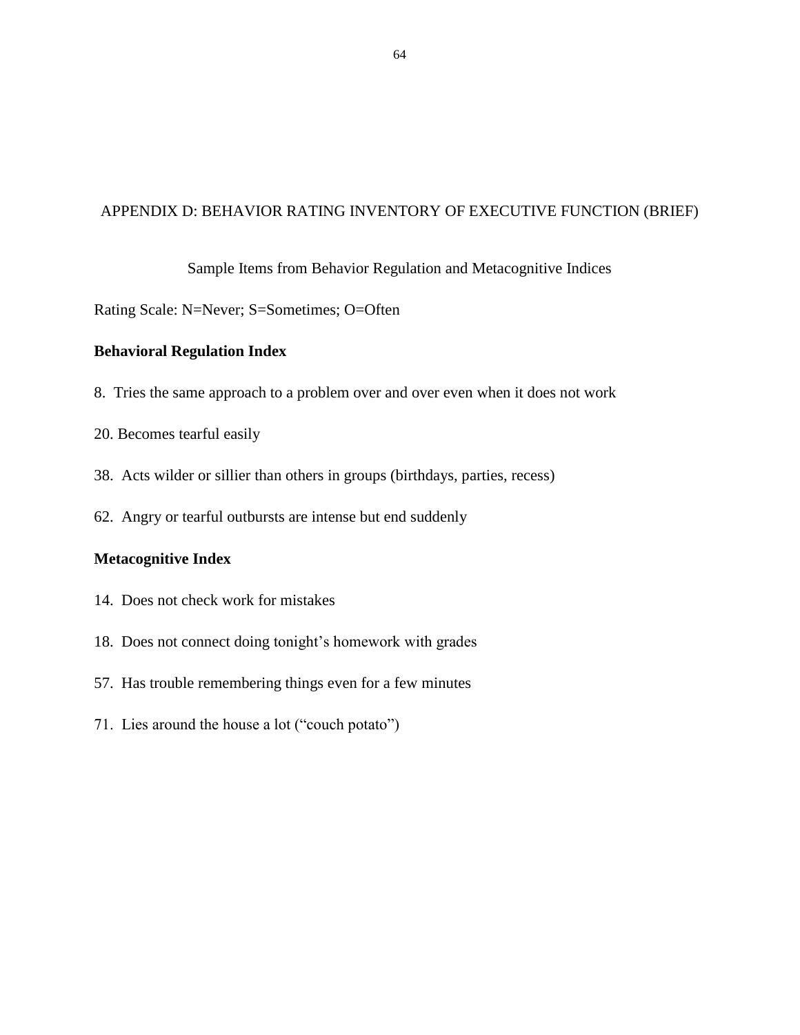# APPENDIX D: BEHAVIOR RATING INVENTORY OF EXECUTIVE FUNCTION (BRIEF)

Sample Items from Behavior Regulation and Metacognitive Indices

Rating Scale: N=Never; S=Sometimes; O=Often

**Behavioral Regulation Index**

8. Tries the same approach to a problem over and over even when it does not work

20. Becomes tearful easily

38. Acts wilder or sillier than others in groups (birthdays, parties, recess)

62. Angry or tearful outbursts are intense but end suddenly

**Metacognitive Index**

14. Does not check work for mistakes

18. Does not connect doing tonight's homework with grades

57. Has trouble remembering things even for a few minutes

71. Lies around the house a lot ("couch potato")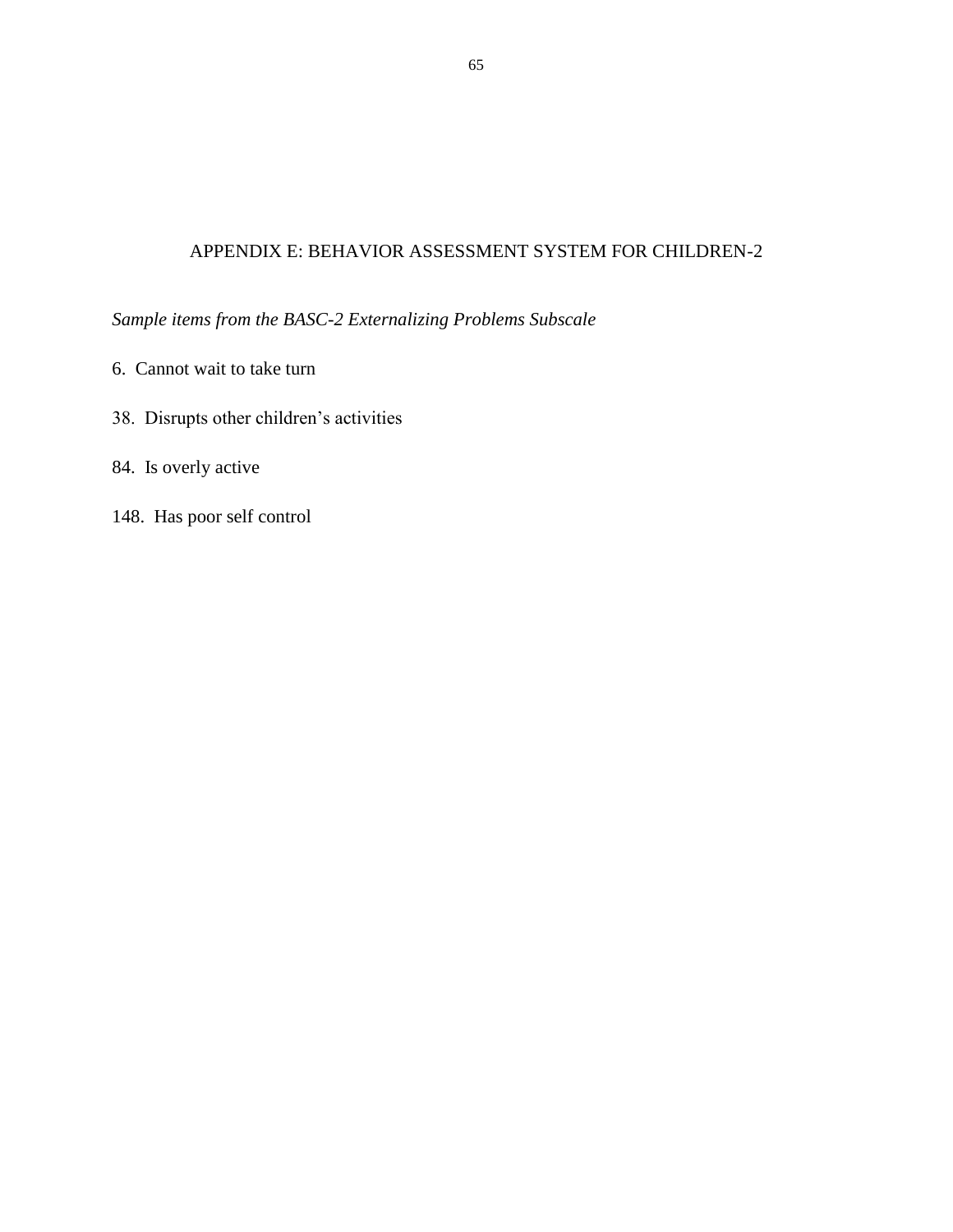# APPENDIX E: BEHAVIOR ASSESSMENT SYSTEM FOR CHILDREN-2

*Sample items from the BASC-2 Externalizing Problems Subscale*

6. Cannot wait to take turn

38. Disrupts other children's activities

84. Is overly active

148. Has poor self control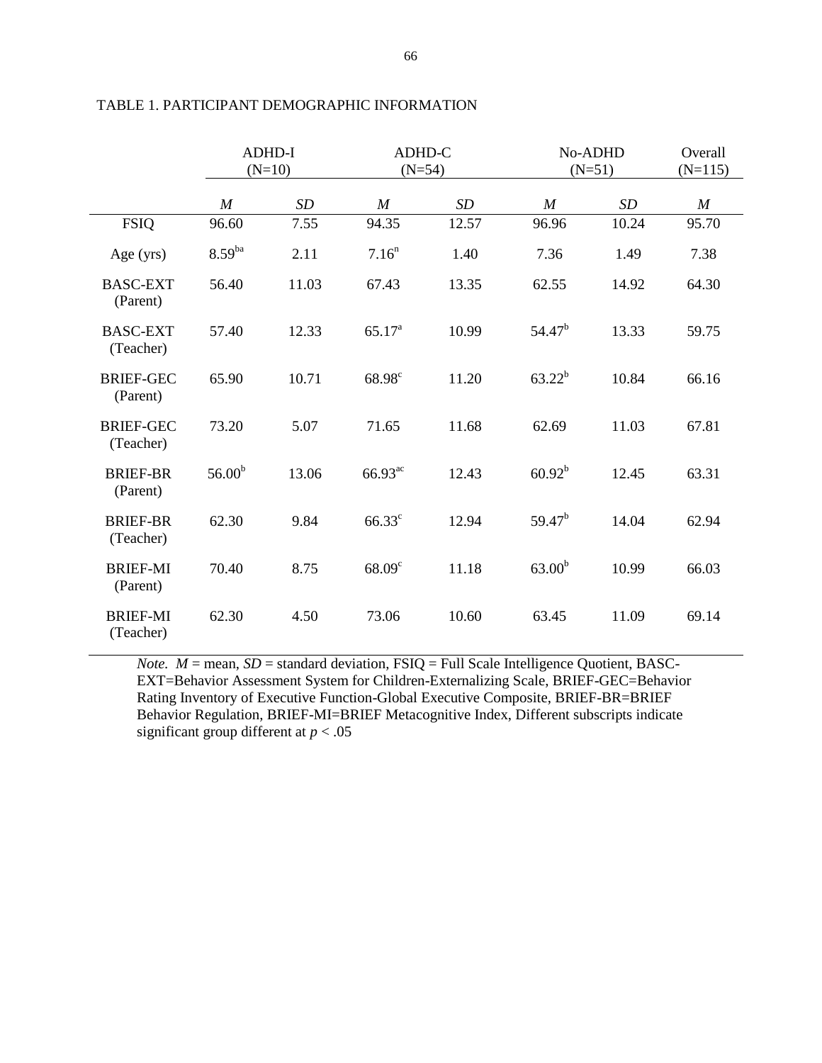TABLE 1. PARTICIPANT DEMOGRAPHIC INFORMATION

| | ADHD-I (N=10) | | ADHD-C (N=54) | | No-ADHD (N=51) | | Overall (N=115) |
|---|---|---|---|---|---|---|---|
| | *M* | *SD* | *M* | *SD* | *M* | *SD* | *M* |
| FSIQ | 96.60 | 7.55 | 94.35 | 12.57 | 96.96 | 10.24 | 95.70 |
| Age (yrs) | $8.59^{ba}$ | 2.11 | $7.16^{n}$ | 1.40 | 7.36 | 1.49 | 7.38 |
| BASC-EXT (Parent) | 56.40 | 11.03 | 67.43 | 13.35 | 62.55 | 14.92 | 64.30 |
| BASC-EXT (Teacher) | 57.40 | 12.33 | $65.17^{a}$ | 10.99 | $54.47^{b}$ | 13.33 | 59.75 |
| BRIEF-GEC (Parent) | 65.90 | 10.71 | $68.98^{c}$ | 11.20 | $63.22^{b}$ | 10.84 | 66.16 |
| BRIEF-GEC (Teacher) | 73.20 | 5.07 | 71.65 | 11.68 | 62.69 | 11.03 | 67.81 |
| BRIEF-BR (Parent) | $56.00^{b}$ | 13.06 | $66.93^{ac}$ | 12.43 | $60.92^{b}$ | 12.45 | 63.31 |
| BRIEF-BR (Teacher) | 62.30 | 9.84 | $66.33^{c}$ | 12.94 | $59.47^{b}$ | 14.04 | 62.94 |
| BRIEF-MI (Parent) | 70.40 | 8.75 | $68.09^{c}$ | 11.18 | $63.00^{b}$ | 10.99 | 66.03 |
| BRIEF-MI (Teacher) | 62.30 | 4.50 | 73.06 | 10.60 | 63.45 | 11.09 | 69.14 |

*Note.* *M* = mean, *SD* = standard deviation, FSIQ = Full Scale Intelligence Quotient, BASC-EXT=Behavior Assessment System for Children-Externalizing Scale, BRIEF-GEC=Behavior Rating Inventory of Executive Function-Global Executive Composite, BRIEF-BR=BRIEF Behavior Regulation, BRIEF-MI=BRIEF Metacognitive Index, Different subscripts indicate significant group different at $p < .05$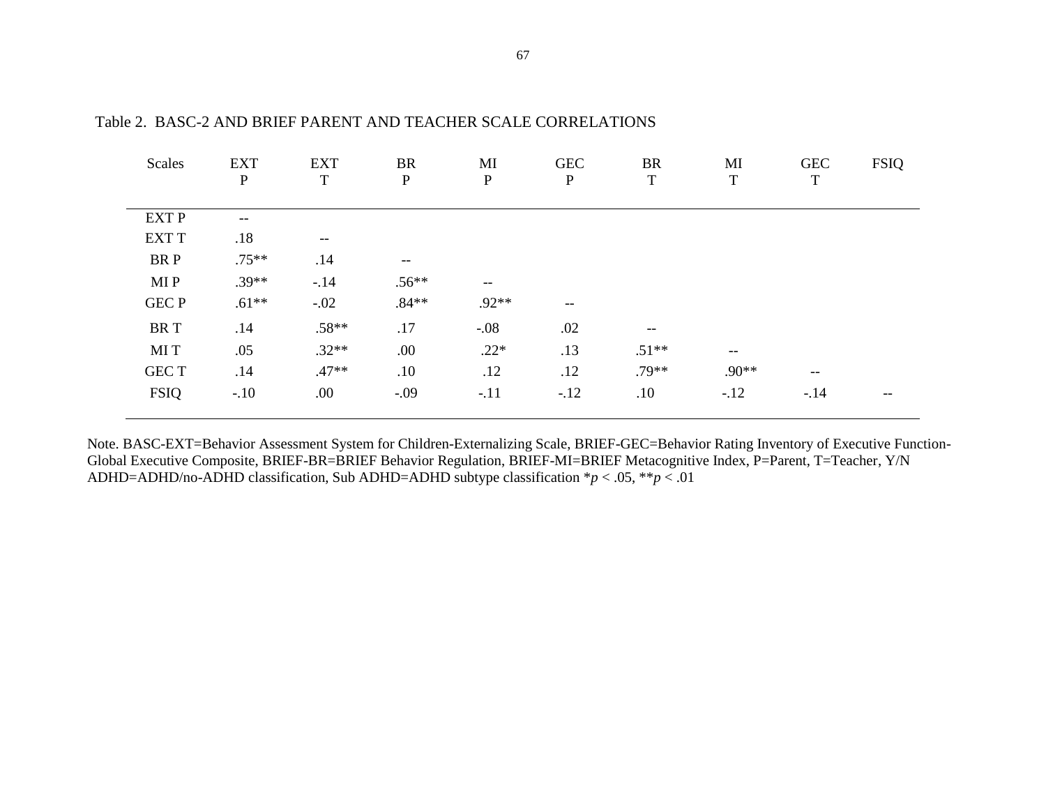Table 2. BASC-2 AND BRIEF PARENT AND TEACHER SCALE CORRELATIONS

| Scales | EXT P | EXT T | BR P | MI P | GEC P | BR T | MI T | GEC T | FSIQ |
|---|---|---|---|---|---|---|---|---|---|
| EXT P | -- | | | | | | | | |
| EXT T | .18 | -- | | | | | | | |
| BR P | .75** | .14 | -- | | | | | | |
| MI P | .39** | -.14 | .56** | -- | | | | | |
| GEC P | .61** | -.02 | .84** | .92** | -- | | | | |
| BR T | .14 | .58** | .17 | -.08 | .02 | -- | | | |
| MI T | .05 | .32** | .00 | .22* | .13 | .51** | -- | | |
| GEC T | .14 | .47** | .10 | .12 | .12 | .79** | .90** | -- | |
| FSIQ | -.10 | .00 | -.09 | -.11 | -.12 | .10 | -.12 | -.14 | -- |

Note. BASC-EXT=Behavior Assessment System for Children-Externalizing Scale, BRIEF-GEC=Behavior Rating Inventory of Executive Function-Global Executive Composite, BRIEF-BR=BRIEF Behavior Regulation, BRIEF-MI=BRIEF Metacognitive Index, P=Parent, T=Teacher, Y/N ADHD=ADHD/no-ADHD classification, Sub ADHD=ADHD subtype classification *$p < .05$, **$p < .01$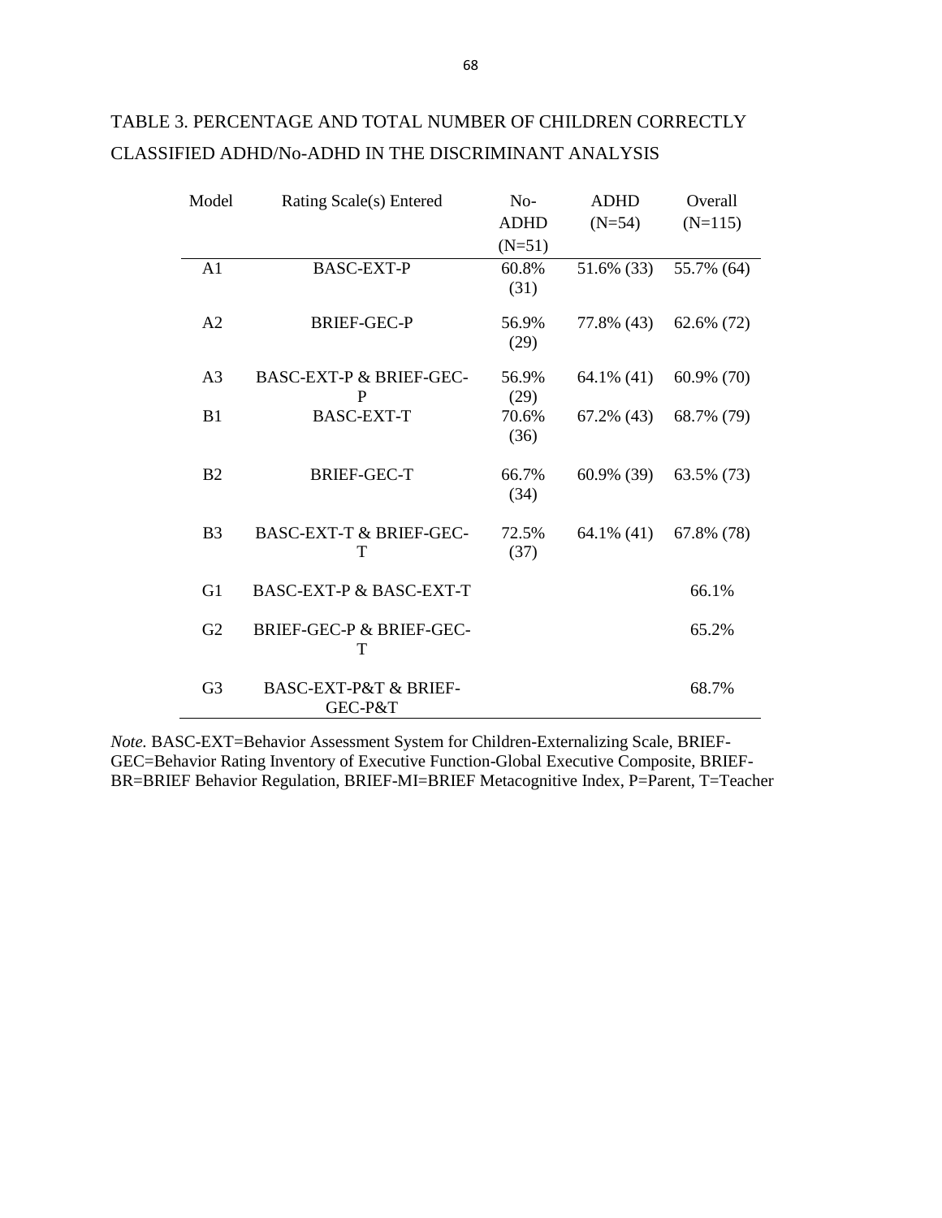TABLE 3. PERCENTAGE AND TOTAL NUMBER OF CHILDREN CORRECTLY CLASSIFIED ADHD/No-ADHD IN THE DISCRIMINANT ANALYSIS

| Model | Rating Scale(s) Entered | No-ADHD (N=51) | ADHD (N=54) | Overall (N=115) |
|---|---|---|---|---|
| A1 | BASC-EXT-P | 60.8% (31) | 51.6% (33) | 55.7% (64) |
| A2 | BRIEF-GEC-P | 56.9% (29) | 77.8% (43) | 62.6% (72) |
| A3 | BASC-EXT-P & BRIEF-GEC-P | 56.9% (29) | 64.1% (41) | 60.9% (70) |
| B1 | BASC-EXT-T | 70.6% (36) | 67.2% (43) | 68.7% (79) |
| B2 | BRIEF-GEC-T | 66.7% (34) | 60.9% (39) | 63.5% (73) |
| B3 | BASC-EXT-T & BRIEF-GEC-T | 72.5% (37) | 64.1% (41) | 67.8% (78) |
| G1 | BASC-EXT-P & BASC-EXT-T | | | 66.1% |
| G2 | BRIEF-GEC-P & BRIEF-GEC-T | | | 65.2% |
| G3 | BASC-EXT-P&T & BRIEF-GEC-P&T | | | 68.7% |

*Note.* BASC-EXT=Behavior Assessment System for Children-Externalizing Scale, BRIEF-GEC=Behavior Rating Inventory of Executive Function-Global Executive Composite, BRIEF-BR=BRIEF Behavior Regulation, BRIEF-MI=BRIEF Metacognitive Index, P=Parent, T=Teacher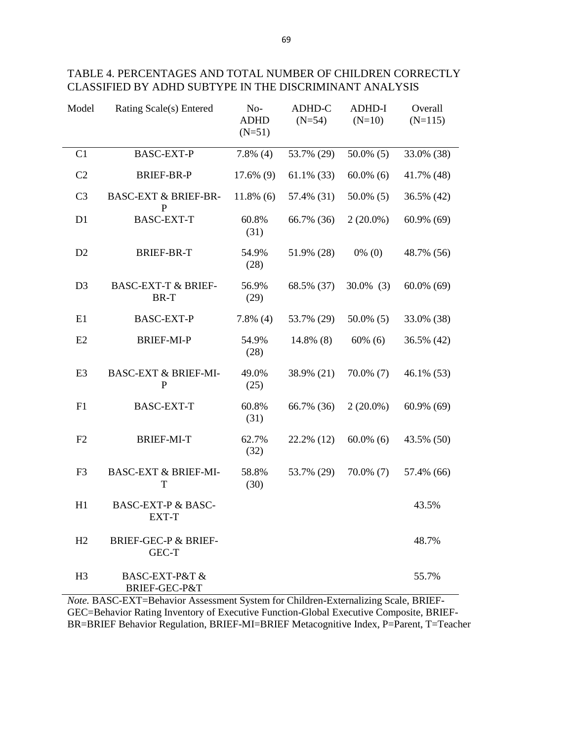TABLE 4. PERCENTAGES AND TOTAL NUMBER OF CHILDREN CORRECTLY CLASSIFIED BY ADHD SUBTYPE IN THE DISCRIMINANT ANALYSIS

| Model | Rating Scale(s) Entered | No-ADHD (N=51) | ADHD-C (N=54) | ADHD-I (N=10) | Overall (N=115) |
|---|---|---|---|---|---|
| C1 | BASC-EXT-P | 7.8% (4) | 53.7% (29) | 50.0% (5) | 33.0% (38) |
| C2 | BRIEF-BR-P | 17.6% (9) | 61.1% (33) | 60.0% (6) | 41.7% (48) |
| C3 | BASC-EXT & BRIEF-BR-P | 11.8% (6) | 57.4% (31) | 50.0% (5) | 36.5% (42) |
| D1 | BASC-EXT-T | 60.8% (31) | 66.7% (36) | 2 (20.0%) | 60.9% (69) |
| D2 | BRIEF-BR-T | 54.9% (28) | 51.9% (28) | 0% (0) | 48.7% (56) |
| D3 | BASC-EXT-T & BRIEF-BR-T | 56.9% (29) | 68.5% (37) | 30.0% (3) | 60.0% (69) |
| E1 | BASC-EXT-P | 7.8% (4) | 53.7% (29) | 50.0% (5) | 33.0% (38) |
| E2 | BRIEF-MI-P | 54.9% (28) | 14.8% (8) | 60% (6) | 36.5% (42) |
| E3 | BASC-EXT & BRIEF-MI-P | 49.0% (25) | 38.9% (21) | 70.0% (7) | 46.1% (53) |
| F1 | BASC-EXT-T | 60.8% (31) | 66.7% (36) | 2 (20.0%) | 60.9% (69) |
| F2 | BRIEF-MI-T | 62.7% (32) | 22.2% (12) | 60.0% (6) | 43.5% (50) |
| F3 | BASC-EXT & BRIEF-MI-T | 58.8% (30) | 53.7% (29) | 70.0% (7) | 57.4% (66) |
| H1 | BASC-EXT-P & BASC-EXT-T | | | | 43.5% |
| H2 | BRIEF-GEC-P & BRIEF-GEC-T | | | | 48.7% |
| H3 | BASC-EXT-P&T & BRIEF-GEC-P&T | | | | 55.7% |

*Note.* BASC-EXT=Behavior Assessment System for Children-Externalizing Scale, BRIEF-GEC=Behavior Rating Inventory of Executive Function-Global Executive Composite, BRIEF-BR=BRIEF Behavior Regulation, BRIEF-MI=BRIEF Metacognitive Index, P=Parent, T=Teacher